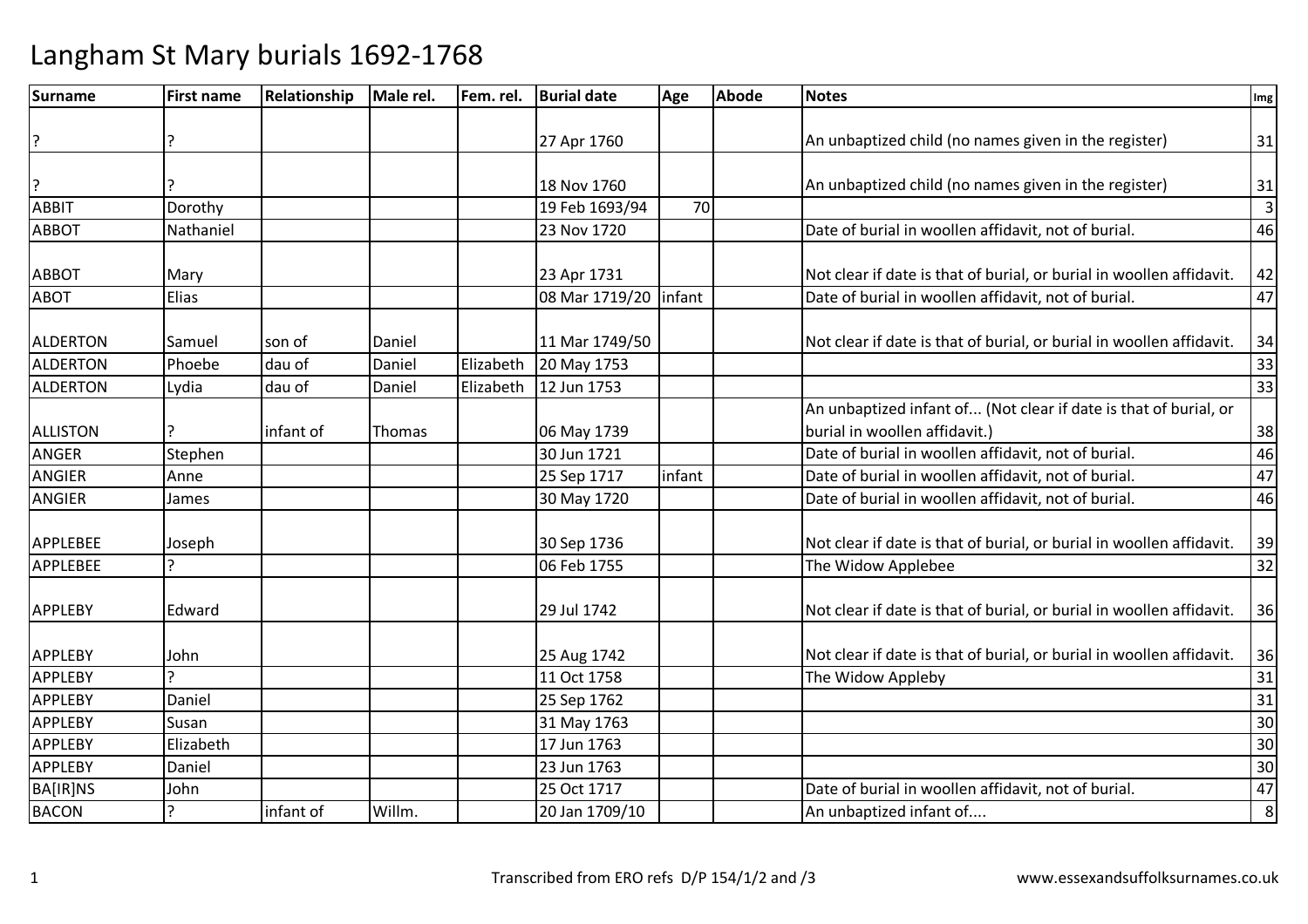# Langham St Mary burials 1692-1768

| Surname | First name | Relationship | Male rel. | Fem. rel. | Burial date | Age | Abode | Notes | Img |
|---|---|---|---|---|---|---|---|---|---|
| ? | ? | | | | 27 Apr 1760 | | | An unbaptized child (no names given in the register) | 31 |
| ? | ? | | | | 18 Nov 1760 | | | An unbaptized child (no names given in the register) | 31 |
| ABBIT | Dorothy | | | | 19 Feb 1693/94 | 70 | | | 3 |
| ABBOT | Nathaniel | | | | 23 Nov 1720 | | | Date of burial in woollen affidavit, not of burial. | 46 |
| ABBOT | Mary | | | | 23 Apr 1731 | | | Not clear if date is that of burial, or burial in woollen affidavit. | 42 |
| ABOT | Elias | | | | 08 Mar 1719/20 | infant | | Date of burial in woollen affidavit, not of burial. | 47 |
| ALDERTON | Samuel | son of | Daniel | | 11 Mar 1749/50 | | | Not clear if date is that of burial, or burial in woollen affidavit. | 34 |
| ALDERTON | Phoebe | dau of | Daniel | Elizabeth | 20 May 1753 | | | | 33 |
| ALDERTON | Lydia | dau of | Daniel | Elizabeth | 12 Jun 1753 | | | | 33 |
| ALLISTON | ? | infant of | Thomas | | 06 May 1739 | | | An unbaptized infant of... (Not clear if date is that of burial, or burial in woollen affidavit.) | 38 |
| ANGER | Stephen | | | | 30 Jun 1721 | | | Date of burial in woollen affidavit, not of burial. | 46 |
| ANGIER | Anne | | | | 25 Sep 1717 | infant | | Date of burial in woollen affidavit, not of burial. | 47 |
| ANGIER | James | | | | 30 May 1720 | | | Date of burial in woollen affidavit, not of burial. | 46 |
| APPLEBEE | Joseph | | | | 30 Sep 1736 | | | Not clear if date is that of burial, or burial in woollen affidavit. | 39 |
| APPLEBEE | ? | | | | 06 Feb 1755 | | | The Widow Applebee | 32 |
| APPLEBY | Edward | | | | 29 Jul 1742 | | | Not clear if date is that of burial, or burial in woollen affidavit. | 36 |
| APPLEBY | John | | | | 25 Aug 1742 | | | Not clear if date is that of burial, or burial in woollen affidavit. | 36 |
| APPLEBY | ? | | | | 11 Oct 1758 | | | The Widow Appleby | 31 |
| APPLEBY | Daniel | | | | 25 Sep 1762 | | | | 31 |
| APPLEBY | Susan | | | | 31 May 1763 | | | | 30 |
| APPLEBY | Elizabeth | | | | 17 Jun 1763 | | | | 30 |
| APPLEBY | Daniel | | | | 23 Jun 1763 | | | | 30 |
| BA[IR]NS | John | | | | 25 Oct 1717 | | | Date of burial in woollen affidavit, not of burial. | 47 |
| BACON | ? | infant of | Willm. | | 20 Jan 1709/10 | | | An unbaptized infant of.... | 8 |

Transcribed from ERO refs D/P 154/1/2 and /3 www.essexandsuffolksurnames.co.uk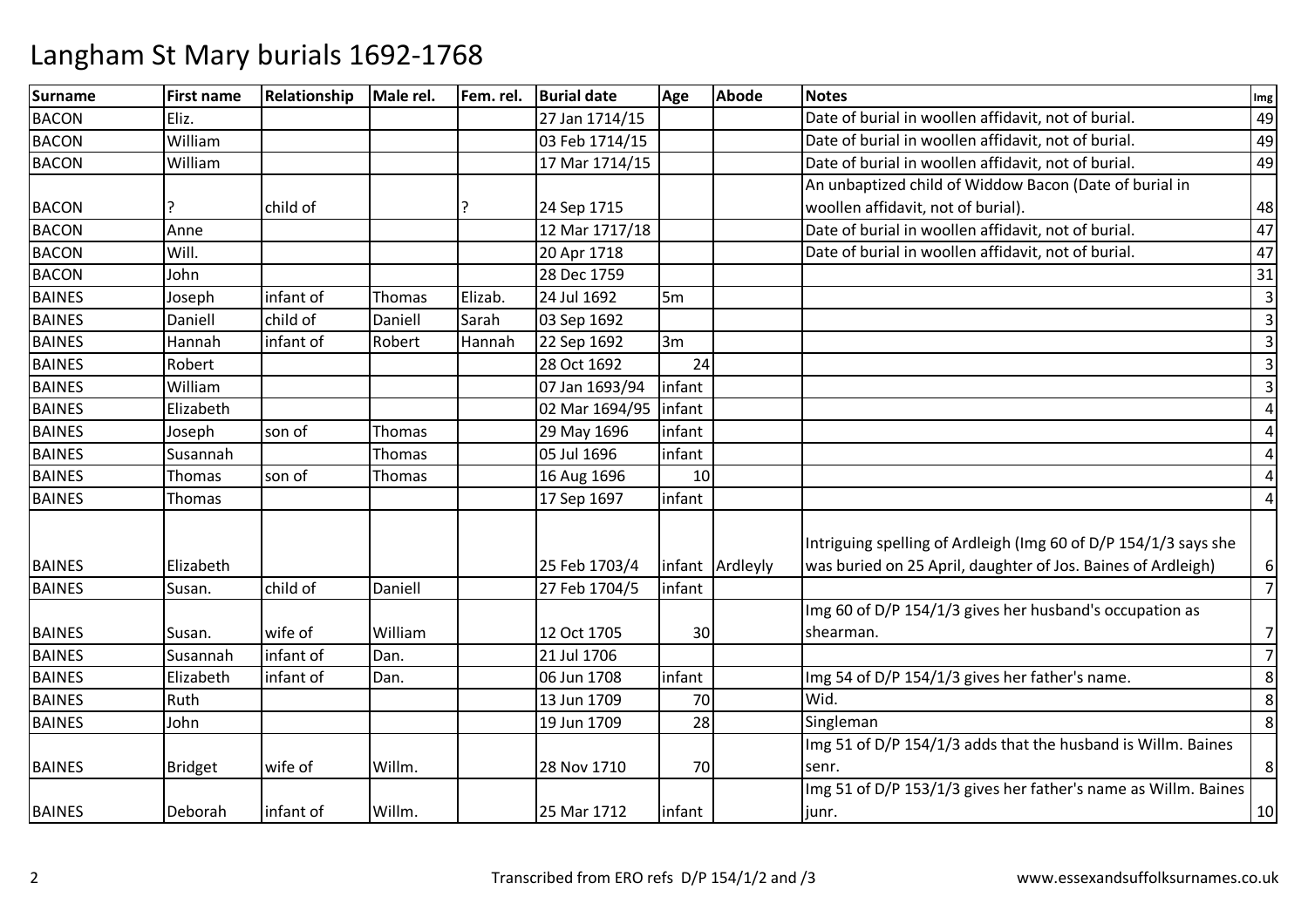# Langham St Mary burials 1692-1768

| Surname | First name | Relationship | Male rel. | Fem. rel. | Burial date | Age | Abode | Notes | Img |
|---|---|---|---|---|---|---|---|---|---|
| BACON | Eliz. | | | | 27 Jan 1714/15 | | | Date of burial in woollen affidavit, not of burial. | 49 |
| BACON | William | | | | 03 Feb 1714/15 | | | Date of burial in woollen affidavit, not of burial. | 49 |
| BACON | William | | | | 17 Mar 1714/15 | | | Date of burial in woollen affidavit, not of burial. | 49 |
| BACON | ? | child of | | ? | 24 Sep 1715 | | | An unbaptized child of Widdow Bacon (Date of burial in woollen affidavit, not of burial). | 48 |
| BACON | Anne | | | | 12 Mar 1717/18 | | | Date of burial in woollen affidavit, not of burial. | 47 |
| BACON | Will. | | | | 20 Apr 1718 | | | Date of burial in woollen affidavit, not of burial. | 47 |
| BACON | John | | | | 28 Dec 1759 | | | | 31 |
| BAINES | Joseph | infant of | Thomas | Elizab. | 24 Jul 1692 | 5m | | | 3 |
| BAINES | Daniell | child of | Daniell | Sarah | 03 Sep 1692 | | | | 3 |
| BAINES | Hannah | infant of | Robert | Hannah | 22 Sep 1692 | 3m | | | 3 |
| BAINES | Robert | | | | 28 Oct 1692 | 24 | | | 3 |
| BAINES | William | | | | 07 Jan 1693/94 | infant | | | 3 |
| BAINES | Elizabeth | | | | 02 Mar 1694/95 | infant | | | 4 |
| BAINES | Joseph | son of | Thomas | | 29 May 1696 | infant | | | 4 |
| BAINES | Susannah | | Thomas | | 05 Jul 1696 | infant | | | 4 |
| BAINES | Thomas | son of | Thomas | | 16 Aug 1696 | 10 | | | 4 |
| BAINES | Thomas | | | | 17 Sep 1697 | infant | | | 4 |
| BAINES | Elizabeth | | | | 25 Feb 1703/4 | infant | Ardleyly | Intriguing spelling of Ardleigh (Img 60 of D/P 154/1/3 says she was buried on 25 April, daughter of Jos. Baines of Ardleigh) | 6 |
| BAINES | Susan. | child of | Daniell | | 27 Feb 1704/5 | infant | | | 7 |
| BAINES | Susan. | wife of | William | | 12 Oct 1705 | 30 | | Img 60 of D/P 154/1/3 gives her husband's occupation as shearman. | 7 |
| BAINES | Susannah | infant of | Dan. | | 21 Jul 1706 | | | | 7 |
| BAINES | Elizabeth | infant of | Dan. | | 06 Jun 1708 | infant | | Img 54 of D/P 154/1/3 gives her father's name. | 8 |
| BAINES | Ruth | | | | 13 Jun 1709 | 70 | | Wid. | 8 |
| BAINES | John | | | | 19 Jun 1709 | 28 | | Singleman | 8 |
| BAINES | Bridget | wife of | Willm. | | 28 Nov 1710 | 70 | | Img 51 of D/P 154/1/3 adds that the husband is Willm. Baines senr. | 8 |
| BAINES | Deborah | infant of | Willm. | | 25 Mar 1712 | infant | | Img 51 of D/P 153/1/3 gives her father's name as Willm. Baines junr. | 10 |

Transcribed from ERO refs D/P 154/1/2 and /3

www.essexandsuffolksurnames.co.uk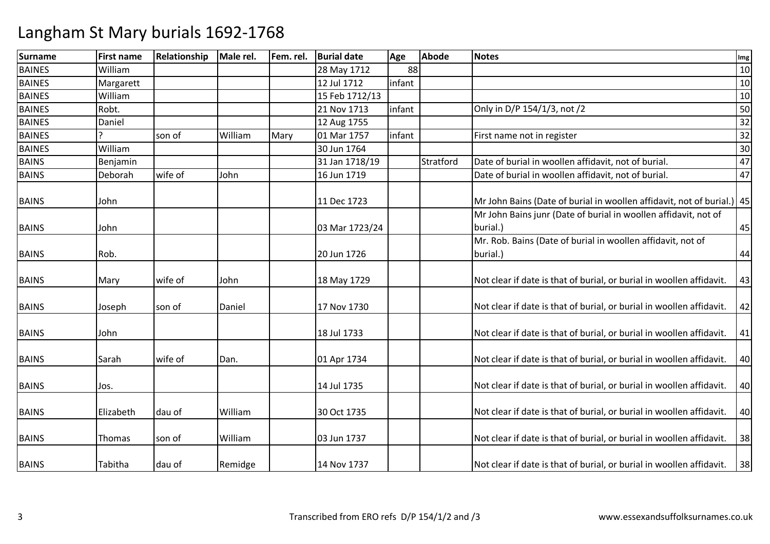# Langham St Mary burials 1692-1768

| Surname | First name | Relationship | Male rel. | Fem. rel. | Burial date | Age | Abode | Notes | Img |
|---|---|---|---|---|---|---|---|---|---|
| BAINES | William | | | | 28 May 1712 | 88 | | | 10 |
| BAINES | Margarett | | | | 12 Jul 1712 | infant | | | 10 |
| BAINES | William | | | | 15 Feb 1712/13 | | | | 10 |
| BAINES | Robt. | | | | 21 Nov 1713 | infant | | Only in D/P 154/1/3, not /2 | 50 |
| BAINES | Daniel | | | | 12 Aug 1755 | | | | 32 |
| BAINES | ? | son of | William | Mary | 01 Mar 1757 | infant | | First name not in register | 32 |
| BAINES | William | | | | 30 Jun 1764 | | | | 30 |
| BAINS | Benjamin | | | | 31 Jan 1718/19 | | Stratford | Date of burial in woollen affidavit, not of burial. | 47 |
| BAINS | Deborah | wife of | John | | 16 Jun 1719 | | | Date of burial in woollen affidavit, not of burial. | 47 |
| BAINS | John | | | | 11 Dec 1723 | | | Mr John Bains (Date of burial in woollen affidavit, not of burial.) | 45 |
| BAINS | John | | | | 03 Mar 1723/24 | | | Mr John Bains junr (Date of burial in woollen affidavit, not of burial.) | 45 |
| BAINS | Rob. | | | | 20 Jun 1726 | | | Mr. Rob. Bains (Date of burial in woollen affidavit, not of burial.) | 44 |
| BAINS | Mary | wife of | John | | 18 May 1729 | | | Not clear if date is that of burial, or burial in woollen affidavit. | 43 |
| BAINS | Joseph | son of | Daniel | | 17 Nov 1730 | | | Not clear if date is that of burial, or burial in woollen affidavit. | 42 |
| BAINS | John | | | | 18 Jul 1733 | | | Not clear if date is that of burial, or burial in woollen affidavit. | 41 |
| BAINS | Sarah | wife of | Dan. | | 01 Apr 1734 | | | Not clear if date is that of burial, or burial in woollen affidavit. | 40 |
| BAINS | Jos. | | | | 14 Jul 1735 | | | Not clear if date is that of burial, or burial in woollen affidavit. | 40 |
| BAINS | Elizabeth | dau of | William | | 30 Oct 1735 | | | Not clear if date is that of burial, or burial in woollen affidavit. | 40 |
| BAINS | Thomas | son of | William | | 03 Jun 1737 | | | Not clear if date is that of burial, or burial in woollen affidavit. | 38 |
| BAINS | Tabitha | dau of | Remidge | | 14 Nov 1737 | | | Not clear if date is that of burial, or burial in woollen affidavit. | 38 |

Transcribed from ERO refs D/P 154/1/2 and /3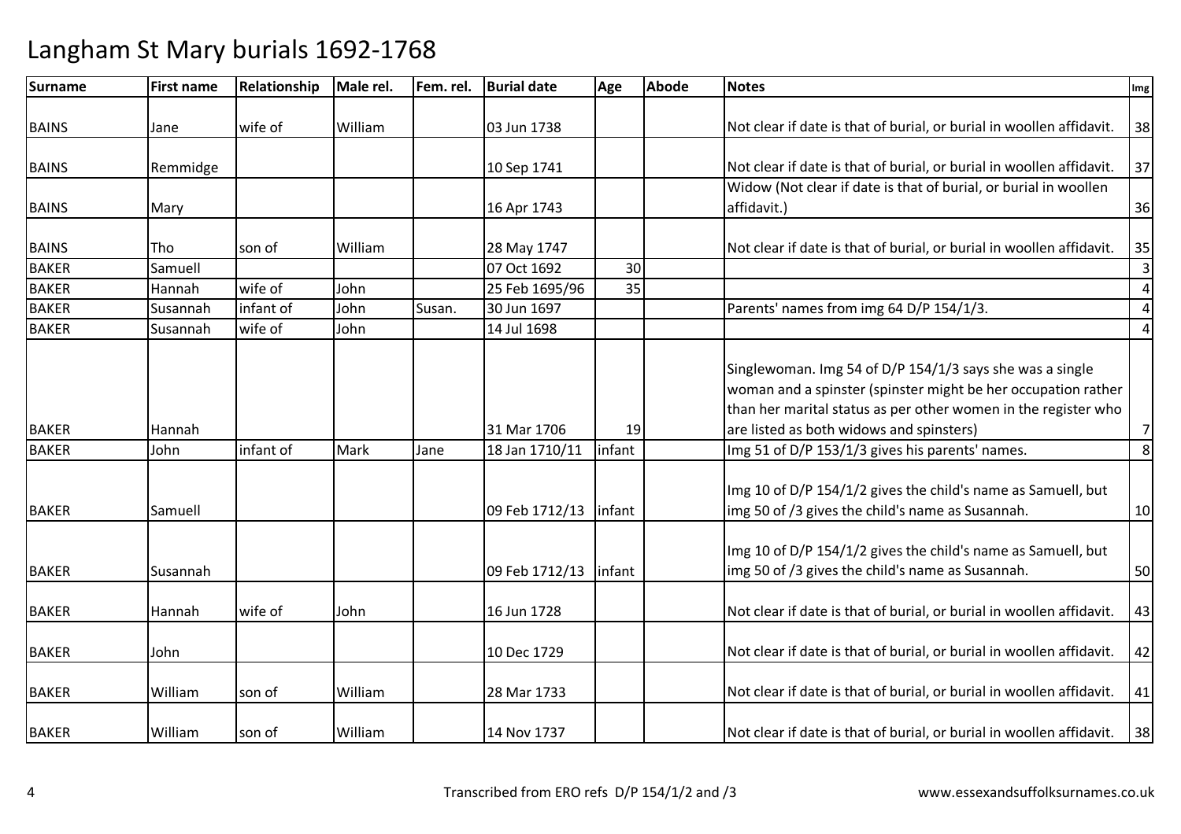# Langham St Mary burials 1692-1768

| Surname | First name | Relationship | Male rel. | Fem. rel. | Burial date | Age | Abode | Notes | Img |
|---|---|---|---|---|---|---|---|---|---|
| BAINS | Jane | wife of | William | | 03 Jun 1738 | | | Not clear if date is that of burial, or burial in woollen affidavit. | 38 |
| BAINS | Remmidge | | | | 10 Sep 1741 | | | Not clear if date is that of burial, or burial in woollen affidavit. | 37 |
| BAINS | Mary | | | | 16 Apr 1743 | | | Widow (Not clear if date is that of burial, or burial in woollen affidavit.) | 36 |
| BAINS | Tho | son of | William | | 28 May 1747 | | | Not clear if date is that of burial, or burial in woollen affidavit. | 35 |
| BAKER | Samuell | | | | 07 Oct 1692 | 30 | | | 3 |
| BAKER | Hannah | wife of | John | | 25 Feb 1695/96 | 35 | | | 4 |
| BAKER | Susannah | infant of | John | Susan. | 30 Jun 1697 | | | Parents' names from img 64 D/P 154/1/3. | 4 |
| BAKER | Susannah | wife of | John | | 14 Jul 1698 | | | | 4 |
| BAKER | Hannah | | | | 31 Mar 1706 | 19 | | Singlewoman. Img 54 of D/P 154/1/3 says she was a single woman and a spinster (spinster might be her occupation rather than her marital status as per other women in the register who are listed as both widows and spinsters) | 7 |
| BAKER | John | infant of | Mark | Jane | 18 Jan 1710/11 | infant | | Img 51 of D/P 153/1/3 gives his parents' names. | 8 |
| BAKER | Samuell | | | | 09 Feb 1712/13 | infant | | Img 10 of D/P 154/1/2 gives the child's name as Samuell, but img 50 of /3 gives the child's name as Susannah. | 10 |
| BAKER | Susannah | | | | 09 Feb 1712/13 | infant | | Img 10 of D/P 154/1/2 gives the child's name as Samuell, but img 50 of /3 gives the child's name as Susannah. | 50 |
| BAKER | Hannah | wife of | John | | 16 Jun 1728 | | | Not clear if date is that of burial, or burial in woollen affidavit. | 43 |
| BAKER | John | | | | 10 Dec 1729 | | | Not clear if date is that of burial, or burial in woollen affidavit. | 42 |
| BAKER | William | son of | William | | 28 Mar 1733 | | | Not clear if date is that of burial, or burial in woollen affidavit. | 41 |
| BAKER | William | son of | William | | 14 Nov 1737 | | | Not clear if date is that of burial, or burial in woollen affidavit. | 38 |

Transcribed from ERO refs D/P 154/1/2 and /3 www.essexandsuffolksurnames.co.uk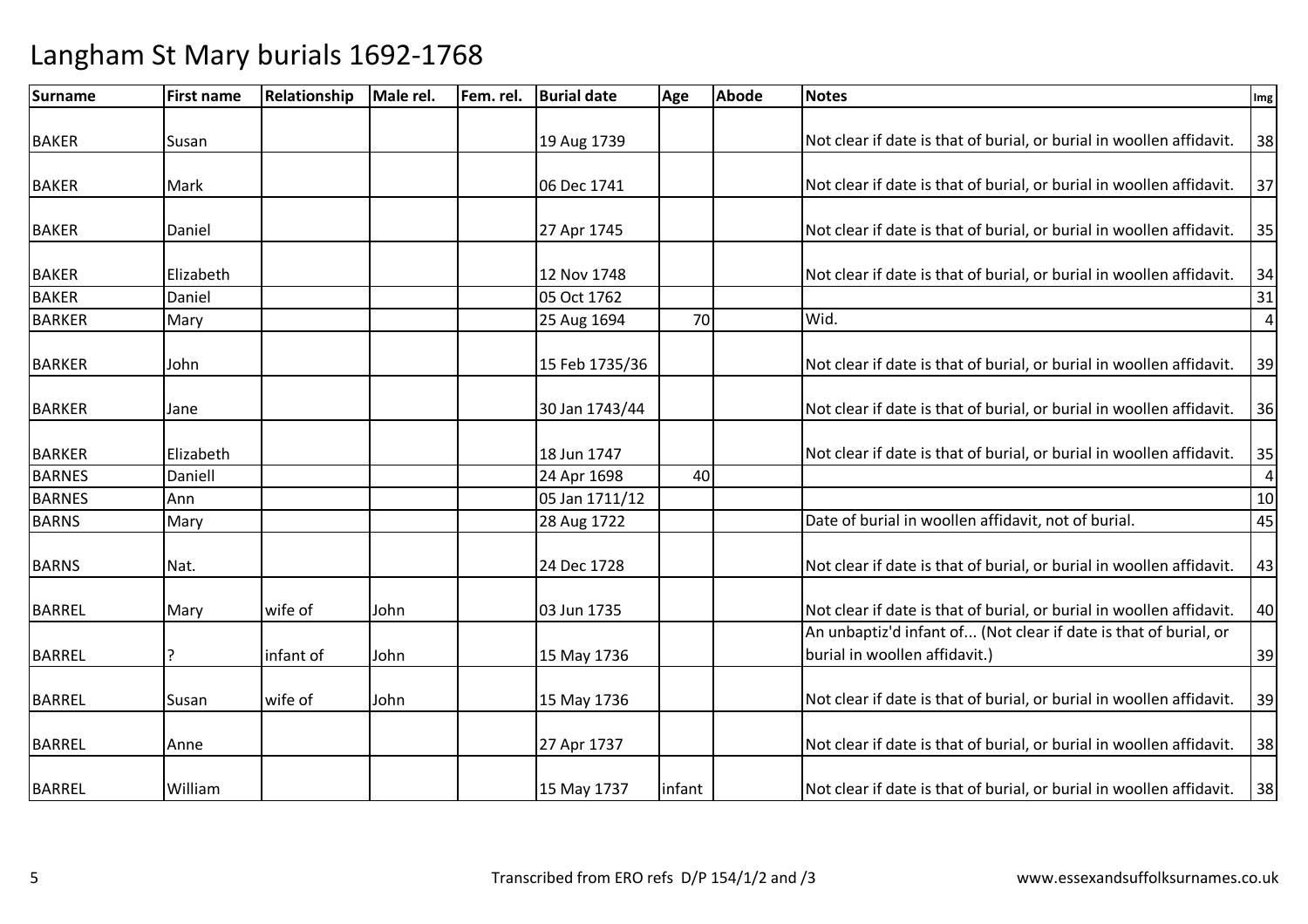# Langham St Mary burials 1692-1768

| Surname | First name | Relationship | Male rel. | Fem. rel. | Burial date | Age | Abode | Notes | Img |
|---|---|---|---|---|---|---|---|---|---|
| BAKER | Susan | | | | 19 Aug 1739 | | | Not clear if date is that of burial, or burial in woollen affidavit. | 38 |
| BAKER | Mark | | | | 06 Dec 1741 | | | Not clear if date is that of burial, or burial in woollen affidavit. | 37 |
| BAKER | Daniel | | | | 27 Apr 1745 | | | Not clear if date is that of burial, or burial in woollen affidavit. | 35 |
| BAKER | Elizabeth | | | | 12 Nov 1748 | | | Not clear if date is that of burial, or burial in woollen affidavit. | 34 |
| BAKER | Daniel | | | | 05 Oct 1762 | | | | 31 |
| BARKER | Mary | | | | 25 Aug 1694 | 70 | | Wid. | 4 |
| BARKER | John | | | | 15 Feb 1735/36 | | | Not clear if date is that of burial, or burial in woollen affidavit. | 39 |
| BARKER | Jane | | | | 30 Jan 1743/44 | | | Not clear if date is that of burial, or burial in woollen affidavit. | 36 |
| BARKER | Elizabeth | | | | 18 Jun 1747 | | | Not clear if date is that of burial, or burial in woollen affidavit. | 35 |
| BARNES | Daniell | | | | 24 Apr 1698 | 40 | | | 4 |
| BARNES | Ann | | | | 05 Jan 1711/12 | | | | 10 |
| BARNS | Mary | | | | 28 Aug 1722 | | | Date of burial in woollen affidavit, not of burial. | 45 |
| BARNS | Nat. | | | | 24 Dec 1728 | | | Not clear if date is that of burial, or burial in woollen affidavit. | 43 |
| BARREL | Mary | wife of | John | | 03 Jun 1735 | | | Not clear if date is that of burial, or burial in woollen affidavit. | 40 |
| BARREL | ? | infant of | John | | 15 May 1736 | | | An unbaptiz'd infant of... (Not clear if date is that of burial, or burial in woollen affidavit.) | 39 |
| BARREL | Susan | wife of | John | | 15 May 1736 | | | Not clear if date is that of burial, or burial in woollen affidavit. | 39 |
| BARREL | Anne | | | | 27 Apr 1737 | | | Not clear if date is that of burial, or burial in woollen affidavit. | 38 |
| BARREL | William | | | | 15 May 1737 | infant | | Not clear if date is that of burial, or burial in woollen affidavit. | 38 |

Transcribed from ERO refs D/P 154/1/2 and /3

www.essexandsuffolksurnames.co.uk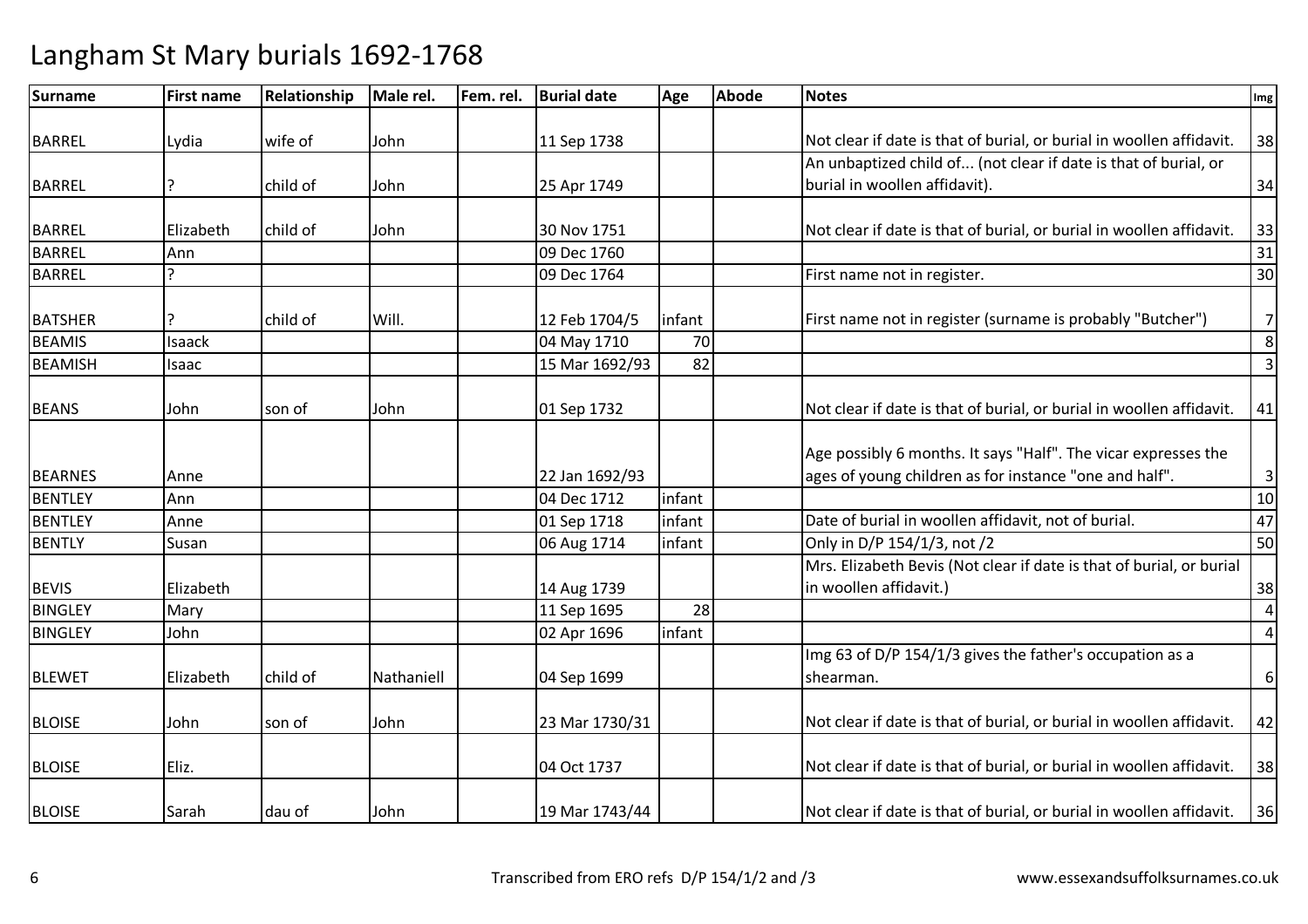# Langham St Mary burials 1692-1768

| Surname | First name | Relationship | Male rel. | Fem. rel. | Burial date | Age | Abode | Notes | Img |
|---|---|---|---|---|---|---|---|---|---|
| BARREL | Lydia | wife of | John | | 11 Sep 1738 | | | Not clear if date is that of burial, or burial in woollen affidavit. | 38 |
| BARREL | ? | child of | John | | 25 Apr 1749 | | | An unbaptized child of... (not clear if date is that of burial, or burial in woollen affidavit). | 34 |
| BARREL | Elizabeth | child of | John | | 30 Nov 1751 | | | Not clear if date is that of burial, or burial in woollen affidavit. | 33 |
| BARREL | Ann | | | | 09 Dec 1760 | | | | 31 |
| BARREL | ? | | | | 09 Dec 1764 | | | First name not in register. | 30 |
| BATSHER | ? | child of | Will. | | 12 Feb 1704/5 | infant | | First name not in register (surname is probably "Butcher") | 7 |
| BEAMIS | Isaack | | | | 04 May 1710 | 70 | | | 8 |
| BEAMISH | Isaac | | | | 15 Mar 1692/93 | 82 | | | 3 |
| BEANS | John | son of | John | | 01 Sep 1732 | | | Not clear if date is that of burial, or burial in woollen affidavit. | 41 |
| BEARNES | Anne | | | | 22 Jan 1692/93 | | | Age possibly 6 months. It says "Half". The vicar expresses the ages of young children as for instance "one and half". | 3 |
| BENTLEY | Ann | | | | 04 Dec 1712 | infant | | | 10 |
| BENTLEY | Anne | | | | 01 Sep 1718 | infant | | Date of burial in woollen affidavit, not of burial. | 47 |
| BENTLY | Susan | | | | 06 Aug 1714 | infant | | Only in D/P 154/1/3, not /2 | 50 |
| BEVIS | Elizabeth | | | | 14 Aug 1739 | | | Mrs. Elizabeth Bevis (Not clear if date is that of burial, or burial in woollen affidavit.) | 38 |
| BINGLEY | Mary | | | | 11 Sep 1695 | 28 | | | 4 |
| BINGLEY | John | | | | 02 Apr 1696 | infant | | | 4 |
| BLEWET | Elizabeth | child of | Nathaniell | | 04 Sep 1699 | | | Img 63 of D/P 154/1/3 gives the father's occupation as a shearman. | 6 |
| BLOISE | John | son of | John | | 23 Mar 1730/31 | | | Not clear if date is that of burial, or burial in woollen affidavit. | 42 |
| BLOISE | Eliz. | | | | 04 Oct 1737 | | | Not clear if date is that of burial, or burial in woollen affidavit. | 38 |
| BLOISE | Sarah | dau of | John | | 19 Mar 1743/44 | | | Not clear if date is that of burial, or burial in woollen affidavit. | 36 |

Transcribed from ERO refs D/P 154/1/2 and /3 www.essexandsuffolksurnames.co.uk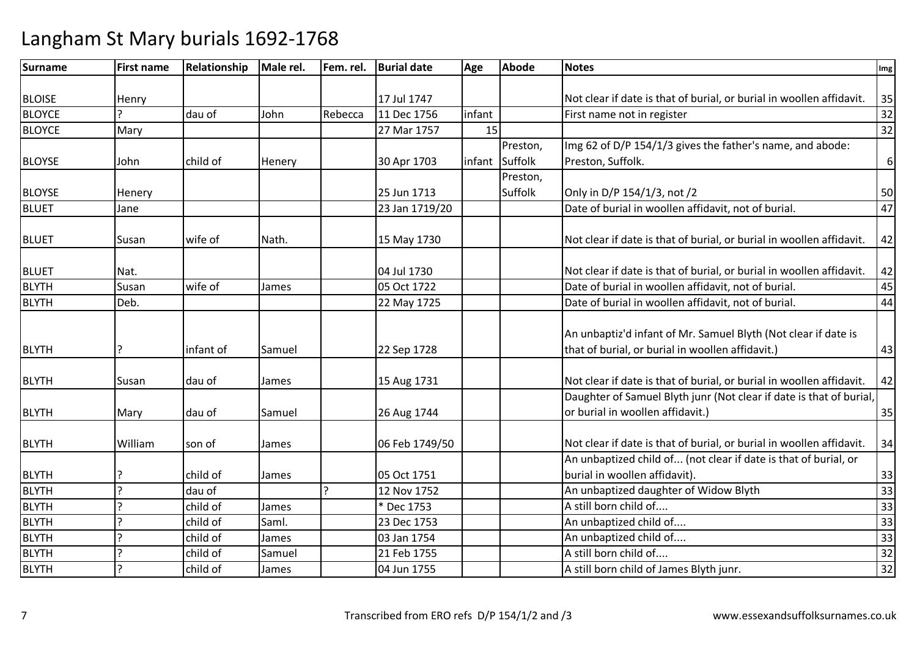# Langham St Mary burials 1692-1768

| Surname | First name | Relationship | Male rel. | Fem. rel. | Burial date | Age | Abode | Notes | Img |
|---|---|---|---|---|---|---|---|---|---|
| BLOISE | Henry | | | | 17 Jul 1747 | | | Not clear if date is that of burial, or burial in woollen affidavit. | 35 |
| BLOYCE | ? | dau of | John | Rebecca | 11 Dec 1756 | infant | | First name not in register | 32 |
| BLOYCE | Mary | | | | 27 Mar 1757 | 15 | | | 32 |
| BLOYSE | John | child of | Henery | | 30 Apr 1703 | infant | Preston, Suffolk | Img 62 of D/P 154/1/3 gives the father's name, and abode: Preston, Suffolk. | 6 |
| BLOYSE | Henery | | | | 25 Jun 1713 | | Preston, Suffolk | Only in D/P 154/1/3, not /2 | 50 |
| BLUET | Jane | | | | 23 Jan 1719/20 | | | Date of burial in woollen affidavit, not of burial. | 47 |
| BLUET | Susan | wife of | Nath. | | 15 May 1730 | | | Not clear if date is that of burial, or burial in woollen affidavit. | 42 |
| BLUET | Nat. | | | | 04 Jul 1730 | | | Not clear if date is that of burial, or burial in woollen affidavit. | 42 |
| BLYTH | Susan | wife of | James | | 05 Oct 1722 | | | Date of burial in woollen affidavit, not of burial. | 45 |
| BLYTH | Deb. | | | | 22 May 1725 | | | Date of burial in woollen affidavit, not of burial. | 44 |
| BLYTH | ? | infant of | Samuel | | 22 Sep 1728 | | | An unbaptiz'd infant of Mr. Samuel Blyth (Not clear if date is that of burial, or burial in woollen affidavit.) | 43 |
| BLYTH | Susan | dau of | James | | 15 Aug 1731 | | | Not clear if date is that of burial, or burial in woollen affidavit. | 42 |
| BLYTH | Mary | dau of | Samuel | | 26 Aug 1744 | | | Daughter of Samuel Blyth junr (Not clear if date is that of burial, or burial in woollen affidavit.) | 35 |
| BLYTH | William | son of | James | | 06 Feb 1749/50 | | | Not clear if date is that of burial, or burial in woollen affidavit. | 34 |
| BLYTH | ? | child of | James | | 05 Oct 1751 | | | An unbaptized child of... (not clear if date is that of burial, or burial in woollen affidavit). | 33 |
| BLYTH | ? | dau of | | ? | 12 Nov 1752 | | | An unbaptized daughter of Widow Blyth | 33 |
| BLYTH | ? | child of | James | | * Dec 1753 | | | A still born child of.... | 33 |
| BLYTH | ? | child of | Saml. | | 23 Dec 1753 | | | An unbaptized child of.... | 33 |
| BLYTH | ? | child of | James | | 03 Jan 1754 | | | An unbaptized child of.... | 33 |
| BLYTH | ? | child of | Samuel | | 21 Feb 1755 | | | A still born child of.... | 32 |
| BLYTH | ? | child of | James | | 04 Jun 1755 | | | A still born child of James Blyth junr. | 32 |

Transcribed from ERO refs D/P 154/1/2 and /3 www.essexandsuffolksurnames.co.uk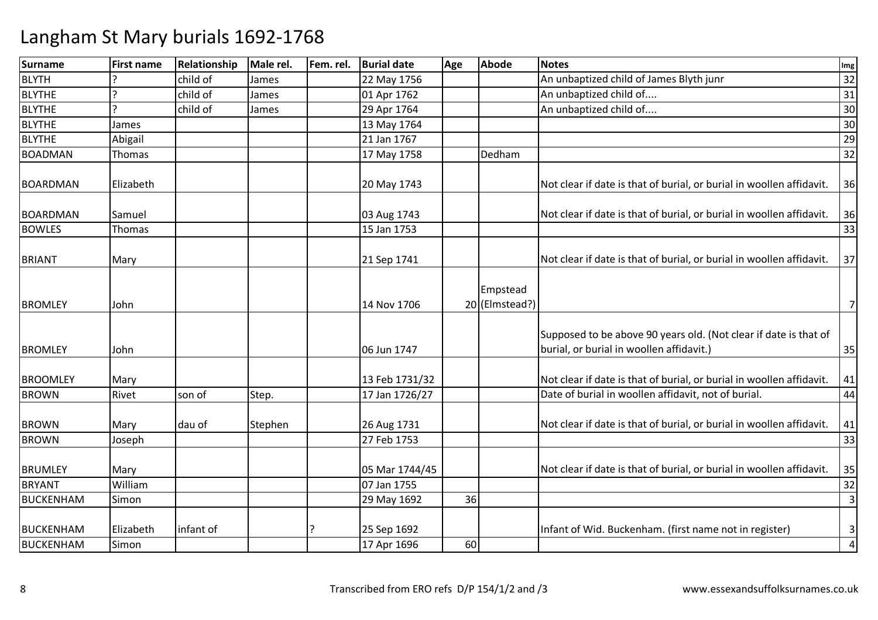# Langham St Mary burials 1692-1768

| Surname | First name | Relationship | Male rel. | Fem. rel. | Burial date | Age | Abode | Notes | Img |
|---|---|---|---|---|---|---|---|---|---|
| BLYTH | ? | child of | James | | 22 May 1756 | | | An unbaptized child of James Blyth junr | 32 |
| BLYTHE | ? | child of | James | | 01 Apr 1762 | | | An unbaptized child of.... | 31 |
| BLYTHE | ? | child of | James | | 29 Apr 1764 | | | An unbaptized child of.... | 30 |
| BLYTHE | James | | | | 13 May 1764 | | | | 30 |
| BLYTHE | Abigail | | | | 21 Jan 1767 | | | | 29 |
| BOADMAN | Thomas | | | | 17 May 1758 | | Dedham | | 32 |
| BOARDMAN | Elizabeth | | | | 20 May 1743 | | | Not clear if date is that of burial, or burial in woollen affidavit. | 36 |
| BOARDMAN | Samuel | | | | 03 Aug 1743 | | | Not clear if date is that of burial, or burial in woollen affidavit. | 36 |
| BOWLES | Thomas | | | | 15 Jan 1753 | | | | 33 |
| BRIANT | Mary | | | | 21 Sep 1741 | | | Not clear if date is that of burial, or burial in woollen affidavit. | 37 |
| BROMLEY | John | | | | 14 Nov 1706 | 20 | Empstead (Elmstead?) | | 7 |
| BROMLEY | John | | | | 06 Jun 1747 | | | Supposed to be above 90 years old. (Not clear if date is that of burial, or burial in woollen affidavit.) | 35 |
| BROOMLEY | Mary | | | | 13 Feb 1731/32 | | | Not clear if date is that of burial, or burial in woollen affidavit. | 41 |
| BROWN | Rivet | son of | Step. | | 17 Jan 1726/27 | | | Date of burial in woollen affidavit, not of burial. | 44 |
| BROWN | Mary | dau of | Stephen | | 26 Aug 1731 | | | Not clear if date is that of burial, or burial in woollen affidavit. | 41 |
| BROWN | Joseph | | | | 27 Feb 1753 | | | | 33 |
| BRUMLEY | Mary | | | | 05 Mar 1744/45 | | | Not clear if date is that of burial, or burial in woollen affidavit. | 35 |
| BRYANT | William | | | | 07 Jan 1755 | | | | 32 |
| BUCKENHAM | Simon | | | | 29 May 1692 | 36 | | | 3 |
| BUCKENHAM | Elizabeth | infant of | | ? | 25 Sep 1692 | | | Infant of Wid. Buckenham. (first name not in register) | 3 |
| BUCKENHAM | Simon | | | | 17 Apr 1696 | 60 | | | 4 |

Transcribed from ERO refs D/P 154/1/2 and /3 www.essexandsuffolksurnames.co.uk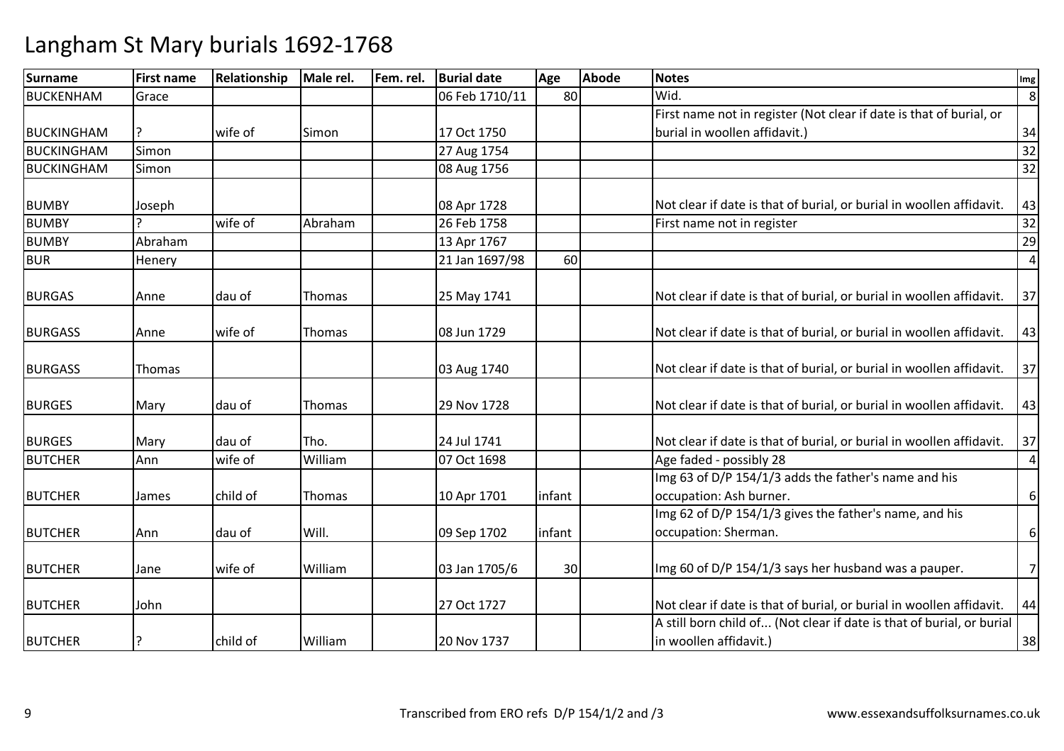# Langham St Mary burials 1692-1768

| Surname | First name | Relationship | Male rel. | Fem. rel. | Burial date | Age | Abode | Notes | Img |
|---|---|---|---|---|---|---|---|---|---|
| BUCKENHAM | Grace | | | | 06 Feb 1710/11 | 80 | | Wid. | 8 |
| BUCKINGHAM | ? | wife of | Simon | | 17 Oct 1750 | | | First name not in register (Not clear if date is that of burial, or burial in woollen affidavit.) | 34 |
| BUCKINGHAM | Simon | | | | 27 Aug 1754 | | | | 32 |
| BUCKINGHAM | Simon | | | | 08 Aug 1756 | | | | 32 |
| BUMBY | Joseph | | | | 08 Apr 1728 | | | Not clear if date is that of burial, or burial in woollen affidavit. | 43 |
| BUMBY | ? | wife of | Abraham | | 26 Feb 1758 | | | First name not in register | 32 |
| BUMBY | Abraham | | | | 13 Apr 1767 | | | | 29 |
| BUR | Henery | | | | 21 Jan 1697/98 | 60 | | | 4 |
| BURGAS | Anne | dau of | Thomas | | 25 May 1741 | | | Not clear if date is that of burial, or burial in woollen affidavit. | 37 |
| BURGASS | Anne | wife of | Thomas | | 08 Jun 1729 | | | Not clear if date is that of burial, or burial in woollen affidavit. | 43 |
| BURGASS | Thomas | | | | 03 Aug 1740 | | | Not clear if date is that of burial, or burial in woollen affidavit. | 37 |
| BURGES | Mary | dau of | Thomas | | 29 Nov 1728 | | | Not clear if date is that of burial, or burial in woollen affidavit. | 43 |
| BURGES | Mary | dau of | Tho. | | 24 Jul 1741 | | | Not clear if date is that of burial, or burial in woollen affidavit. | 37 |
| BUTCHER | Ann | wife of | William | | 07 Oct 1698 | | | Age faded - possibly 28 | 4 |
| BUTCHER | James | child of | Thomas | | 10 Apr 1701 | infant | | Img 63 of D/P 154/1/3 adds the father's name and his occupation: Ash burner. | 6 |
| BUTCHER | Ann | dau of | Will. | | 09 Sep 1702 | infant | | Img 62 of D/P 154/1/3 gives the father's name, and his occupation: Sherman. | 6 |
| BUTCHER | Jane | wife of | William | | 03 Jan 1705/6 | 30 | | Img 60 of D/P 154/1/3 says her husband was a pauper. | 7 |
| BUTCHER | John | | | | 27 Oct 1727 | | | Not clear if date is that of burial, or burial in woollen affidavit. | 44 |
| BUTCHER | ? | child of | William | | 20 Nov 1737 | | | A still born child of... (Not clear if date is that of burial, or burial in woollen affidavit.) | 38 |

Transcribed from ERO refs D/P 154/1/2 and /3 www.essexandsuffolksurnames.co.uk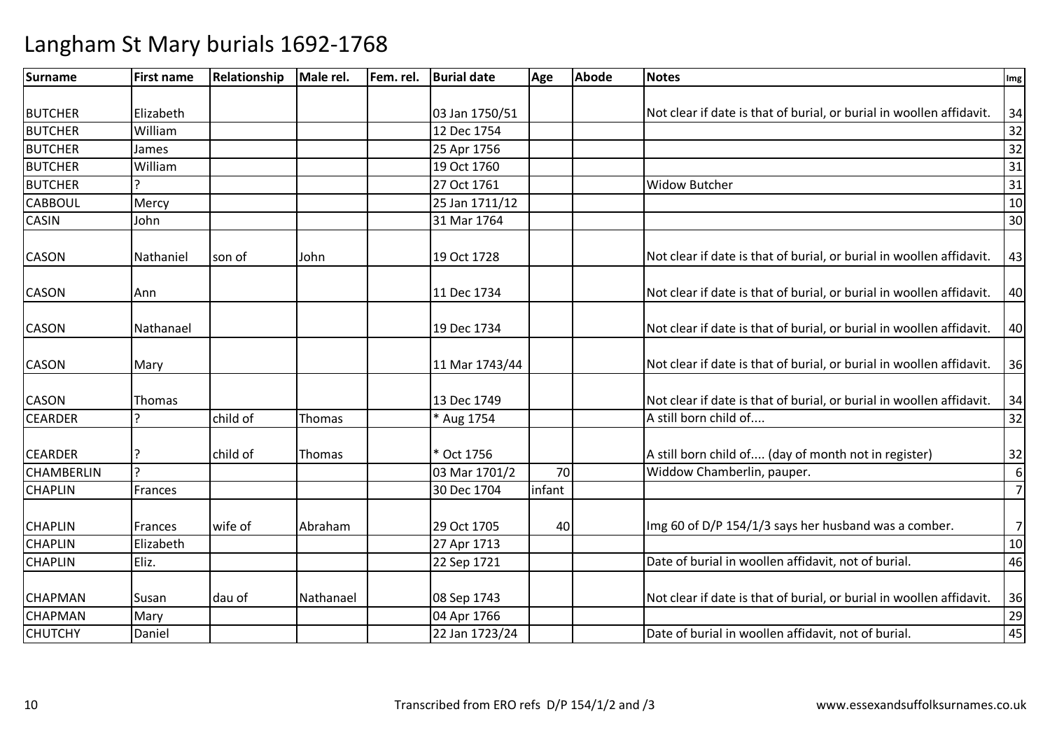# Langham St Mary burials 1692-1768

| Surname | First name | Relationship | Male rel. | Fem. rel. | Burial date | Age | Abode | Notes | Img |
|---|---|---|---|---|---|---|---|---|---|
| BUTCHER | Elizabeth | | | | 03 Jan 1750/51 | | | Not clear if date is that of burial, or burial in woollen affidavit. | 34 |
| BUTCHER | William | | | | 12 Dec 1754 | | | | 32 |
| BUTCHER | James | | | | 25 Apr 1756 | | | | 32 |
| BUTCHER | William | | | | 19 Oct 1760 | | | | 31 |
| BUTCHER | ? | | | | 27 Oct 1761 | | | Widow Butcher | 31 |
| CABBOUL | Mercy | | | | 25 Jan 1711/12 | | | | 10 |
| CASIN | John | | | | 31 Mar 1764 | | | | 30 |
| CASON | Nathaniel | son of | John | | 19 Oct 1728 | | | Not clear if date is that of burial, or burial in woollen affidavit. | 43 |
| CASON | Ann | | | | 11 Dec 1734 | | | Not clear if date is that of burial, or burial in woollen affidavit. | 40 |
| CASON | Nathanael | | | | 19 Dec 1734 | | | Not clear if date is that of burial, or burial in woollen affidavit. | 40 |
| CASON | Mary | | | | 11 Mar 1743/44 | | | Not clear if date is that of burial, or burial in woollen affidavit. | 36 |
| CASON | Thomas | | | | 13 Dec 1749 | | | Not clear if date is that of burial, or burial in woollen affidavit. | 34 |
| CEARDER | ? | child of | Thomas | | * Aug 1754 | | | A still born child of.... | 32 |
| CEARDER | ? | child of | Thomas | | * Oct 1756 | | | A still born child of.... (day of month not in register) | 32 |
| CHAMBERLIN | ? | | | | 03 Mar 1701/2 | 70 | | Widdow Chamberlin, pauper. | 6 |
| CHAPLIN | Frances | | | | 30 Dec 1704 | infant | | | 7 |
| CHAPLIN | Frances | wife of | Abraham | | 29 Oct 1705 | 40 | | Img 60 of D/P 154/1/3 says her husband was a comber. | 7 |
| CHAPLIN | Elizabeth | | | | 27 Apr 1713 | | | | 10 |
| CHAPLIN | Eliz. | | | | 22 Sep 1721 | | | Date of burial in woollen affidavit, not of burial. | 46 |
| CHAPMAN | Susan | dau of | Nathanael | | 08 Sep 1743 | | | Not clear if date is that of burial, or burial in woollen affidavit. | 36 |
| CHAPMAN | Mary | | | | 04 Apr 1766 | | | | 29 |
| CHUTCHY | Daniel | | | | 22 Jan 1723/24 | | | Date of burial in woollen affidavit, not of burial. | 45 |

Transcribed from ERO refs D/P 154/1/2 and /3 www.essexandsuffolksurnames.co.uk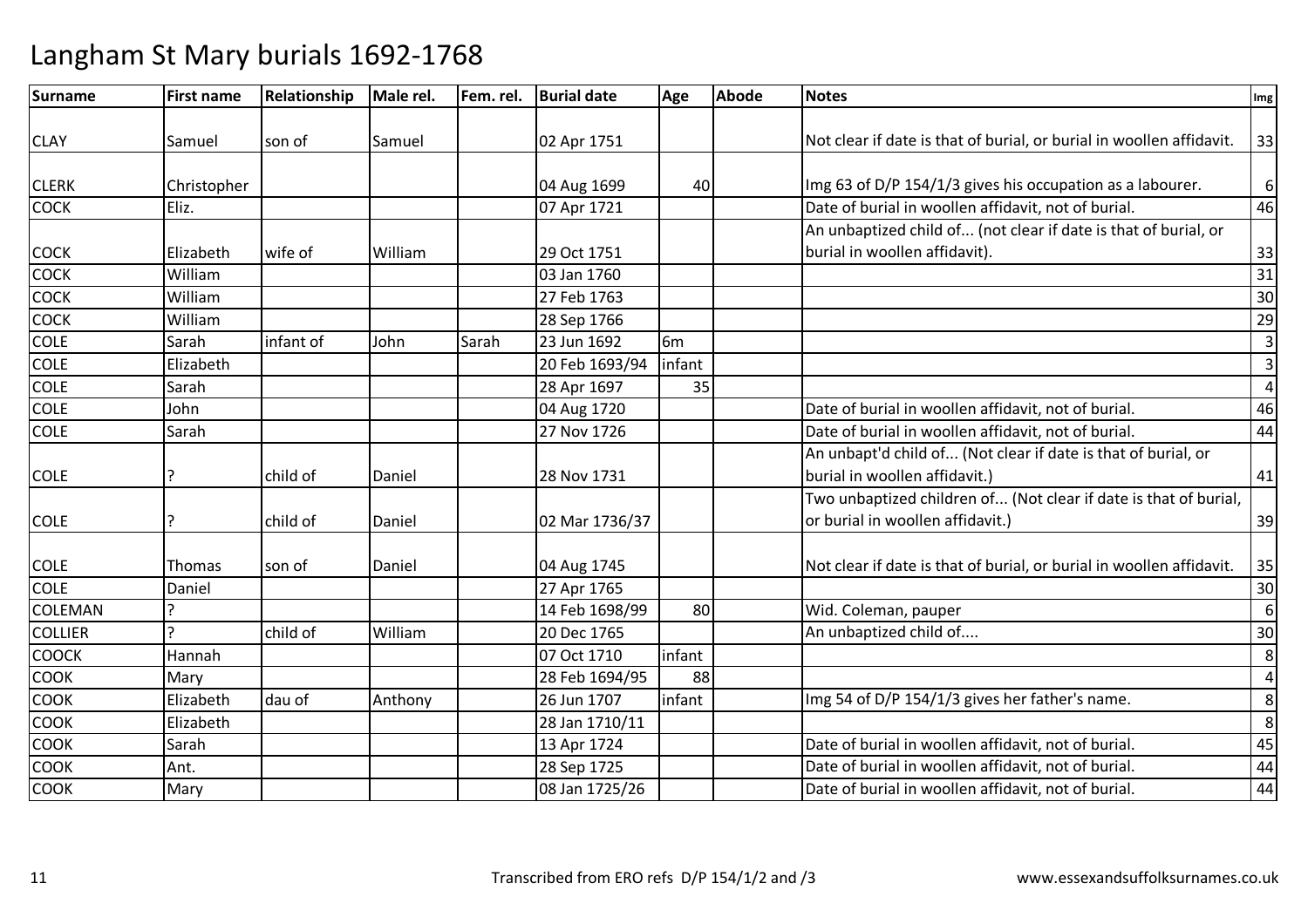# Langham St Mary burials 1692-1768

| Surname | First name | Relationship | Male rel. | Fem. rel. | Burial date | Age | Abode | Notes | Img |
|---|---|---|---|---|---|---|---|---|---|
| CLAY | Samuel | son of | Samuel | | 02 Apr 1751 | | | Not clear if date is that of burial, or burial in woollen affidavit. | 33 |
| CLERK | Christopher | | | | 04 Aug 1699 | 40 | | Img 63 of D/P 154/1/3 gives his occupation as a labourer. | 6 |
| COCK | Eliz. | | | | 07 Apr 1721 | | | Date of burial in woollen affidavit, not of burial. | 46 |
| COCK | Elizabeth | wife of | William | | 29 Oct 1751 | | | An unbaptized child of... (not clear if date is that of burial, or burial in woollen affidavit). | 33 |
| COCK | William | | | | 03 Jan 1760 | | | | 31 |
| COCK | William | | | | 27 Feb 1763 | | | | 30 |
| COCK | William | | | | 28 Sep 1766 | | | | 29 |
| COLE | Sarah | infant of | John | Sarah | 23 Jun 1692 | 6m | | | 3 |
| COLE | Elizabeth | | | | 20 Feb 1693/94 | infant | | | 3 |
| COLE | Sarah | | | | 28 Apr 1697 | 35 | | | 4 |
| COLE | John | | | | 04 Aug 1720 | | | Date of burial in woollen affidavit, not of burial. | 46 |
| COLE | Sarah | | | | 27 Nov 1726 | | | Date of burial in woollen affidavit, not of burial. | 44 |
| COLE | ? | child of | Daniel | | 28 Nov 1731 | | | An unbapt'd child of... (Not clear if date is that of burial, or burial in woollen affidavit.) | 41 |
| COLE | ? | child of | Daniel | | 02 Mar 1736/37 | | | Two unbaptized children of... (Not clear if date is that of burial, or burial in woollen affidavit.) | 39 |
| COLE | Thomas | son of | Daniel | | 04 Aug 1745 | | | Not clear if date is that of burial, or burial in woollen affidavit. | 35 |
| COLE | Daniel | | | | 27 Apr 1765 | | | | 30 |
| COLEMAN | ? | | | | 14 Feb 1698/99 | 80 | | Wid. Coleman, pauper | 6 |
| COLLIER | ? | child of | William | | 20 Dec 1765 | | | An unbaptized child of.... | 30 |
| COOCK | Hannah | | | | 07 Oct 1710 | infant | | | 8 |
| COOK | Mary | | | | 28 Feb 1694/95 | 88 | | | 4 |
| COOK | Elizabeth | dau of | Anthony | | 26 Jun 1707 | infant | | Img 54 of D/P 154/1/3 gives her father's name. | 8 |
| COOK | Elizabeth | | | | 28 Jan 1710/11 | | | | 8 |
| COOK | Sarah | | | | 13 Apr 1724 | | | Date of burial in woollen affidavit, not of burial. | 45 |
| COOK | Ant. | | | | 28 Sep 1725 | | | Date of burial in woollen affidavit, not of burial. | 44 |
| COOK | Mary | | | | 08 Jan 1725/26 | | | Date of burial in woollen affidavit, not of burial. | 44 |

Transcribed from ERO refs D/P 154/1/2 and /3 www.essexandsuffolksurnames.co.uk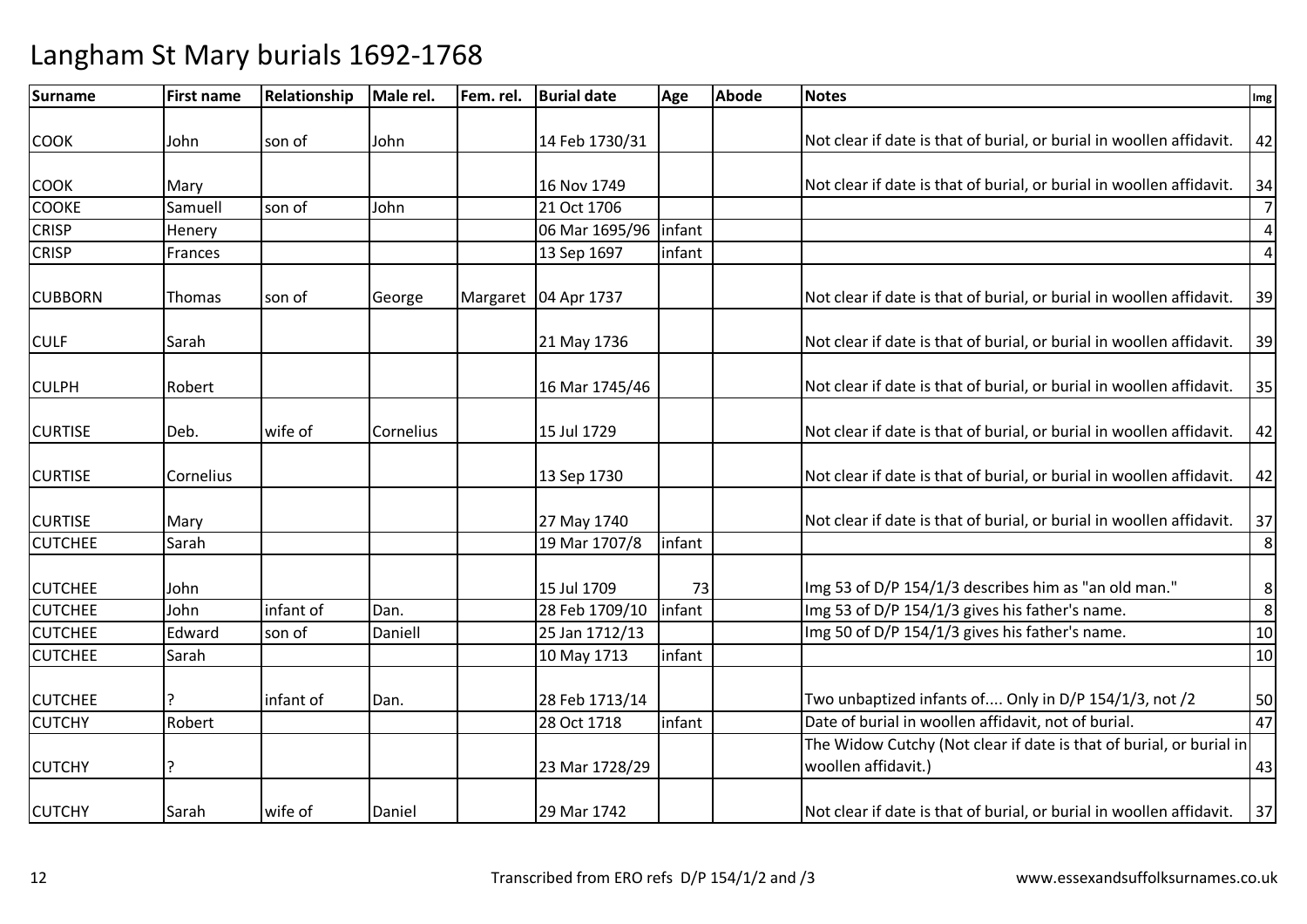# Langham St Mary burials 1692-1768

| Surname | First name | Relationship | Male rel. | Fem. rel. | Burial date | Age | Abode | Notes | Img |
|---|---|---|---|---|---|---|---|---|---|
| COOK | John | son of | John | | 14 Feb 1730/31 | | | Not clear if date is that of burial, or burial in woollen affidavit. | 42 |
| COOK | Mary | | | | 16 Nov 1749 | | | Not clear if date is that of burial, or burial in woollen affidavit. | 34 |
| COOKE | Samuell | son of | John | | 21 Oct 1706 | | | | 7 |
| CRISP | Henery | | | | 06 Mar 1695/96 | infant | | | 4 |
| CRISP | Frances | | | | 13 Sep 1697 | infant | | | 4 |
| CUBBORN | Thomas | son of | George | Margaret | 04 Apr 1737 | | | Not clear if date is that of burial, or burial in woollen affidavit. | 39 |
| CULF | Sarah | | | | 21 May 1736 | | | Not clear if date is that of burial, or burial in woollen affidavit. | 39 |
| CULPH | Robert | | | | 16 Mar 1745/46 | | | Not clear if date is that of burial, or burial in woollen affidavit. | 35 |
| CURTISE | Deb. | wife of | Cornelius | | 15 Jul 1729 | | | Not clear if date is that of burial, or burial in woollen affidavit. | 42 |
| CURTISE | Cornelius | | | | 13 Sep 1730 | | | Not clear if date is that of burial, or burial in woollen affidavit. | 42 |
| CURTISE | Mary | | | | 27 May 1740 | | | Not clear if date is that of burial, or burial in woollen affidavit. | 37 |
| CUTCHEE | Sarah | | | | 19 Mar 1707/8 | infant | | | 8 |
| CUTCHEE | John | | | | 15 Jul 1709 | 73 | | Img 53 of D/P 154/1/3 describes him as "an old man." | 8 |
| CUTCHEE | John | infant of | Dan. | | 28 Feb 1709/10 | infant | | Img 53 of D/P 154/1/3 gives his father's name. | 8 |
| CUTCHEE | Edward | son of | Daniell | | 25 Jan 1712/13 | | | Img 50 of D/P 154/1/3 gives his father's name. | 10 |
| CUTCHEE | Sarah | | | | 10 May 1713 | infant | | | 10 |
| CUTCHEE | ? | infant of | Dan. | | 28 Feb 1713/14 | | | Two unbaptized infants of.... Only in D/P 154/1/3, not /2 | 50 |
| CUTCHY | Robert | | | | 28 Oct 1718 | infant | | Date of burial in woollen affidavit, not of burial. | 47 |
| CUTCHY | ? | | | | 23 Mar 1728/29 | | | The Widow Cutchy (Not clear if date is that of burial, or burial in woollen affidavit.) | 43 |
| CUTCHY | Sarah | wife of | Daniel | | 29 Mar 1742 | | | Not clear if date is that of burial, or burial in woollen affidavit. | 37 |

Transcribed from ERO refs D/P 154/1/2 and /3

www.essexandsuffolksurnames.co.uk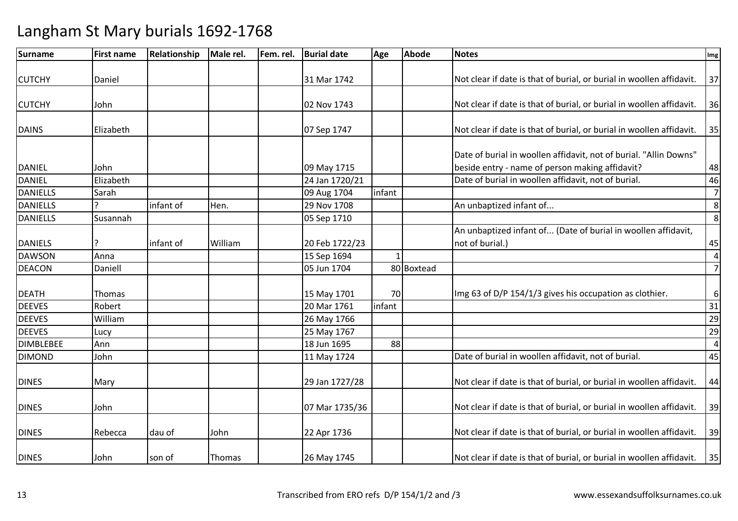# Langham St Mary burials 1692-1768

| Surname | First name | Relationship | Male rel. | Fem. rel. | Burial date | Age | Abode | Notes | Img |
|---|---|---|---|---|---|---|---|---|---|
| CUTCHY | Daniel | | | | 31 Mar 1742 | | | Not clear if date is that of burial, or burial in woollen affidavit. | 37 |
| CUTCHY | John | | | | 02 Nov 1743 | | | Not clear if date is that of burial, or burial in woollen affidavit. | 36 |
| DAINS | Elizabeth | | | | 07 Sep 1747 | | | Not clear if date is that of burial, or burial in woollen affidavit. | 35 |
| DANIEL | John | | | | 09 May 1715 | | | Date of burial in woollen affidavit, not of burial. "Allin Downs" beside entry - name of person making affidavit? | 48 |
| DANIEL | Elizabeth | | | | 24 Jan 1720/21 | | | Date of burial in woollen affidavit, not of burial. | 46 |
| DANIELLS | Sarah | | | | 09 Aug 1704 | infant | | | 7 |
| DANIELLS | ? | infant of | Hen. | | 29 Nov 1708 | | | An unbaptized infant of... | 8 |
| DANIELLS | Susannah | | | | 05 Sep 1710 | | | | 8 |
| DANIELS | ? | infant of | William | | 20 Feb 1722/23 | | | An unbaptized infant of... (Date of burial in woollen affidavit, not of burial.) | 45 |
| DAWSON | Anna | | | | 15 Sep 1694 | 1 | | | 4 |
| DEACON | Daniell | | | | 05 Jun 1704 | 80 | Boxtead | | 7 |
| DEATH | Thomas | | | | 15 May 1701 | 70 | | Img 63 of D/P 154/1/3 gives his occupation as clothier. | 6 |
| DEEVES | Robert | | | | 20 Mar 1761 | infant | | | 31 |
| DEEVES | William | | | | 26 May 1766 | | | | 29 |
| DEEVES | Lucy | | | | 25 May 1767 | | | | 29 |
| DIMBLEBEE | Ann | | | | 18 Jun 1695 | 88 | | | 4 |
| DIMOND | John | | | | 11 May 1724 | | | Date of burial in woollen affidavit, not of burial. | 45 |
| DINES | Mary | | | | 29 Jan 1727/28 | | | Not clear if date is that of burial, or burial in woollen affidavit. | 44 |
| DINES | John | | | | 07 Mar 1735/36 | | | Not clear if date is that of burial, or burial in woollen affidavit. | 39 |
| DINES | Rebecca | dau of | John | | 22 Apr 1736 | | | Not clear if date is that of burial, or burial in woollen affidavit. | 39 |
| DINES | John | son of | Thomas | | 26 May 1745 | | | Not clear if date is that of burial, or burial in woollen affidavit. | 35 |

Transcribed from ERO refs D/P 154/1/2 and /3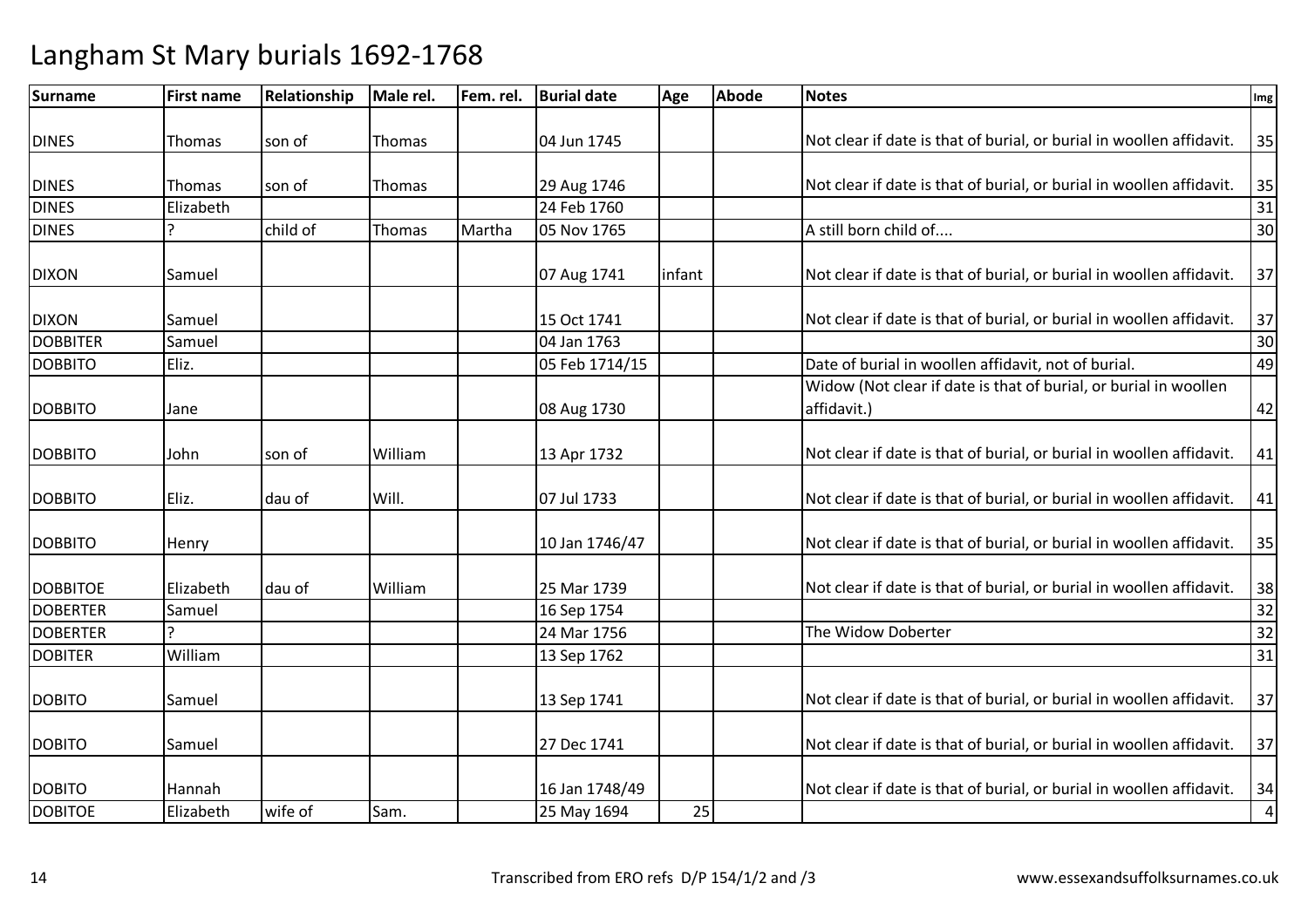# Langham St Mary burials 1692-1768

| Surname | First name | Relationship | Male rel. | Fem. rel. | Burial date | Age | Abode | Notes | Img |
|---|---|---|---|---|---|---|---|---|---|
| DINES | Thomas | son of | Thomas | | 04 Jun 1745 | | | Not clear if date is that of burial, or burial in woollen affidavit. | 35 |
| DINES | Thomas | son of | Thomas | | 29 Aug 1746 | | | Not clear if date is that of burial, or burial in woollen affidavit. | 35 |
| DINES | Elizabeth | | | | 24 Feb 1760 | | | | 31 |
| DINES | ? | child of | Thomas | Martha | 05 Nov 1765 | | | A still born child of.... | 30 |
| DIXON | Samuel | | | | 07 Aug 1741 | infant | | Not clear if date is that of burial, or burial in woollen affidavit. | 37 |
| DIXON | Samuel | | | | 15 Oct 1741 | | | Not clear if date is that of burial, or burial in woollen affidavit. | 37 |
| DOBBITER | Samuel | | | | 04 Jan 1763 | | | | 30 |
| DOBBITO | Eliz. | | | | 05 Feb 1714/15 | | | Date of burial in woollen affidavit, not of burial. | 49 |
| DOBBITO | Jane | | | | 08 Aug 1730 | | | Widow (Not clear if date is that of burial, or burial in woollen affidavit.) | 42 |
| DOBBITO | John | son of | William | | 13 Apr 1732 | | | Not clear if date is that of burial, or burial in woollen affidavit. | 41 |
| DOBBITO | Eliz. | dau of | Will. | | 07 Jul 1733 | | | Not clear if date is that of burial, or burial in woollen affidavit. | 41 |
| DOBBITO | Henry | | | | 10 Jan 1746/47 | | | Not clear if date is that of burial, or burial in woollen affidavit. | 35 |
| DOBBITOE | Elizabeth | dau of | William | | 25 Mar 1739 | | | Not clear if date is that of burial, or burial in woollen affidavit. | 38 |
| DOBERTER | Samuel | | | | 16 Sep 1754 | | | | 32 |
| DOBERTER | ? | | | | 24 Mar 1756 | | | The Widow Doberter | 32 |
| DOBITER | William | | | | 13 Sep 1762 | | | | 31 |
| DOBITO | Samuel | | | | 13 Sep 1741 | | | Not clear if date is that of burial, or burial in woollen affidavit. | 37 |
| DOBITO | Samuel | | | | 27 Dec 1741 | | | Not clear if date is that of burial, or burial in woollen affidavit. | 37 |
| DOBITO | Hannah | | | | 16 Jan 1748/49 | | | Not clear if date is that of burial, or burial in woollen affidavit. | 34 |
| DOBITOE | Elizabeth | wife of | Sam. | | 25 May 1694 | 25 | | | 4 |

Transcribed from ERO refs D/P 154/1/2 and /3 www.essexandsuffolksurnames.co.uk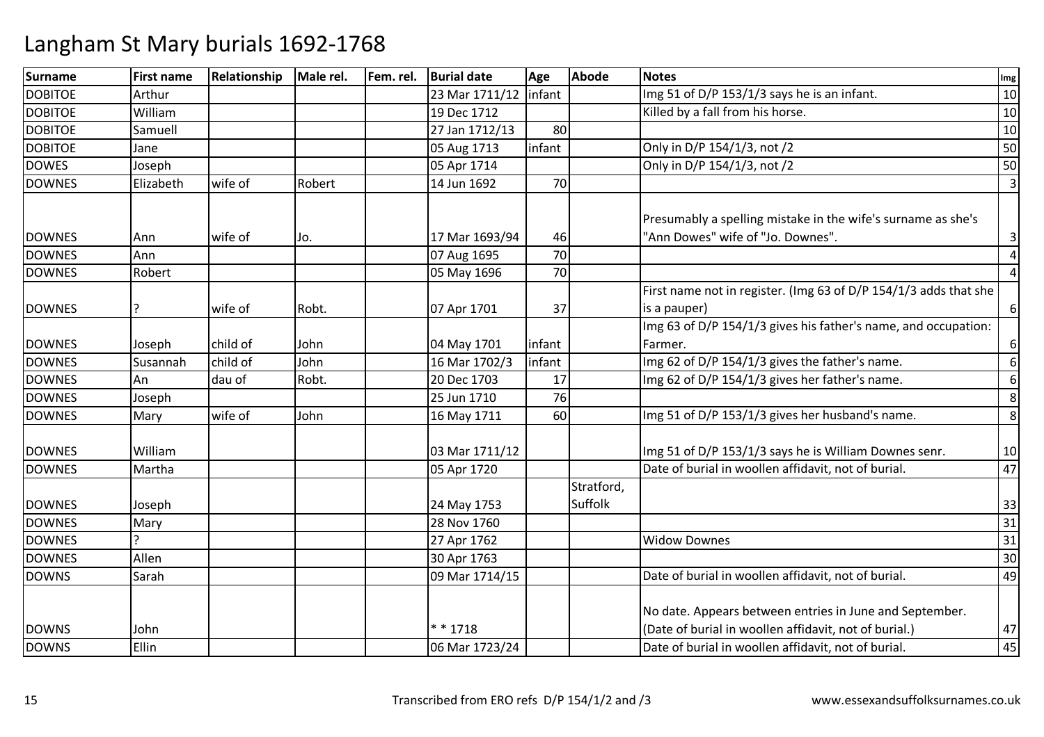# Langham St Mary burials 1692-1768

| Surname | First name | Relationship | Male rel. | Fem. rel. | Burial date | Age | Abode | Notes | Img |
|---|---|---|---|---|---|---|---|---|---|
| DOBITOE | Arthur | | | | 23 Mar 1711/12 | infant | | Img 51 of D/P 153/1/3 says he is an infant. | 10 |
| DOBITOE | William | | | | 19 Dec 1712 | | | Killed by a fall from his horse. | 10 |
| DOBITOE | Samuell | | | | 27 Jan 1712/13 | 80 | | | 10 |
| DOBITOE | Jane | | | | 05 Aug 1713 | infant | | Only in D/P 154/1/3, not /2 | 50 |
| DOWES | Joseph | | | | 05 Apr 1714 | | | Only in D/P 154/1/3, not /2 | 50 |
| DOWNES | Elizabeth | wife of | Robert | | 14 Jun 1692 | 70 | | | 3 |
| DOWNES | Ann | wife of | Jo. | | 17 Mar 1693/94 | 46 | | Presumably a spelling mistake in the wife's surname as she's "Ann Dowes" wife of "Jo. Downes". | 3 |
| DOWNES | Ann | | | | 07 Aug 1695 | 70 | | | 4 |
| DOWNES | Robert | | | | 05 May 1696 | 70 | | | 4 |
| DOWNES | ? | wife of | Robt. | | 07 Apr 1701 | 37 | | First name not in register. (Img 63 of D/P 154/1/3 adds that she is a pauper) | 6 |
| DOWNES | Joseph | child of | John | | 04 May 1701 | infant | | Img 63 of D/P 154/1/3 gives his father's name, and occupation: Farmer. | 6 |
| DOWNES | Susannah | child of | John | | 16 Mar 1702/3 | infant | | Img 62 of D/P 154/1/3 gives the father's name. | 6 |
| DOWNES | An | dau of | Robt. | | 20 Dec 1703 | 17 | | Img 62 of D/P 154/1/3 gives her father's name. | 6 |
| DOWNES | Joseph | | | | 25 Jun 1710 | 76 | | | 8 |
| DOWNES | Mary | wife of | John | | 16 May 1711 | 60 | | Img 51 of D/P 153/1/3 gives her husband's name. | 8 |
| DOWNES | William | | | | 03 Mar 1711/12 | | | Img 51 of D/P 153/1/3 says he is William Downes senr. | 10 |
| DOWNES | Martha | | | | 05 Apr 1720 | | | Date of burial in woollen affidavit, not of burial. | 47 |
| DOWNES | Joseph | | | | 24 May 1753 | | Stratford, Suffolk | | 33 |
| DOWNES | Mary | | | | 28 Nov 1760 | | | | 31 |
| DOWNES | ? | | | | 27 Apr 1762 | | | Widow Downes | 31 |
| DOWNES | Allen | | | | 30 Apr 1763 | | | | 30 |
| DOWNS | Sarah | | | | 09 Mar 1714/15 | | | Date of burial in woollen affidavit, not of burial. | 49 |
| DOWNS | John | | | | * * 1718 | | | No date. Appears between entries in June and September. (Date of burial in woollen affidavit, not of burial.) | 47 |
| DOWNS | Ellin | | | | 06 Mar 1723/24 | | | Date of burial in woollen affidavit, not of burial. | 45 |

Transcribed from ERO refs D/P 154/1/2 and /3 www.essexandsuffolksurnames.co.uk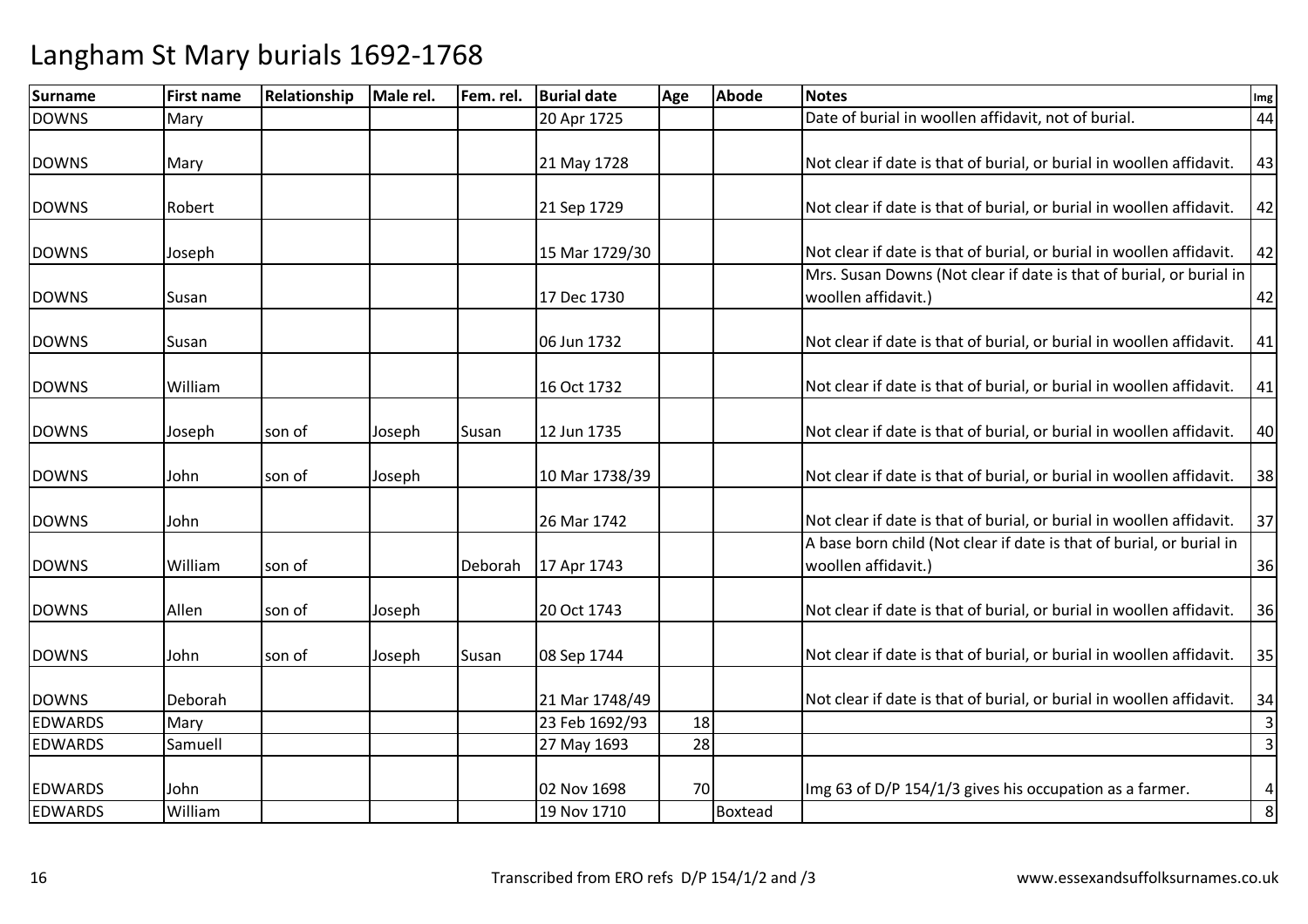# Langham St Mary burials 1692-1768

| Surname | First name | Relationship | Male rel. | Fem. rel. | Burial date | Age | Abode | Notes | Img |
|---|---|---|---|---|---|---|---|---|---|
| DOWNS | Mary | | | | 20 Apr 1725 | | | Date of burial in woollen affidavit, not of burial. | 44 |
| DOWNS | Mary | | | | 21 May 1728 | | | Not clear if date is that of burial, or burial in woollen affidavit. | 43 |
| DOWNS | Robert | | | | 21 Sep 1729 | | | Not clear if date is that of burial, or burial in woollen affidavit. | 42 |
| DOWNS | Joseph | | | | 15 Mar 1729/30 | | | Not clear if date is that of burial, or burial in woollen affidavit. | 42 |
| DOWNS | Susan | | | | 17 Dec 1730 | | | Mrs. Susan Downs (Not clear if date is that of burial, or burial in woollen affidavit.) | 42 |
| DOWNS | Susan | | | | 06 Jun 1732 | | | Not clear if date is that of burial, or burial in woollen affidavit. | 41 |
| DOWNS | William | | | | 16 Oct 1732 | | | Not clear if date is that of burial, or burial in woollen affidavit. | 41 |
| DOWNS | Joseph | son of | Joseph | Susan | 12 Jun 1735 | | | Not clear if date is that of burial, or burial in woollen affidavit. | 40 |
| DOWNS | John | son of | Joseph | | 10 Mar 1738/39 | | | Not clear if date is that of burial, or burial in woollen affidavit. | 38 |
| DOWNS | John | | | | 26 Mar 1742 | | | Not clear if date is that of burial, or burial in woollen affidavit. | 37 |
| DOWNS | William | son of | | Deborah | 17 Apr 1743 | | | A base born child (Not clear if date is that of burial, or burial in woollen affidavit.) | 36 |
| DOWNS | Allen | son of | Joseph | | 20 Oct 1743 | | | Not clear if date is that of burial, or burial in woollen affidavit. | 36 |
| DOWNS | John | son of | Joseph | Susan | 08 Sep 1744 | | | Not clear if date is that of burial, or burial in woollen affidavit. | 35 |
| DOWNS | Deborah | | | | 21 Mar 1748/49 | | | Not clear if date is that of burial, or burial in woollen affidavit. | 34 |
| EDWARDS | Mary | | | | 23 Feb 1692/93 | 18 | | | 3 |
| EDWARDS | Samuell | | | | 27 May 1693 | 28 | | | 3 |
| EDWARDS | John | | | | 02 Nov 1698 | 70 | | Img 63 of D/P 154/1/3 gives his occupation as a farmer. | 4 |
| EDWARDS | William | | | | 19 Nov 1710 | | Boxtead | | 8 |

Transcribed from ERO refs D/P 154/1/2 and /3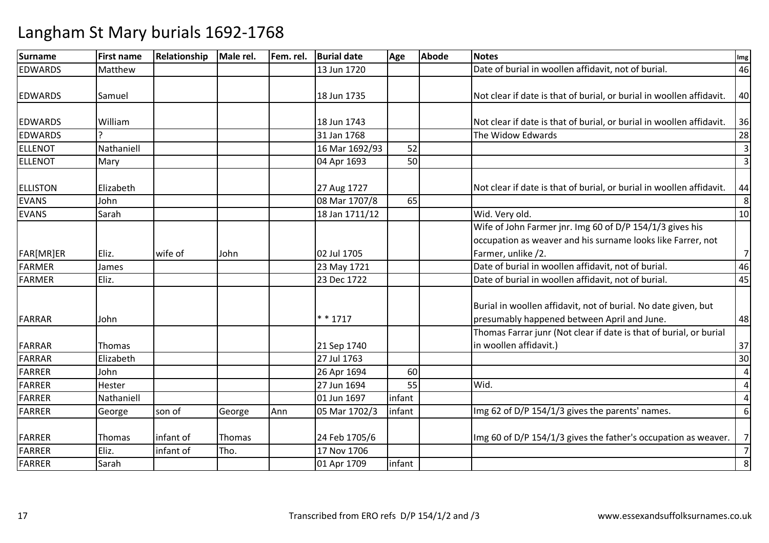# Langham St Mary burials 1692-1768

| Surname | First name | Relationship | Male rel. | Fem. rel. | Burial date | Age | Abode | Notes | Img |
|---|---|---|---|---|---|---|---|---|---|
| EDWARDS | Matthew | | | | 13 Jun 1720 | | | Date of burial in woollen affidavit, not of burial. | 46 |
| EDWARDS | Samuel | | | | 18 Jun 1735 | | | Not clear if date is that of burial, or burial in woollen affidavit. | 40 |
| EDWARDS | William | | | | 18 Jun 1743 | | | Not clear if date is that of burial, or burial in woollen affidavit. | 36 |
| EDWARDS | ? | | | | 31 Jan 1768 | | | The Widow Edwards | 28 |
| ELLENOT | Nathaniell | | | | 16 Mar 1692/93 | 52 | | | 3 |
| ELLENOT | Mary | | | | 04 Apr 1693 | 50 | | | 3 |
| ELLISTON | Elizabeth | | | | 27 Aug 1727 | | | Not clear if date is that of burial, or burial in woollen affidavit. | 44 |
| EVANS | John | | | | 08 Mar 1707/8 | 65 | | | 8 |
| EVANS | Sarah | | | | 18 Jan 1711/12 | | | Wid. Very old. | 10 |
| FAR[MR]ER | Eliz. | wife of | John | | 02 Jul 1705 | | | Wife of John Farmer jnr. Img 60 of D/P 154/1/3 gives his occupation as weaver and his surname looks like Farrer, not Farmer, unlike /2. | 7 |
| FARMER | James | | | | 23 May 1721 | | | Date of burial in woollen affidavit, not of burial. | 46 |
| FARMER | Eliz. | | | | 23 Dec 1722 | | | Date of burial in woollen affidavit, not of burial. | 45 |
| FARRAR | John | | | | * * 1717 | | | Burial in woollen affidavit, not of burial. No date given, but presumably happened between April and June. | 48 |
| FARRAR | Thomas | | | | 21 Sep 1740 | | | Thomas Farrar junr (Not clear if date is that of burial, or burial in woollen affidavit.) | 37 |
| FARRAR | Elizabeth | | | | 27 Jul 1763 | | | | 30 |
| FARRER | John | | | | 26 Apr 1694 | 60 | | | 4 |
| FARRER | Hester | | | | 27 Jun 1694 | 55 | | Wid. | 4 |
| FARRER | Nathaniell | | | | 01 Jun 1697 | infant | | | 4 |
| FARRER | George | son of | George | Ann | 05 Mar 1702/3 | infant | | Img 62 of D/P 154/1/3 gives the parents' names. | 6 |
| FARRER | Thomas | infant of | Thomas | | 24 Feb 1705/6 | | | Img 60 of D/P 154/1/3 gives the father's occupation as weaver. | 7 |
| FARRER | Eliz. | infant of | Tho. | | 17 Nov 1706 | | | | 7 |
| FARRER | Sarah | | | | 01 Apr 1709 | infant | | | 8 |

Transcribed from ERO refs D/P 154/1/2 and /3 www.essexandsuffolksurnames.co.uk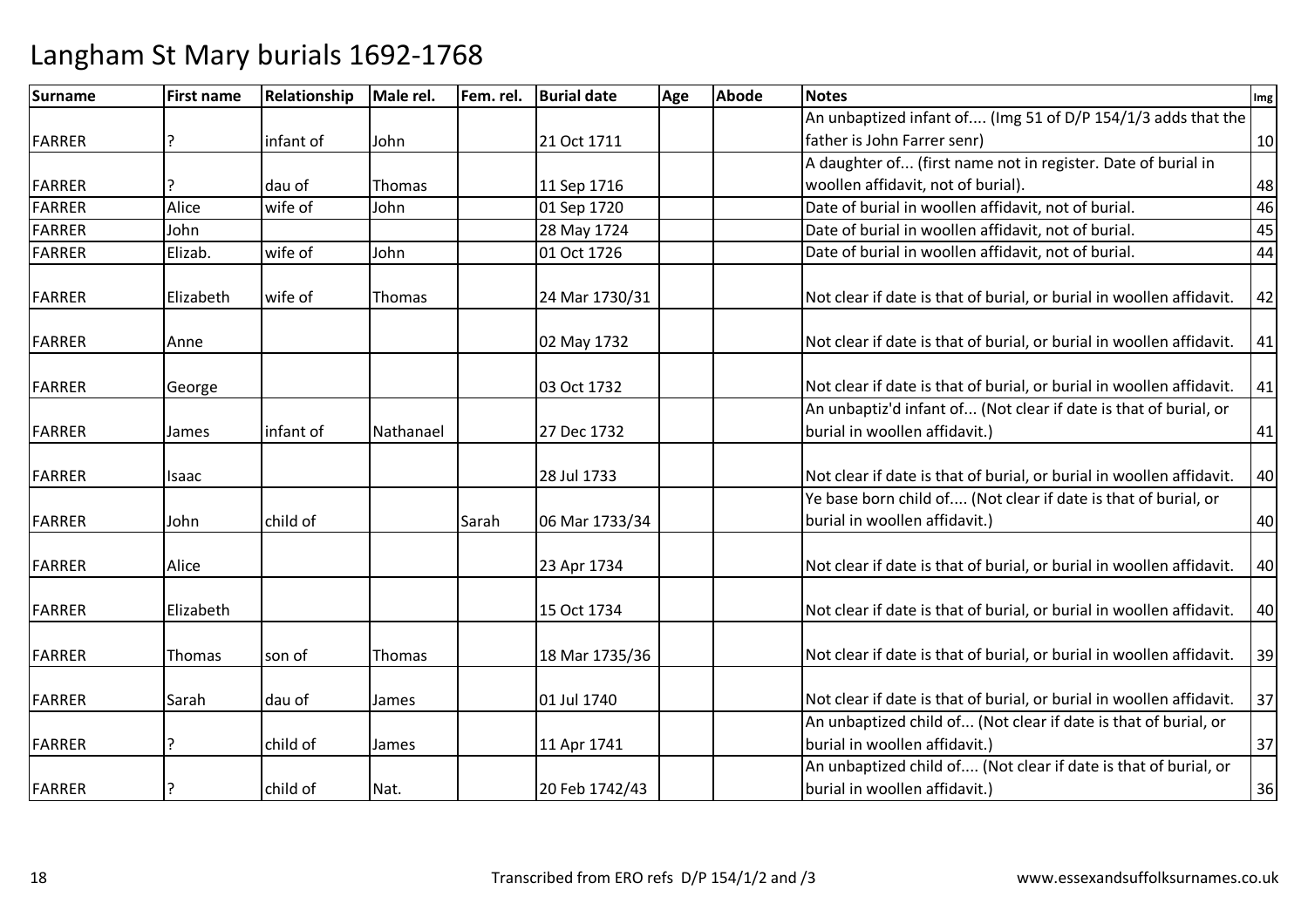# Langham St Mary burials 1692-1768

| Surname | First name | Relationship | Male rel. | Fem. rel. | Burial date | Age | Abode | Notes | Img |
|---|---|---|---|---|---|---|---|---|---|
| FARRER | ? | infant of | John | | 21 Oct 1711 | | | An unbaptized infant of.... (Img 51 of D/P 154/1/3 adds that the father is John Farrer senr) | 10 |
| FARRER | ? | dau of | Thomas | | 11 Sep 1716 | | | A daughter of... (first name not in register. Date of burial in woollen affidavit, not of burial). | 48 |
| FARRER | Alice | wife of | John | | 01 Sep 1720 | | | Date of burial in woollen affidavit, not of burial. | 46 |
| FARRER | John | | | | 28 May 1724 | | | Date of burial in woollen affidavit, not of burial. | 45 |
| FARRER | Elizab. | wife of | John | | 01 Oct 1726 | | | Date of burial in woollen affidavit, not of burial. | 44 |
| FARRER | Elizabeth | wife of | Thomas | | 24 Mar 1730/31 | | | Not clear if date is that of burial, or burial in woollen affidavit. | 42 |
| FARRER | Anne | | | | 02 May 1732 | | | Not clear if date is that of burial, or burial in woollen affidavit. | 41 |
| FARRER | George | | | | 03 Oct 1732 | | | Not clear if date is that of burial, or burial in woollen affidavit. | 41 |
| FARRER | James | infant of | Nathanael | | 27 Dec 1732 | | | An unbaptiz'd infant of... (Not clear if date is that of burial, or burial in woollen affidavit.) | 41 |
| FARRER | Isaac | | | | 28 Jul 1733 | | | Not clear if date is that of burial, or burial in woollen affidavit. | 40 |
| FARRER | John | child of | | Sarah | 06 Mar 1733/34 | | | Ye base born child of.... (Not clear if date is that of burial, or burial in woollen affidavit.) | 40 |
| FARRER | Alice | | | | 23 Apr 1734 | | | Not clear if date is that of burial, or burial in woollen affidavit. | 40 |
| FARRER | Elizabeth | | | | 15 Oct 1734 | | | Not clear if date is that of burial, or burial in woollen affidavit. | 40 |
| FARRER | Thomas | son of | Thomas | | 18 Mar 1735/36 | | | Not clear if date is that of burial, or burial in woollen affidavit. | 39 |
| FARRER | Sarah | dau of | James | | 01 Jul 1740 | | | Not clear if date is that of burial, or burial in woollen affidavit. | 37 |
| FARRER | ? | child of | James | | 11 Apr 1741 | | | An unbaptized child of... (Not clear if date is that of burial, or burial in woollen affidavit.) | 37 |
| FARRER | ? | child of | Nat. | | 20 Feb 1742/43 | | | An unbaptized child of.... (Not clear if date is that of burial, or burial in woollen affidavit.) | 36 |

Transcribed from ERO refs D/P 154/1/2 and /3 www.essexandsuffolksurnames.co.uk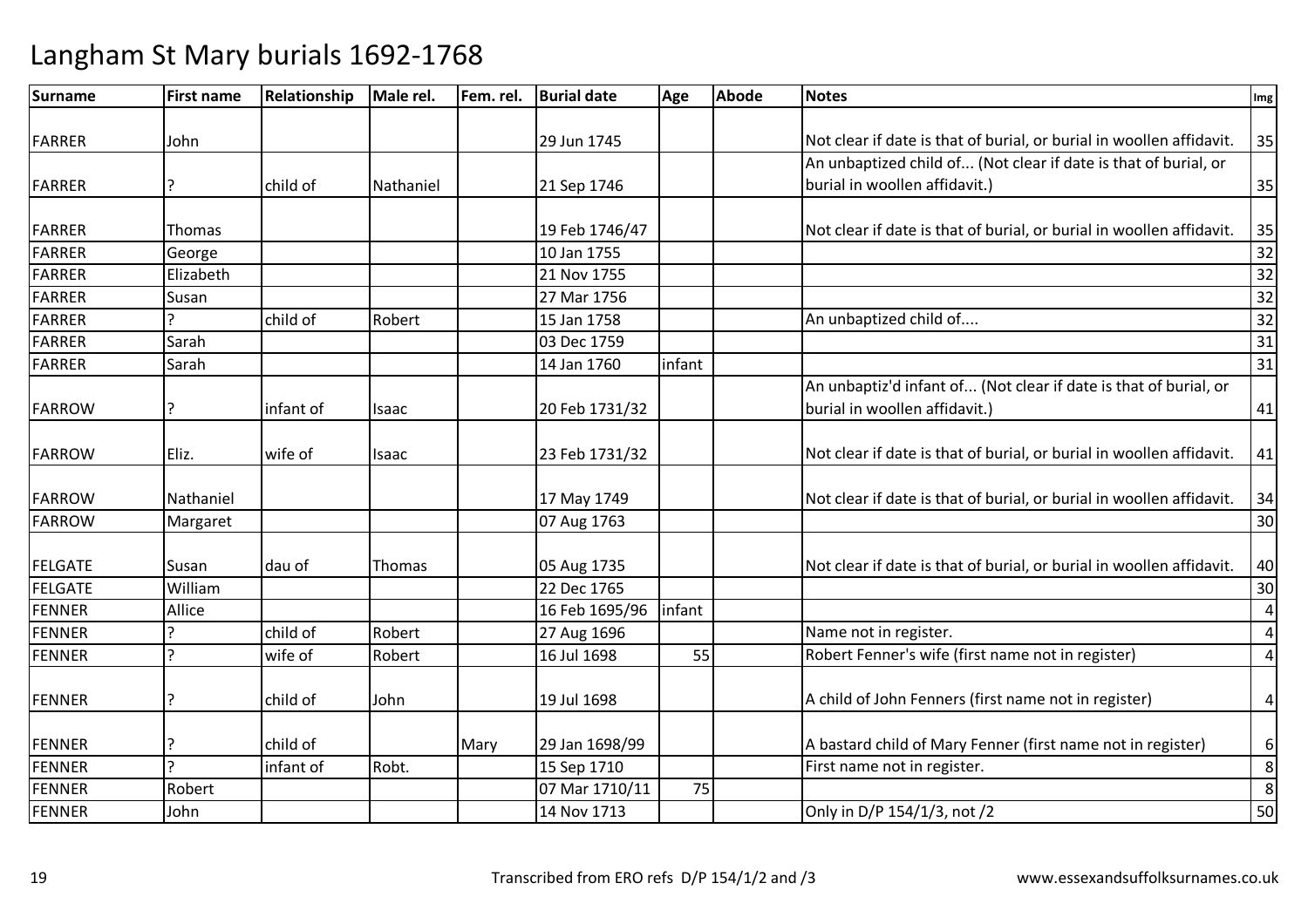# Langham St Mary burials 1692-1768

| Surname | First name | Relationship | Male rel. | Fem. rel. | Burial date | Age | Abode | Notes | Img |
|---|---|---|---|---|---|---|---|---|---|
| FARRER | John | | | | 29 Jun 1745 | | | Not clear if date is that of burial, or burial in woollen affidavit. | 35 |
| FARRER | ? | child of | Nathaniel | | 21 Sep 1746 | | | An unbaptized child of... (Not clear if date is that of burial, or burial in woollen affidavit.) | 35 |
| FARRER | Thomas | | | | 19 Feb 1746/47 | | | Not clear if date is that of burial, or burial in woollen affidavit. | 35 |
| FARRER | George | | | | 10 Jan 1755 | | | | 32 |
| FARRER | Elizabeth | | | | 21 Nov 1755 | | | | 32 |
| FARRER | Susan | | | | 27 Mar 1756 | | | | 32 |
| FARRER | ? | child of | Robert | | 15 Jan 1758 | | | An unbaptized child of.... | 32 |
| FARRER | Sarah | | | | 03 Dec 1759 | | | | 31 |
| FARRER | Sarah | | | | 14 Jan 1760 | infant | | | 31 |
| FARROW | ? | infant of | Isaac | | 20 Feb 1731/32 | | | An unbaptiz'd infant of... (Not clear if date is that of burial, or burial in woollen affidavit.) | 41 |
| FARROW | Eliz. | wife of | Isaac | | 23 Feb 1731/32 | | | Not clear if date is that of burial, or burial in woollen affidavit. | 41 |
| FARROW | Nathaniel | | | | 17 May 1749 | | | Not clear if date is that of burial, or burial in woollen affidavit. | 34 |
| FARROW | Margaret | | | | 07 Aug 1763 | | | | 30 |
| FELGATE | Susan | dau of | Thomas | | 05 Aug 1735 | | | Not clear if date is that of burial, or burial in woollen affidavit. | 40 |
| FELGATE | William | | | | 22 Dec 1765 | | | | 30 |
| FENNER | Allice | | | | 16 Feb 1695/96 | infant | | | 4 |
| FENNER | ? | child of | Robert | | 27 Aug 1696 | | | Name not in register. | 4 |
| FENNER | ? | wife of | Robert | | 16 Jul 1698 | 55 | | Robert Fenner's wife (first name not in register) | 4 |
| FENNER | ? | child of | John | | 19 Jul 1698 | | | A child of John Fenners (first name not in register) | 4 |
| FENNER | ? | child of | | Mary | 29 Jan 1698/99 | | | A bastard child of Mary Fenner (first name not in register) | 6 |
| FENNER | ? | infant of | Robt. | | 15 Sep 1710 | | | First name not in register. | 8 |
| FENNER | Robert | | | | 07 Mar 1710/11 | 75 | | | 8 |
| FENNER | John | | | | 14 Nov 1713 | | | Only in D/P 154/1/3, not /2 | 50 |

Transcribed from ERO refs D/P 154/1/2 and /3

www.essexandsuffolksurnames.co.uk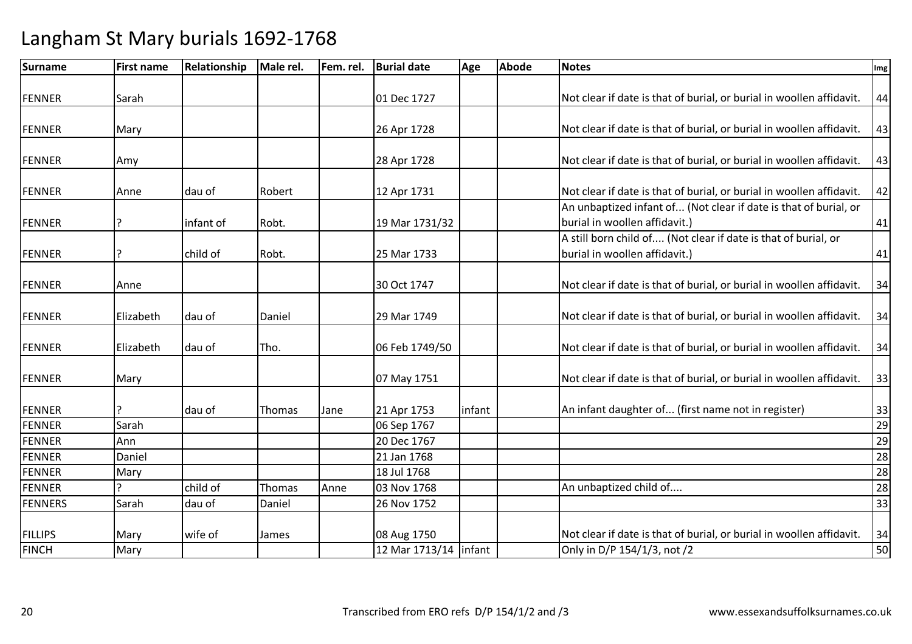# Langham St Mary burials 1692-1768

| Surname | First name | Relationship | Male rel. | Fem. rel. | Burial date | Age | Abode | Notes | Img |
|---|---|---|---|---|---|---|---|---|---|
| FENNER | Sarah | | | | 01 Dec 1727 | | | Not clear if date is that of burial, or burial in woollen affidavit. | 44 |
| FENNER | Mary | | | | 26 Apr 1728 | | | Not clear if date is that of burial, or burial in woollen affidavit. | 43 |
| FENNER | Amy | | | | 28 Apr 1728 | | | Not clear if date is that of burial, or burial in woollen affidavit. | 43 |
| FENNER | Anne | dau of | Robert | | 12 Apr 1731 | | | Not clear if date is that of burial, or burial in woollen affidavit. | 42 |
| FENNER | ? | infant of | Robt. | | 19 Mar 1731/32 | | | An unbaptized infant of... (Not clear if date is that of burial, or burial in woollen affidavit.) | 41 |
| FENNER | ? | child of | Robt. | | 25 Mar 1733 | | | A still born child of.... (Not clear if date is that of burial, or burial in woollen affidavit.) | 41 |
| FENNER | Anne | | | | 30 Oct 1747 | | | Not clear if date is that of burial, or burial in woollen affidavit. | 34 |
| FENNER | Elizabeth | dau of | Daniel | | 29 Mar 1749 | | | Not clear if date is that of burial, or burial in woollen affidavit. | 34 |
| FENNER | Elizabeth | dau of | Tho. | | 06 Feb 1749/50 | | | Not clear if date is that of burial, or burial in woollen affidavit. | 34 |
| FENNER | Mary | | | | 07 May 1751 | | | Not clear if date is that of burial, or burial in woollen affidavit. | 33 |
| FENNER | ? | dau of | Thomas | Jane | 21 Apr 1753 | infant | | An infant daughter of... (first name not in register) | 33 |
| FENNER | Sarah | | | | 06 Sep 1767 | | | | 29 |
| FENNER | Ann | | | | 20 Dec 1767 | | | | 29 |
| FENNER | Daniel | | | | 21 Jan 1768 | | | | 28 |
| FENNER | Mary | | | | 18 Jul 1768 | | | | 28 |
| FENNER | ? | child of | Thomas | Anne | 03 Nov 1768 | | | An unbaptized child of.... | 28 |
| FENNERS | Sarah | dau of | Daniel | | 26 Nov 1752 | | | | 33 |
| FILLIPS | Mary | wife of | James | | 08 Aug 1750 | | | Not clear if date is that of burial, or burial in woollen affidavit. | 34 |
| FINCH | Mary | | | | 12 Mar 1713/14 | infant | | Only in D/P 154/1/3, not /2 | 50 |

Transcribed from ERO refs D/P 154/1/2 and /3

www.essexandsuffolksurnames.co.uk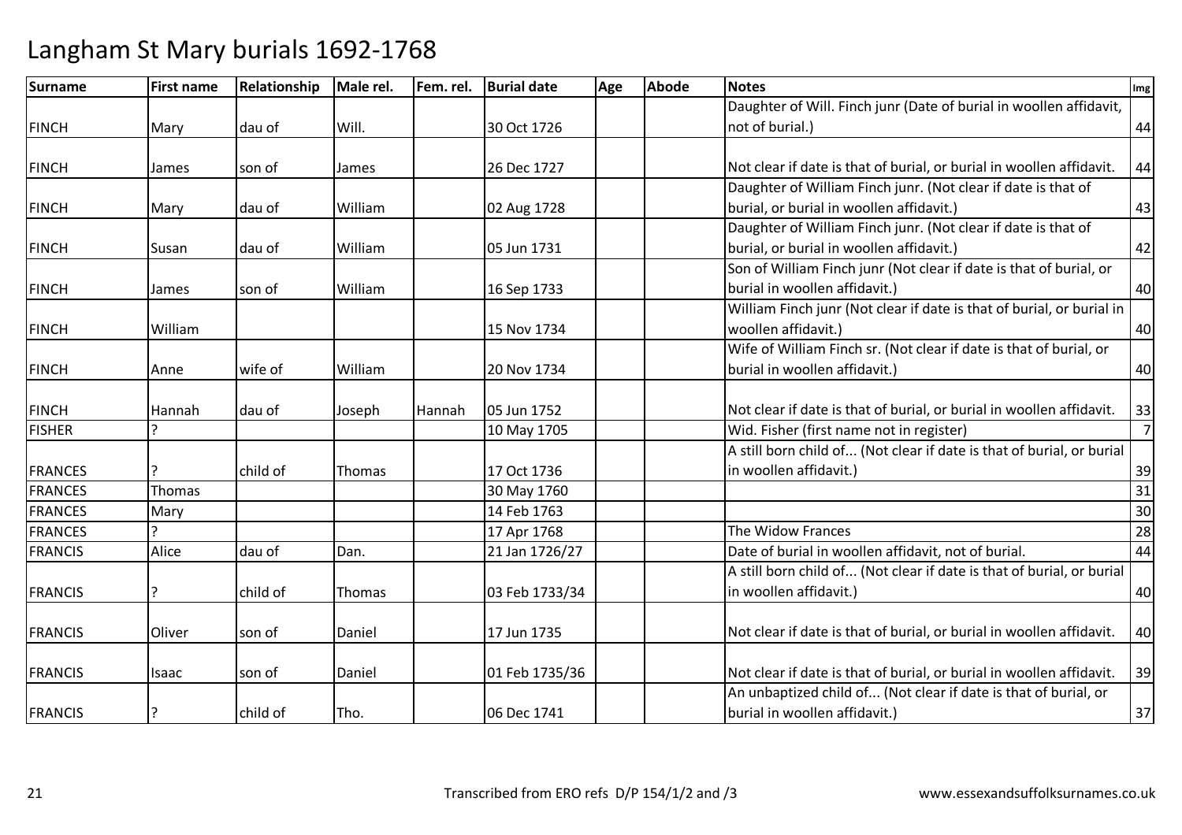# Langham St Mary burials 1692-1768

| Surname | First name | Relationship | Male rel. | Fem. rel. | Burial date | Age | Abode | Notes | Img |
|---|---|---|---|---|---|---|---|---|---|
| FINCH | Mary | dau of | Will. | | 30 Oct 1726 | | | Daughter of Will. Finch junr (Date of burial in woollen affidavit, not of burial.) | 44 |
| FINCH | James | son of | James | | 26 Dec 1727 | | | Not clear if date is that of burial, or burial in woollen affidavit. | 44 |
| FINCH | Mary | dau of | William | | 02 Aug 1728 | | | Daughter of William Finch junr. (Not clear if date is that of burial, or burial in woollen affidavit.) | 43 |
| FINCH | Susan | dau of | William | | 05 Jun 1731 | | | Daughter of William Finch junr. (Not clear if date is that of burial, or burial in woollen affidavit.) | 42 |
| FINCH | James | son of | William | | 16 Sep 1733 | | | Son of William Finch junr (Not clear if date is that of burial, or burial in woollen affidavit.) | 40 |
| FINCH | William | | | | 15 Nov 1734 | | | William Finch junr (Not clear if date is that of burial, or burial in woollen affidavit.) | 40 |
| FINCH | Anne | wife of | William | | 20 Nov 1734 | | | Wife of William Finch sr. (Not clear if date is that of burial, or burial in woollen affidavit.) | 40 |
| FINCH | Hannah | dau of | Joseph | Hannah | 05 Jun 1752 | | | Not clear if date is that of burial, or burial in woollen affidavit. | 33 |
| FISHER | ? | | | | 10 May 1705 | | | Wid. Fisher (first name not in register) | 7 |
| FRANCES | ? | child of | Thomas | | 17 Oct 1736 | | | A still born child of... (Not clear if date is that of burial, or burial in woollen affidavit.) | 39 |
| FRANCES | Thomas | | | | 30 May 1760 | | | | 31 |
| FRANCES | Mary | | | | 14 Feb 1763 | | | | 30 |
| FRANCES | ? | | | | 17 Apr 1768 | | | The Widow Frances | 28 |
| FRANCIS | Alice | dau of | Dan. | | 21 Jan 1726/27 | | | Date of burial in woollen affidavit, not of burial. | 44 |
| FRANCIS | ? | child of | Thomas | | 03 Feb 1733/34 | | | A still born child of... (Not clear if date is that of burial, or burial in woollen affidavit.) | 40 |
| FRANCIS | Oliver | son of | Daniel | | 17 Jun 1735 | | | Not clear if date is that of burial, or burial in woollen affidavit. | 40 |
| FRANCIS | Isaac | son of | Daniel | | 01 Feb 1735/36 | | | Not clear if date is that of burial, or burial in woollen affidavit. | 39 |
| FRANCIS | ? | child of | Tho. | | 06 Dec 1741 | | | An unbaptized child of... (Not clear if date is that of burial, or burial in woollen affidavit.) | 37 |

Transcribed from ERO refs D/P 154/1/2 and /3 www.essexandsuffolksurnames.co.uk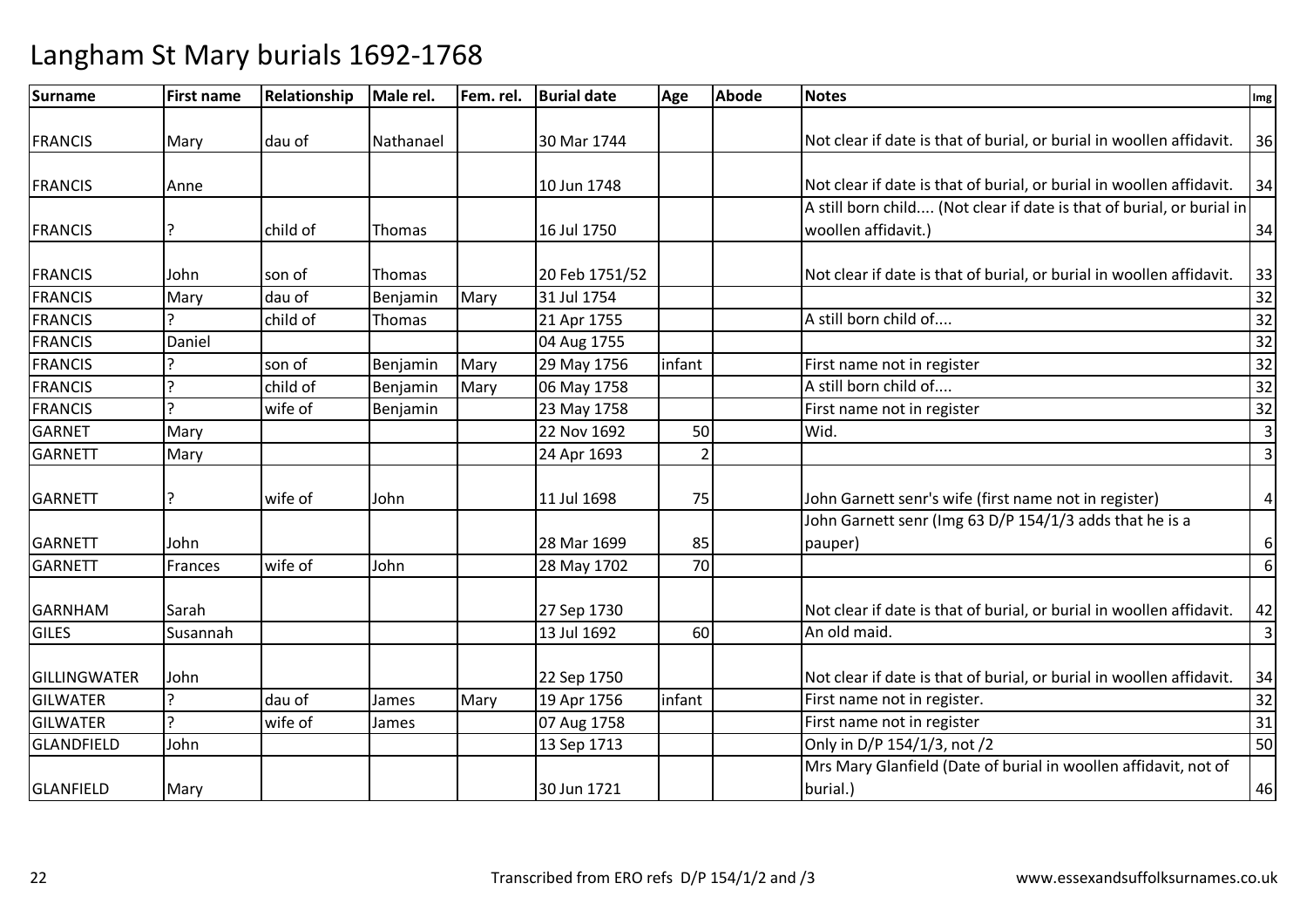# Langham St Mary burials 1692-1768

| Surname | First name | Relationship | Male rel. | Fem. rel. | Burial date | Age | Abode | Notes | Img |
|---|---|---|---|---|---|---|---|---|---|
| FRANCIS | Mary | dau of | Nathanael | | 30 Mar 1744 | | | Not clear if date is that of burial, or burial in woollen affidavit. | 36 |
| FRANCIS | Anne | | | | 10 Jun 1748 | | | Not clear if date is that of burial, or burial in woollen affidavit. | 34 |
| FRANCIS | ? | child of | Thomas | | 16 Jul 1750 | | | A still born child.... (Not clear if date is that of burial, or burial in woollen affidavit.) | 34 |
| FRANCIS | John | son of | Thomas | | 20 Feb 1751/52 | | | Not clear if date is that of burial, or burial in woollen affidavit. | 33 |
| FRANCIS | Mary | dau of | Benjamin | Mary | 31 Jul 1754 | | | | 32 |
| FRANCIS | ? | child of | Thomas | | 21 Apr 1755 | | | A still born child of.... | 32 |
| FRANCIS | Daniel | | | | 04 Aug 1755 | | | | 32 |
| FRANCIS | ? | son of | Benjamin | Mary | 29 May 1756 | infant | | First name not in register | 32 |
| FRANCIS | ? | child of | Benjamin | Mary | 06 May 1758 | | | A still born child of.... | 32 |
| FRANCIS | ? | wife of | Benjamin | | 23 May 1758 | | | First name not in register | 32 |
| GARNET | Mary | | | | 22 Nov 1692 | 50 | | Wid. | 3 |
| GARNETT | Mary | | | | 24 Apr 1693 | 2 | | | 3 |
| GARNETT | ? | wife of | John | | 11 Jul 1698 | 75 | | John Garnett senr's wife (first name not in register) | 4 |
| GARNETT | John | | | | 28 Mar 1699 | 85 | | John Garnett senr (Img 63 D/P 154/1/3 adds that he is a pauper) | 6 |
| GARNETT | Frances | wife of | John | | 28 May 1702 | 70 | | | 6 |
| GARNHAM | Sarah | | | | 27 Sep 1730 | | | Not clear if date is that of burial, or burial in woollen affidavit. | 42 |
| GILES | Susannah | | | | 13 Jul 1692 | 60 | | An old maid. | 3 |
| GILLINGWATER | John | | | | 22 Sep 1750 | | | Not clear if date is that of burial, or burial in woollen affidavit. | 34 |
| GILWATER | ? | dau of | James | Mary | 19 Apr 1756 | infant | | First name not in register. | 32 |
| GILWATER | ? | wife of | James | | 07 Aug 1758 | | | First name not in register | 31 |
| GLANDFIELD | John | | | | 13 Sep 1713 | | | Only in D/P 154/1/3, not /2 | 50 |
| GLANFIELD | Mary | | | | 30 Jun 1721 | | | Mrs Mary Glanfield (Date of burial in woollen affidavit, not of burial.) | 46 |

Transcribed from ERO refs D/P 154/1/2 and /3 www.essexandsuffolksurnames.co.uk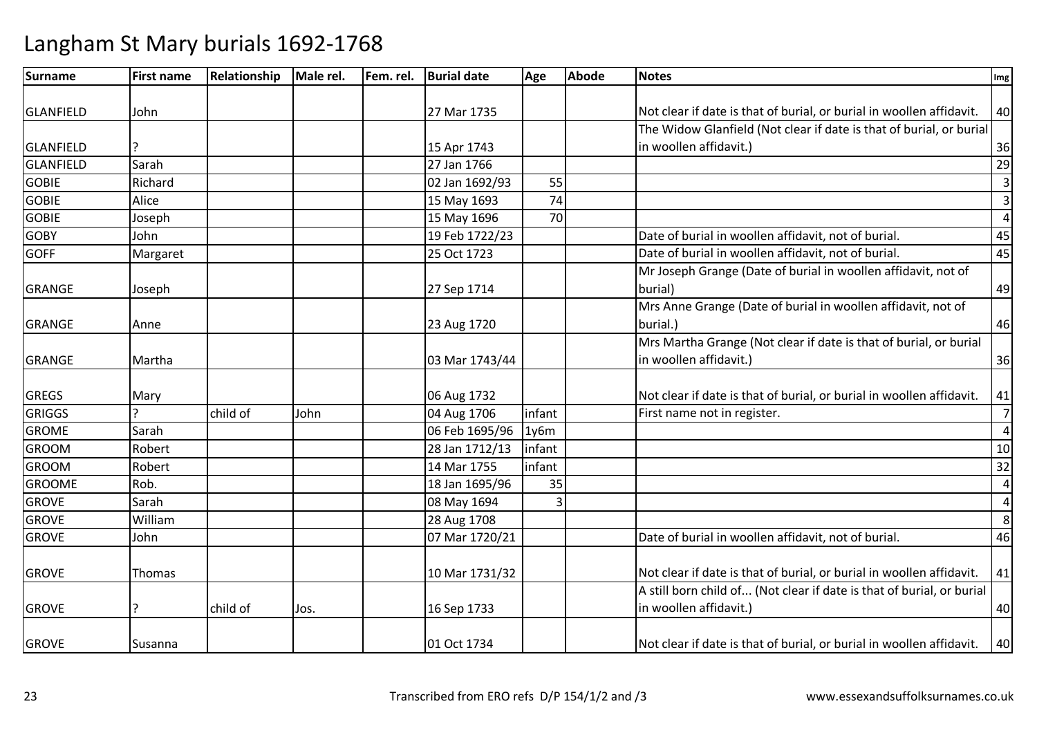# Langham St Mary burials 1692-1768

| Surname | First name | Relationship | Male rel. | Fem. rel. | Burial date | Age | Abode | Notes | Img |
|---|---|---|---|---|---|---|---|---|---|
| GLANFIELD | John | | | | 27 Mar 1735 | | | Not clear if date is that of burial, or burial in woollen affidavit. | 40 |
| GLANFIELD | ? | | | | 15 Apr 1743 | | | The Widow Glanfield (Not clear if date is that of burial, or burial in woollen affidavit.) | 36 |
| GLANFIELD | Sarah | | | | 27 Jan 1766 | | | | 29 |
| GOBIE | Richard | | | | 02 Jan 1692/93 | 55 | | | 3 |
| GOBIE | Alice | | | | 15 May 1693 | 74 | | | 3 |
| GOBIE | Joseph | | | | 15 May 1696 | 70 | | | 4 |
| GOBY | John | | | | 19 Feb 1722/23 | | | Date of burial in woollen affidavit, not of burial. | 45 |
| GOFF | Margaret | | | | 25 Oct 1723 | | | Date of burial in woollen affidavit, not of burial. | 45 |
| GRANGE | Joseph | | | | 27 Sep 1714 | | | Mr Joseph Grange (Date of burial in woollen affidavit, not of burial) | 49 |
| GRANGE | Anne | | | | 23 Aug 1720 | | | Mrs Anne Grange (Date of burial in woollen affidavit, not of burial.) | 46 |
| GRANGE | Martha | | | | 03 Mar 1743/44 | | | Mrs Martha Grange (Not clear if date is that of burial, or burial in woollen affidavit.) | 36 |
| GREGS | Mary | | | | 06 Aug 1732 | | | Not clear if date is that of burial, or burial in woollen affidavit. | 41 |
| GRIGGS | ? | child of | John | | 04 Aug 1706 | infant | | First name not in register. | 7 |
| GROME | Sarah | | | | 06 Feb 1695/96 | 1y6m | | | 4 |
| GROOM | Robert | | | | 28 Jan 1712/13 | infant | | | 10 |
| GROOM | Robert | | | | 14 Mar 1755 | infant | | | 32 |
| GROOME | Rob. | | | | 18 Jan 1695/96 | 35 | | | 4 |
| GROVE | Sarah | | | | 08 May 1694 | 3 | | | 4 |
| GROVE | William | | | | 28 Aug 1708 | | | | 8 |
| GROVE | John | | | | 07 Mar 1720/21 | | | Date of burial in woollen affidavit, not of burial. | 46 |
| GROVE | Thomas | | | | 10 Mar 1731/32 | | | Not clear if date is that of burial, or burial in woollen affidavit. | 41 |
| GROVE | ? | child of | Jos. | | 16 Sep 1733 | | | A still born child of... (Not clear if date is that of burial, or burial in woollen affidavit.) | 40 |
| GROVE | Susanna | | | | 01 Oct 1734 | | | Not clear if date is that of burial, or burial in woollen affidavit. | 40 |

Transcribed from ERO refs D/P 154/1/2 and /3 www.essexandsuffolksurnames.co.uk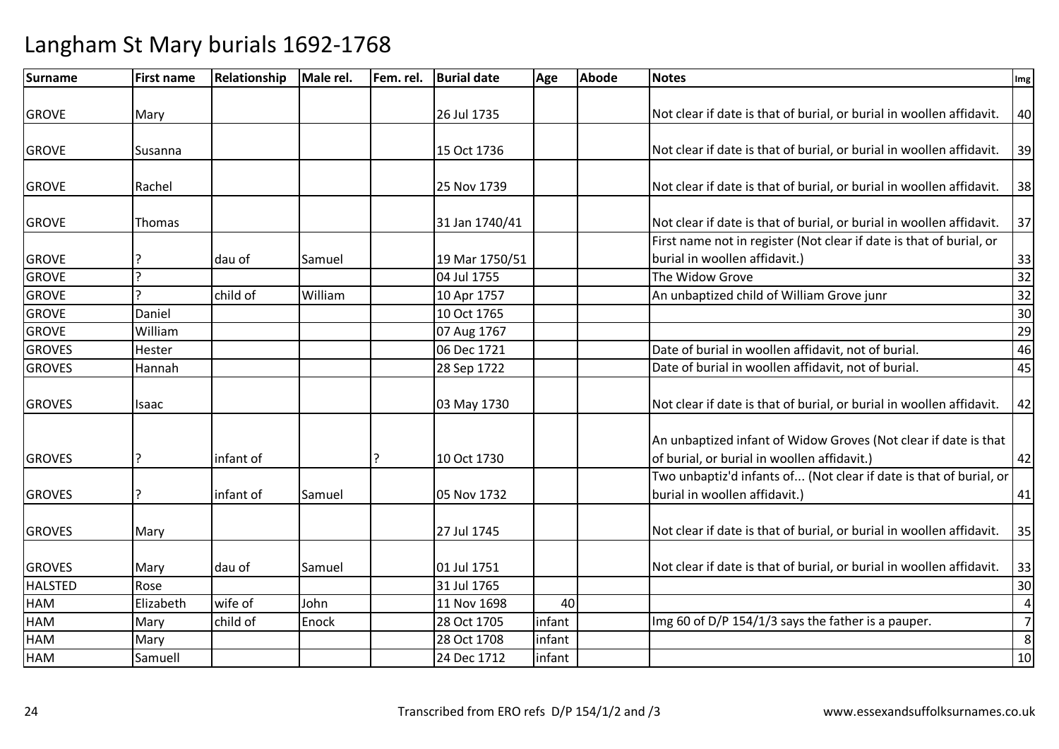# Langham St Mary burials 1692-1768

| Surname | First name | Relationship | Male rel. | Fem. rel. | Burial date | Age | Abode | Notes | Img |
|---|---|---|---|---|---|---|---|---|---|
| GROVE | Mary | | | | 26 Jul 1735 | | | Not clear if date is that of burial, or burial in woollen affidavit. | 40 |
| GROVE | Susanna | | | | 15 Oct 1736 | | | Not clear if date is that of burial, or burial in woollen affidavit. | 39 |
| GROVE | Rachel | | | | 25 Nov 1739 | | | Not clear if date is that of burial, or burial in woollen affidavit. | 38 |
| GROVE | Thomas | | | | 31 Jan 1740/41 | | | Not clear if date is that of burial, or burial in woollen affidavit. | 37 |
| GROVE | ? | dau of | Samuel | | 19 Mar 1750/51 | | | First name not in register (Not clear if date is that of burial, or burial in woollen affidavit.) | 33 |
| GROVE | ? | | | | 04 Jul 1755 | | | The Widow Grove | 32 |
| GROVE | ? | child of | William | | 10 Apr 1757 | | | An unbaptized child of William Grove junr | 32 |
| GROVE | Daniel | | | | 10 Oct 1765 | | | | 30 |
| GROVE | William | | | | 07 Aug 1767 | | | | 29 |
| GROVES | Hester | | | | 06 Dec 1721 | | | Date of burial in woollen affidavit, not of burial. | 46 |
| GROVES | Hannah | | | | 28 Sep 1722 | | | Date of burial in woollen affidavit, not of burial. | 45 |
| GROVES | Isaac | | | | 03 May 1730 | | | Not clear if date is that of burial, or burial in woollen affidavit. | 42 |
| GROVES | ? | infant of | | ? | 10 Oct 1730 | | | An unbaptized infant of Widow Groves (Not clear if date is that of burial, or burial in woollen affidavit.) | 42 |
| GROVES | ? | infant of | Samuel | | 05 Nov 1732 | | | Two unbaptiz'd infants of... (Not clear if date is that of burial, or burial in woollen affidavit.) | 41 |
| GROVES | Mary | | | | 27 Jul 1745 | | | Not clear if date is that of burial, or burial in woollen affidavit. | 35 |
| GROVES | Mary | dau of | Samuel | | 01 Jul 1751 | | | Not clear if date is that of burial, or burial in woollen affidavit. | 33 |
| HALSTED | Rose | | | | 31 Jul 1765 | | | | 30 |
| HAM | Elizabeth | wife of | John | | 11 Nov 1698 | 40 | | | 4 |
| HAM | Mary | child of | Enock | | 28 Oct 1705 | infant | | Img 60 of D/P 154/1/3 says the father is a pauper. | 7 |
| HAM | Mary | | | | 28 Oct 1708 | infant | | | 8 |
| HAM | Samuell | | | | 24 Dec 1712 | infant | | | 10 |

Transcribed from ERO refs D/P 154/1/2 and /3 www.essexandsuffolksurnames.co.uk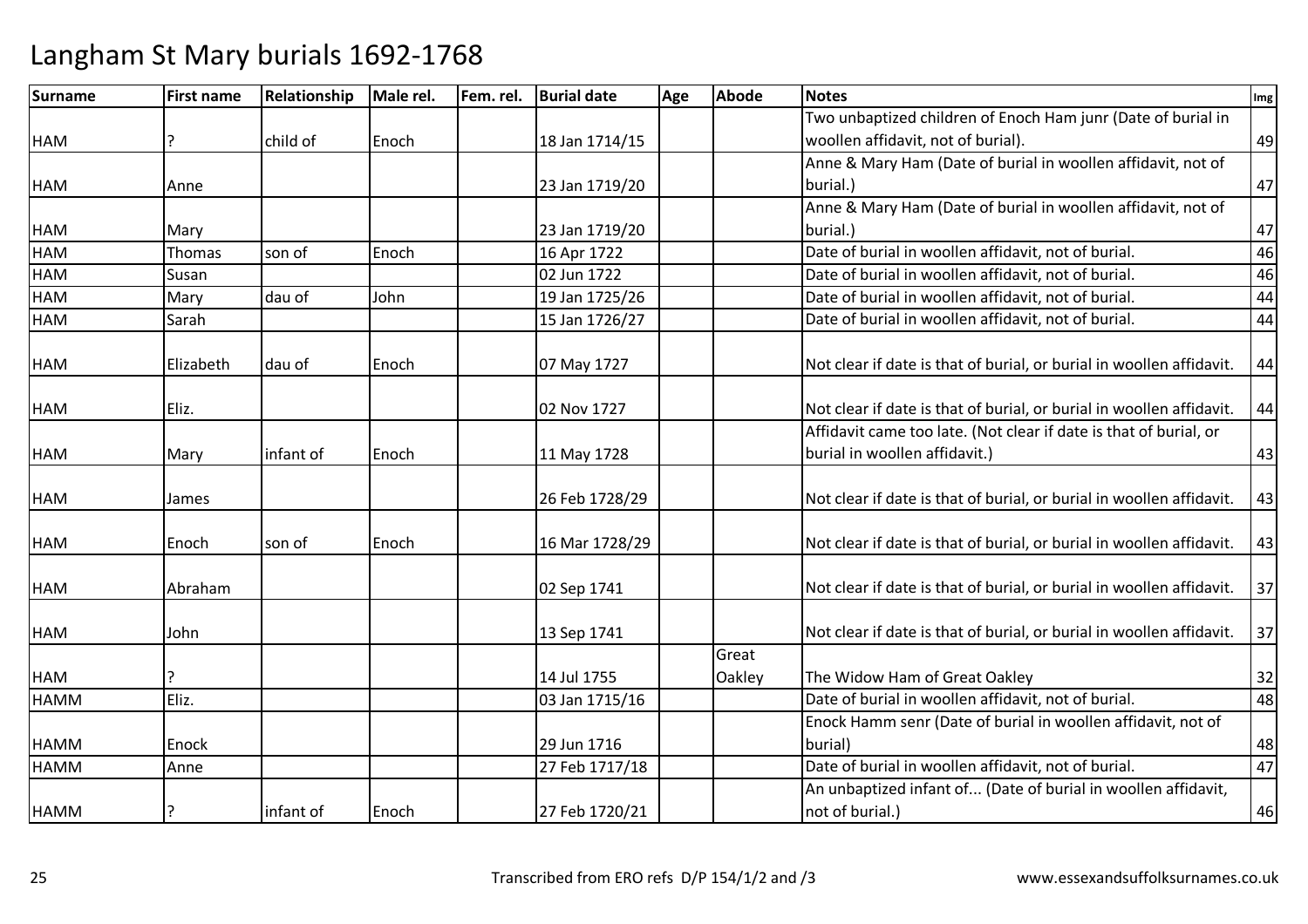# Langham St Mary burials 1692-1768

| Surname | First name | Relationship | Male rel. | Fem. rel. | Burial date | Age | Abode | Notes | Img |
|---|---|---|---|---|---|---|---|---|---|
| HAM | ? | child of | Enoch | | 18 Jan 1714/15 | | | Two unbaptized children of Enoch Ham junr (Date of burial in woollen affidavit, not of burial). | 49 |
| HAM | Anne | | | | 23 Jan 1719/20 | | | Anne & Mary Ham (Date of burial in woollen affidavit, not of burial.) | 47 |
| HAM | Mary | | | | 23 Jan 1719/20 | | | Anne & Mary Ham (Date of burial in woollen affidavit, not of burial.) | 47 |
| HAM | Thomas | son of | Enoch | | 16 Apr 1722 | | | Date of burial in woollen affidavit, not of burial. | 46 |
| HAM | Susan | | | | 02 Jun 1722 | | | Date of burial in woollen affidavit, not of burial. | 46 |
| HAM | Mary | dau of | John | | 19 Jan 1725/26 | | | Date of burial in woollen affidavit, not of burial. | 44 |
| HAM | Sarah | | | | 15 Jan 1726/27 | | | Date of burial in woollen affidavit, not of burial. | 44 |
| HAM | Elizabeth | dau of | Enoch | | 07 May 1727 | | | Not clear if date is that of burial, or burial in woollen affidavit. | 44 |
| HAM | Eliz. | | | | 02 Nov 1727 | | | Not clear if date is that of burial, or burial in woollen affidavit. | 44 |
| HAM | Mary | infant of | Enoch | | 11 May 1728 | | | Affidavit came too late. (Not clear if date is that of burial, or burial in woollen affidavit.) | 43 |
| HAM | James | | | | 26 Feb 1728/29 | | | Not clear if date is that of burial, or burial in woollen affidavit. | 43 |
| HAM | Enoch | son of | Enoch | | 16 Mar 1728/29 | | | Not clear if date is that of burial, or burial in woollen affidavit. | 43 |
| HAM | Abraham | | | | 02 Sep 1741 | | | Not clear if date is that of burial, or burial in woollen affidavit. | 37 |
| HAM | John | | | | 13 Sep 1741 | | | Not clear if date is that of burial, or burial in woollen affidavit. | 37 |
| HAM | ? | | | | 14 Jul 1755 | | Great Oakley | The Widow Ham of Great Oakley | 32 |
| HAMM | Eliz. | | | | 03 Jan 1715/16 | | | Date of burial in woollen affidavit, not of burial. | 48 |
| HAMM | Enock | | | | 29 Jun 1716 | | | Enock Hamm senr (Date of burial in woollen affidavit, not of burial) | 48 |
| HAMM | Anne | | | | 27 Feb 1717/18 | | | Date of burial in woollen affidavit, not of burial. | 47 |
| HAMM | ? | infant of | Enoch | | 27 Feb 1720/21 | | | An unbaptized infant of... (Date of burial in woollen affidavit, not of burial.) | 46 |

Transcribed from ERO refs D/P 154/1/2 and /3

www.essexandsuffolksurnames.co.uk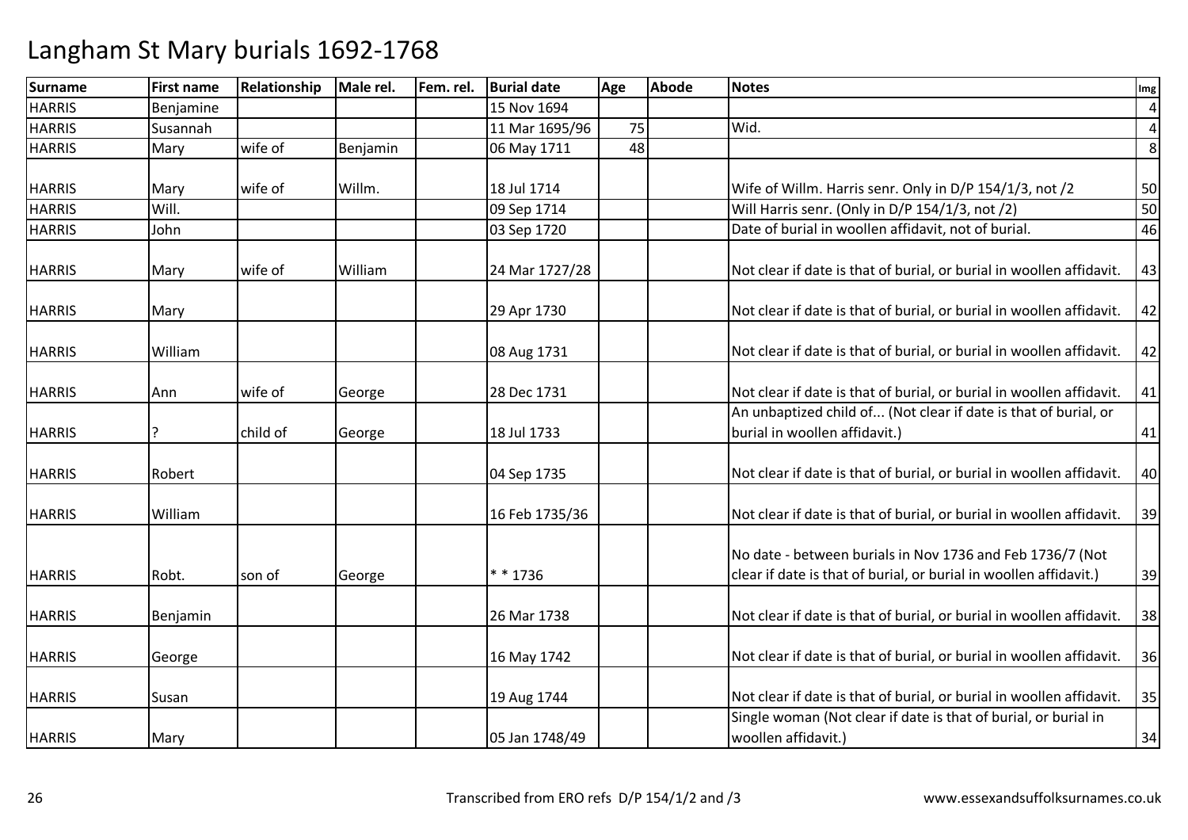# Langham St Mary burials 1692-1768

| Surname | First name | Relationship | Male rel. | Fem. rel. | Burial date | Age | Abode | Notes | Img |
|---|---|---|---|---|---|---|---|---|---|
| HARRIS | Benjamine | | | | 15 Nov 1694 | | | | 4 |
| HARRIS | Susannah | | | | 11 Mar 1695/96 | 75 | | Wid. | 4 |
| HARRIS | Mary | wife of | Benjamin | | 06 May 1711 | 48 | | | 8 |
| HARRIS | Mary | wife of | Willm. | | 18 Jul 1714 | | | Wife of Willm. Harris senr. Only in D/P 154/1/3, not /2 | 50 |
| HARRIS | Will. | | | | 09 Sep 1714 | | | Will Harris senr. (Only in D/P 154/1/3, not /2) | 50 |
| HARRIS | John | | | | 03 Sep 1720 | | | Date of burial in woollen affidavit, not of burial. | 46 |
| HARRIS | Mary | wife of | William | | 24 Mar 1727/28 | | | Not clear if date is that of burial, or burial in woollen affidavit. | 43 |
| HARRIS | Mary | | | | 29 Apr 1730 | | | Not clear if date is that of burial, or burial in woollen affidavit. | 42 |
| HARRIS | William | | | | 08 Aug 1731 | | | Not clear if date is that of burial, or burial in woollen affidavit. | 42 |
| HARRIS | Ann | wife of | George | | 28 Dec 1731 | | | Not clear if date is that of burial, or burial in woollen affidavit. | 41 |
| HARRIS | ? | child of | George | | 18 Jul 1733 | | | An unbaptized child of... (Not clear if date is that of burial, or burial in woollen affidavit.) | 41 |
| HARRIS | Robert | | | | 04 Sep 1735 | | | Not clear if date is that of burial, or burial in woollen affidavit. | 40 |
| HARRIS | William | | | | 16 Feb 1735/36 | | | Not clear if date is that of burial, or burial in woollen affidavit. | 39 |
| HARRIS | Robt. | son of | George | | * * 1736 | | | No date - between burials in Nov 1736 and Feb 1736/7 (Not clear if date is that of burial, or burial in woollen affidavit.) | 39 |
| HARRIS | Benjamin | | | | 26 Mar 1738 | | | Not clear if date is that of burial, or burial in woollen affidavit. | 38 |
| HARRIS | George | | | | 16 May 1742 | | | Not clear if date is that of burial, or burial in woollen affidavit. | 36 |
| HARRIS | Susan | | | | 19 Aug 1744 | | | Not clear if date is that of burial, or burial in woollen affidavit. | 35 |
| HARRIS | Mary | | | | 05 Jan 1748/49 | | | Single woman (Not clear if date is that of burial, or burial in woollen affidavit.) | 34 |

Transcribed from ERO refs D/P 154/1/2 and /3 www.essexandsuffolksurnames.co.uk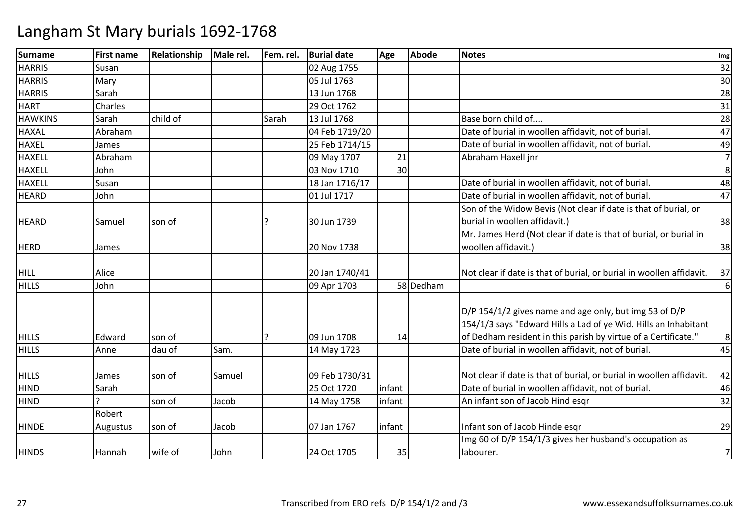# Langham St Mary burials 1692-1768

| Surname | First name | Relationship | Male rel. | Fem. rel. | Burial date | Age | Abode | Notes | Img |
|---|---|---|---|---|---|---|---|---|---|
| HARRIS | Susan | | | | 02 Aug 1755 | | | | 32 |
| HARRIS | Mary | | | | 05 Jul 1763 | | | | 30 |
| HARRIS | Sarah | | | | 13 Jun 1768 | | | | 28 |
| HART | Charles | | | | 29 Oct 1762 | | | | 31 |
| HAWKINS | Sarah | child of | | Sarah | 13 Jul 1768 | | | Base born child of.... | 28 |
| HAXAL | Abraham | | | | 04 Feb 1719/20 | | | Date of burial in woollen affidavit, not of burial. | 47 |
| HAXEL | James | | | | 25 Feb 1714/15 | | | Date of burial in woollen affidavit, not of burial. | 49 |
| HAXELL | Abraham | | | | 09 May 1707 | 21 | | Abraham Haxell jnr | 7 |
| HAXELL | John | | | | 03 Nov 1710 | 30 | | | 8 |
| HAXELL | Susan | | | | 18 Jan 1716/17 | | | Date of burial in woollen affidavit, not of burial. | 48 |
| HEARD | John | | | | 01 Jul 1717 | | | Date of burial in woollen affidavit, not of burial. | 47 |
| HEARD | Samuel | son of | | ? | 30 Jun 1739 | | | Son of the Widow Bevis (Not clear if date is that of burial, or burial in woollen affidavit.) | 38 |
| HERD | James | | | | 20 Nov 1738 | | | Mr. James Herd (Not clear if date is that of burial, or burial in woollen affidavit.) | 38 |
| HILL | Alice | | | | 20 Jan 1740/41 | | | Not clear if date is that of burial, or burial in woollen affidavit. | 37 |
| HILLS | John | | | | 09 Apr 1703 | 58 | Dedham | | 6 |
| HILLS | Edward | son of | | ? | 09 Jun 1708 | 14 | | D/P 154/1/2 gives name and age only, but img 53 of D/P 154/1/3 says "Edward Hills a Lad of ye Wid. Hills an Inhabitant of Dedham resident in this parish by virtue of a Certificate." | 8 |
| HILLS | Anne | dau of | Sam. | | 14 May 1723 | | | Date of burial in woollen affidavit, not of burial. | 45 |
| HILLS | James | son of | Samuel | | 09 Feb 1730/31 | | | Not clear if date is that of burial, or burial in woollen affidavit. | 42 |
| HIND | Sarah | | | | 25 Oct 1720 | infant | | Date of burial in woollen affidavit, not of burial. | 46 |
| HIND | ? | son of | Jacob | | 14 May 1758 | infant | | An infant son of Jacob Hind esqr | 32 |
| HINDE | Robert Augustus | son of | Jacob | | 07 Jan 1767 | infant | | Infant son of Jacob Hinde esqr | 29 |
| HINDS | Hannah | wife of | John | | 24 Oct 1705 | 35 | | Img 60 of D/P 154/1/3 gives her husband's occupation as labourer. | 7 |

Transcribed from ERO refs D/P 154/1/2 and /3

www.essexandsuffolksurnames.co.uk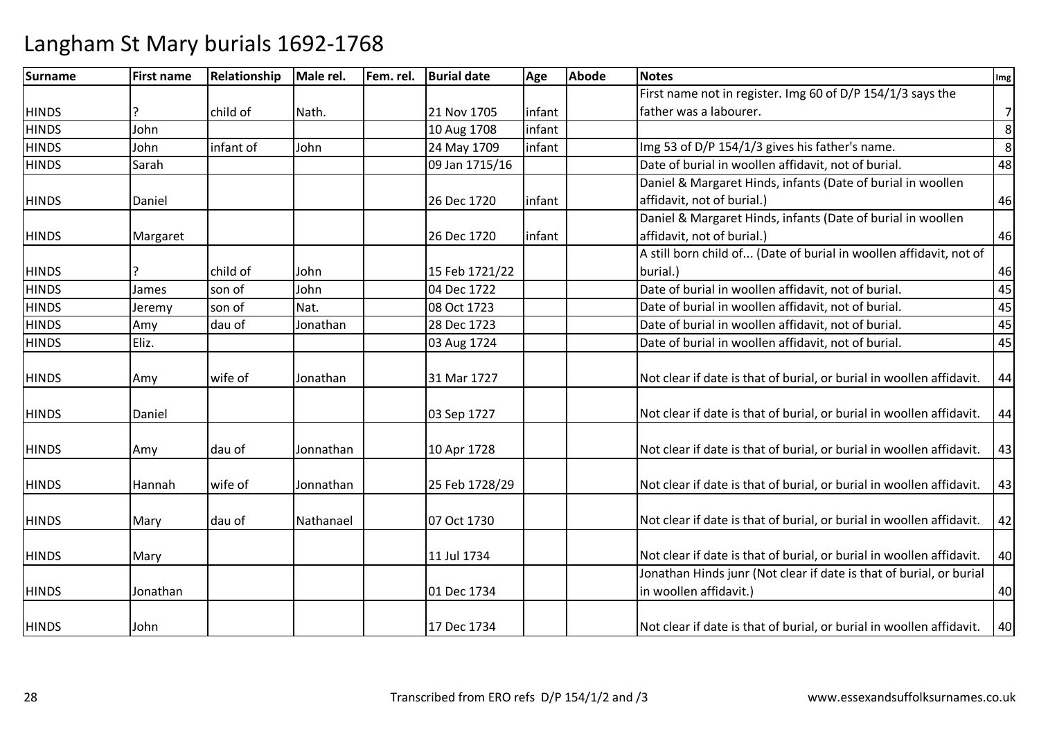# Langham St Mary burials 1692-1768

| Surname | First name | Relationship | Male rel. | Fem. rel. | Burial date | Age | Abode | Notes | Img |
|---|---|---|---|---|---|---|---|---|---|
| HINDS | ? | child of | Nath. | | 21 Nov 1705 | infant | | First name not in register. Img 60 of D/P 154/1/3 says the father was a labourer. | 7 |
| HINDS | John | | | | 10 Aug 1708 | infant | | | 8 |
| HINDS | John | infant of | John | | 24 May 1709 | infant | | Img 53 of D/P 154/1/3 gives his father's name. | 8 |
| HINDS | Sarah | | | | 09 Jan 1715/16 | | | Date of burial in woollen affidavit, not of burial. | 48 |
| HINDS | Daniel | | | | 26 Dec 1720 | infant | | Daniel & Margaret Hinds, infants (Date of burial in woollen affidavit, not of burial.) | 46 |
| HINDS | Margaret | | | | 26 Dec 1720 | infant | | Daniel & Margaret Hinds, infants (Date of burial in woollen affidavit, not of burial.) | 46 |
| HINDS | ? | child of | John | | 15 Feb 1721/22 | | | A still born child of... (Date of burial in woollen affidavit, not of burial.) | 46 |
| HINDS | James | son of | John | | 04 Dec 1722 | | | Date of burial in woollen affidavit, not of burial. | 45 |
| HINDS | Jeremy | son of | Nat. | | 08 Oct 1723 | | | Date of burial in woollen affidavit, not of burial. | 45 |
| HINDS | Amy | dau of | Jonathan | | 28 Dec 1723 | | | Date of burial in woollen affidavit, not of burial. | 45 |
| HINDS | Eliz. | | | | 03 Aug 1724 | | | Date of burial in woollen affidavit, not of burial. | 45 |
| HINDS | Amy | wife of | Jonathan | | 31 Mar 1727 | | | Not clear if date is that of burial, or burial in woollen affidavit. | 44 |
| HINDS | Daniel | | | | 03 Sep 1727 | | | Not clear if date is that of burial, or burial in woollen affidavit. | 44 |
| HINDS | Amy | dau of | Jonnathan | | 10 Apr 1728 | | | Not clear if date is that of burial, or burial in woollen affidavit. | 43 |
| HINDS | Hannah | wife of | Jonnathan | | 25 Feb 1728/29 | | | Not clear if date is that of burial, or burial in woollen affidavit. | 43 |
| HINDS | Mary | dau of | Nathanael | | 07 Oct 1730 | | | Not clear if date is that of burial, or burial in woollen affidavit. | 42 |
| HINDS | Mary | | | | 11 Jul 1734 | | | Not clear if date is that of burial, or burial in woollen affidavit. | 40 |
| HINDS | Jonathan | | | | 01 Dec 1734 | | | Jonathan Hinds junr (Not clear if date is that of burial, or burial in woollen affidavit.) | 40 |
| HINDS | John | | | | 17 Dec 1734 | | | Not clear if date is that of burial, or burial in woollen affidavit. | 40 |

Transcribed from ERO refs D/P 154/1/2 and /3

www.essexandsuffolksurnames.co.uk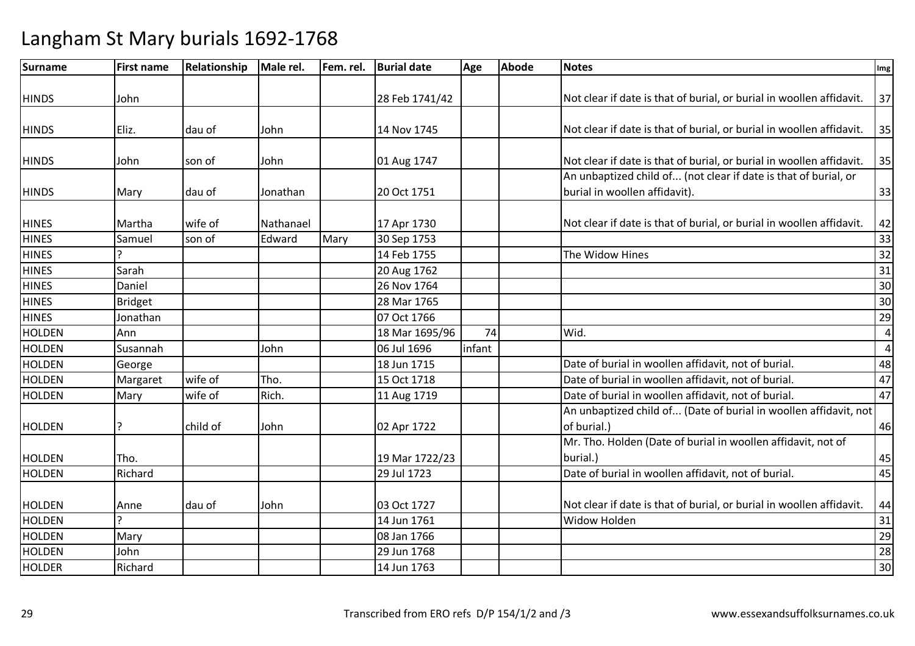# Langham St Mary burials 1692-1768

| Surname | First name | Relationship | Male rel. | Fem. rel. | Burial date | Age | Abode | Notes | Img |
|---|---|---|---|---|---|---|---|---|---|
| HINDS | John | | | | 28 Feb 1741/42 | | | Not clear if date is that of burial, or burial in woollen affidavit. | 37 |
| HINDS | Eliz. | dau of | John | | 14 Nov 1745 | | | Not clear if date is that of burial, or burial in woollen affidavit. | 35 |
| HINDS | John | son of | John | | 01 Aug 1747 | | | Not clear if date is that of burial, or burial in woollen affidavit. | 35 |
| HINDS | Mary | dau of | Jonathan | | 20 Oct 1751 | | | An unbaptized child of... (not clear if date is that of burial, or burial in woollen affidavit). | 33 |
| HINES | Martha | wife of | Nathanael | | 17 Apr 1730 | | | Not clear if date is that of burial, or burial in woollen affidavit. | 42 |
| HINES | Samuel | son of | Edward | Mary | 30 Sep 1753 | | | | 33 |
| HINES | ? | | | | 14 Feb 1755 | | | The Widow Hines | 32 |
| HINES | Sarah | | | | 20 Aug 1762 | | | | 31 |
| HINES | Daniel | | | | 26 Nov 1764 | | | | 30 |
| HINES | Bridget | | | | 28 Mar 1765 | | | | 30 |
| HINES | Jonathan | | | | 07 Oct 1766 | | | | 29 |
| HOLDEN | Ann | | | | 18 Mar 1695/96 | 74 | | Wid. | 4 |
| HOLDEN | Susannah | | John | | 06 Jul 1696 | infant | | | 4 |
| HOLDEN | George | | | | 18 Jun 1715 | | | Date of burial in woollen affidavit, not of burial. | 48 |
| HOLDEN | Margaret | wife of | Tho. | | 15 Oct 1718 | | | Date of burial in woollen affidavit, not of burial. | 47 |
| HOLDEN | Mary | wife of | Rich. | | 11 Aug 1719 | | | Date of burial in woollen affidavit, not of burial. | 47 |
| HOLDEN | ? | child of | John | | 02 Apr 1722 | | | An unbaptized child of... (Date of burial in woollen affidavit, not of burial.) | 46 |
| HOLDEN | Tho. | | | | 19 Mar 1722/23 | | | Mr. Tho. Holden (Date of burial in woollen affidavit, not of burial.) | 45 |
| HOLDEN | Richard | | | | 29 Jul 1723 | | | Date of burial in woollen affidavit, not of burial. | 45 |
| HOLDEN | Anne | dau of | John | | 03 Oct 1727 | | | Not clear if date is that of burial, or burial in woollen affidavit. | 44 |
| HOLDEN | ? | | | | 14 Jun 1761 | | | Widow Holden | 31 |
| HOLDEN | Mary | | | | 08 Jan 1766 | | | | 29 |
| HOLDEN | John | | | | 29 Jun 1768 | | | | 28 |
| HOLDER | Richard | | | | 14 Jun 1763 | | | | 30 |

Transcribed from ERO refs D/P 154/1/2 and /3 www.essexandsuffolksurnames.co.uk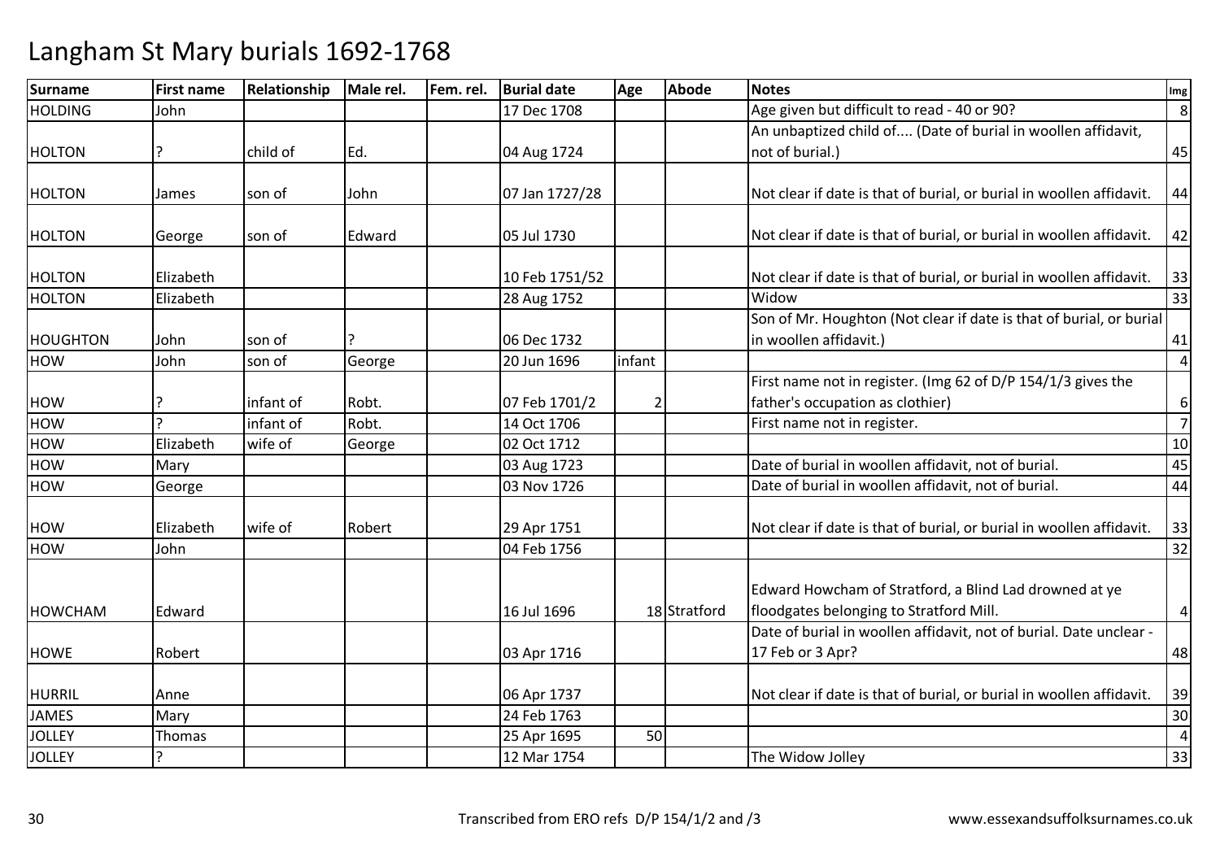# Langham St Mary burials 1692-1768

| Surname | First name | Relationship | Male rel. | Fem. rel. | Burial date | Age | Abode | Notes | Img |
|---|---|---|---|---|---|---|---|---|---|
| HOLDING | John | | | | 17 Dec 1708 | | | Age given but difficult to read - 40 or 90? | 8 |
| HOLTON | ? | child of | Ed. | | 04 Aug 1724 | | | An unbaptized child of.... (Date of burial in woollen affidavit, not of burial.) | 45 |
| HOLTON | James | son of | John | | 07 Jan 1727/28 | | | Not clear if date is that of burial, or burial in woollen affidavit. | 44 |
| HOLTON | George | son of | Edward | | 05 Jul 1730 | | | Not clear if date is that of burial, or burial in woollen affidavit. | 42 |
| HOLTON | Elizabeth | | | | 10 Feb 1751/52 | | | Not clear if date is that of burial, or burial in woollen affidavit. | 33 |
| HOLTON | Elizabeth | | | | 28 Aug 1752 | | | Widow | 33 |
| HOUGHTON | John | son of | ? | | 06 Dec 1732 | | | Son of Mr. Houghton (Not clear if date is that of burial, or burial in woollen affidavit.) | 41 |
| HOW | John | son of | George | | 20 Jun 1696 | infant | | | 4 |
| HOW | ? | infant of | Robt. | | 07 Feb 1701/2 | 2 | | First name not in register. (Img 62 of D/P 154/1/3 gives the father's occupation as clothier) | 6 |
| HOW | ? | infant of | Robt. | | 14 Oct 1706 | | | First name not in register. | 7 |
| HOW | Elizabeth | wife of | George | | 02 Oct 1712 | | | | 10 |
| HOW | Mary | | | | 03 Aug 1723 | | | Date of burial in woollen affidavit, not of burial. | 45 |
| HOW | George | | | | 03 Nov 1726 | | | Date of burial in woollen affidavit, not of burial. | 44 |
| HOW | Elizabeth | wife of | Robert | | 29 Apr 1751 | | | Not clear if date is that of burial, or burial in woollen affidavit. | 33 |
| HOW | John | | | | 04 Feb 1756 | | | | 32 |
| HOWCHAM | Edward | | | | 16 Jul 1696 | 18 | Stratford | Edward Howcham of Stratford, a Blind Lad drowned at ye floodgates belonging to Stratford Mill. | 4 |
| HOWE | Robert | | | | 03 Apr 1716 | | | Date of burial in woollen affidavit, not of burial. Date unclear - 17 Feb or 3 Apr? | 48 |
| HURRIL | Anne | | | | 06 Apr 1737 | | | Not clear if date is that of burial, or burial in woollen affidavit. | 39 |
| JAMES | Mary | | | | 24 Feb 1763 | | | | 30 |
| JOLLEY | Thomas | | | | 25 Apr 1695 | 50 | | | 4 |
| JOLLEY | ? | | | | 12 Mar 1754 | | | The Widow Jolley | 33 |

Transcribed from ERO refs D/P 154/1/2 and /3 www.essexandsuffolksurnames.co.uk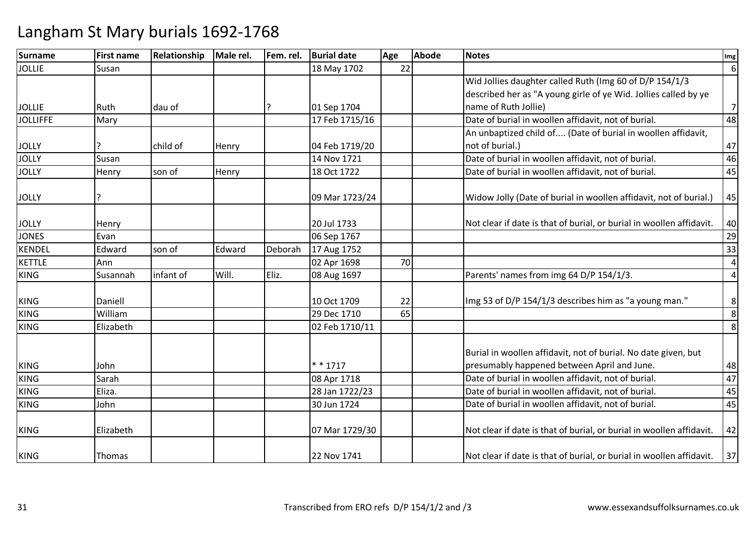# Langham St Mary burials 1692-1768

| Surname | First name | Relationship | Male rel. | Fem. rel. | Burial date | Age | Abode | Notes | Img |
|---|---|---|---|---|---|---|---|---|---|
| JOLLIE | Susan | | | | 18 May 1702 | 22 | | | 6 |
| JOLLIE | Ruth | dau of | | ? | 01 Sep 1704 | | | Wid Jollies daughter called Ruth (Img 60 of D/P 154/1/3 described her as "A young girle of ye Wid. Jollies called by ye name of Ruth Jollie) | 7 |
| JOLLIFFE | Mary | | | | 17 Feb 1715/16 | | | Date of burial in woollen affidavit, not of burial. | 48 |
| JOLLY | ? | child of | Henry | | 04 Feb 1719/20 | | | An unbaptized child of.... (Date of burial in woollen affidavit, not of burial.) | 47 |
| JOLLY | Susan | | | | 14 Nov 1721 | | | Date of burial in woollen affidavit, not of burial. | 46 |
| JOLLY | Henry | son of | Henry | | 18 Oct 1722 | | | Date of burial in woollen affidavit, not of burial. | 45 |
| JOLLY | ? | | | | 09 Mar 1723/24 | | | Widow Jolly (Date of burial in woollen affidavit, not of burial.) | 45 |
| JOLLY | Henry | | | | 20 Jul 1733 | | | Not clear if date is that of burial, or burial in woollen affidavit. | 40 |
| JONES | Evan | | | | 06 Sep 1767 | | | | 29 |
| KENDEL | Edward | son of | Edward | Deborah | 17 Aug 1752 | | | | 33 |
| KETTLE | Ann | | | | 02 Apr 1698 | 70 | | | 4 |
| KING | Susannah | infant of | Will. | Eliz. | 08 Aug 1697 | | | Parents' names from img 64 D/P 154/1/3. | 4 |
| KING | Daniell | | | | 10 Oct 1709 | 22 | | Img 53 of D/P 154/1/3 describes him as "a young man." | 8 |
| KING | William | | | | 29 Dec 1710 | 65 | | | 8 |
| KING | Elizabeth | | | | 02 Feb 1710/11 | | | | 8 |
| KING | John | | | | * * 1717 | | | Burial in woollen affidavit, not of burial. No date given, but presumably happened between April and June. | 48 |
| KING | Sarah | | | | 08 Apr 1718 | | | Date of burial in woollen affidavit, not of burial. | 47 |
| KING | Eliza. | | | | 28 Jan 1722/23 | | | Date of burial in woollen affidavit, not of burial. | 45 |
| KING | John | | | | 30 Jun 1724 | | | Date of burial in woollen affidavit, not of burial. | 45 |
| KING | Elizabeth | | | | 07 Mar 1729/30 | | | Not clear if date is that of burial, or burial in woollen affidavit. | 42 |
| KING | Thomas | | | | 22 Nov 1741 | | | Not clear if date is that of burial, or burial in woollen affidavit. | 37 |

Transcribed from ERO refs D/P 154/1/2 and /3 www.essexandsuffolksurnames.co.uk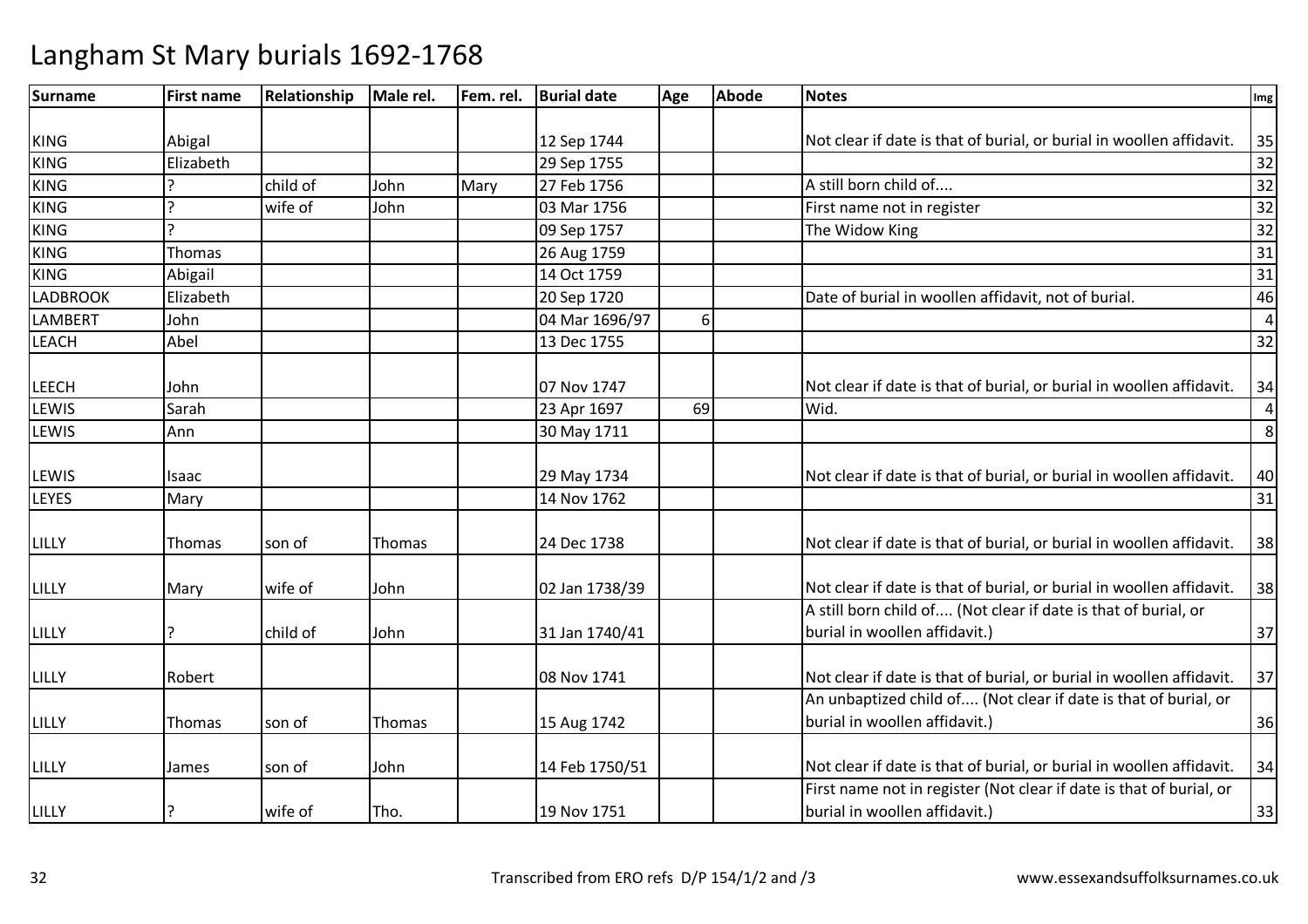# Langham St Mary burials 1692-1768

| Surname | First name | Relationship | Male rel. | Fem. rel. | Burial date | Age | Abode | Notes | Img |
|---|---|---|---|---|---|---|---|---|---|
| KING | Abigal | | | | 12 Sep 1744 | | | Not clear if date is that of burial, or burial in woollen affidavit. | 35 |
| KING | Elizabeth | | | | 29 Sep 1755 | | | | 32 |
| KING | ? | child of | John | Mary | 27 Feb 1756 | | | A still born child of.... | 32 |
| KING | ? | wife of | John | | 03 Mar 1756 | | | First name not in register | 32 |
| KING | ? | | | | 09 Sep 1757 | | | The Widow King | 32 |
| KING | Thomas | | | | 26 Aug 1759 | | | | 31 |
| KING | Abigail | | | | 14 Oct 1759 | | | | 31 |
| LADBROOK | Elizabeth | | | | 20 Sep 1720 | | | Date of burial in woollen affidavit, not of burial. | 46 |
| LAMBERT | John | | | | 04 Mar 1696/97 | 6 | | | 4 |
| LEACH | Abel | | | | 13 Dec 1755 | | | | 32 |
| LEECH | John | | | | 07 Nov 1747 | | | Not clear if date is that of burial, or burial in woollen affidavit. | 34 |
| LEWIS | Sarah | | | | 23 Apr 1697 | 69 | | Wid. | 4 |
| LEWIS | Ann | | | | 30 May 1711 | | | | 8 |
| LEWIS | Isaac | | | | 29 May 1734 | | | Not clear if date is that of burial, or burial in woollen affidavit. | 40 |
| LEYES | Mary | | | | 14 Nov 1762 | | | | 31 |
| LILLY | Thomas | son of | Thomas | | 24 Dec 1738 | | | Not clear if date is that of burial, or burial in woollen affidavit. | 38 |
| LILLY | Mary | wife of | John | | 02 Jan 1738/39 | | | Not clear if date is that of burial, or burial in woollen affidavit. | 38 |
| LILLY | ? | child of | John | | 31 Jan 1740/41 | | | A still born child of.... (Not clear if date is that of burial, or burial in woollen affidavit.) | 37 |
| LILLY | Robert | | | | 08 Nov 1741 | | | Not clear if date is that of burial, or burial in woollen affidavit. | 37 |
| LILLY | Thomas | son of | Thomas | | 15 Aug 1742 | | | An unbaptized child of.... (Not clear if date is that of burial, or burial in woollen affidavit.) | 36 |
| LILLY | James | son of | John | | 14 Feb 1750/51 | | | Not clear if date is that of burial, or burial in woollen affidavit. | 34 |
| LILLY | ? | wife of | Tho. | | 19 Nov 1751 | | | First name not in register (Not clear if date is that of burial, or burial in woollen affidavit.) | 33 |

Transcribed from ERO refs D/P 154/1/2 and /3 www.essexandsuffolksurnames.co.uk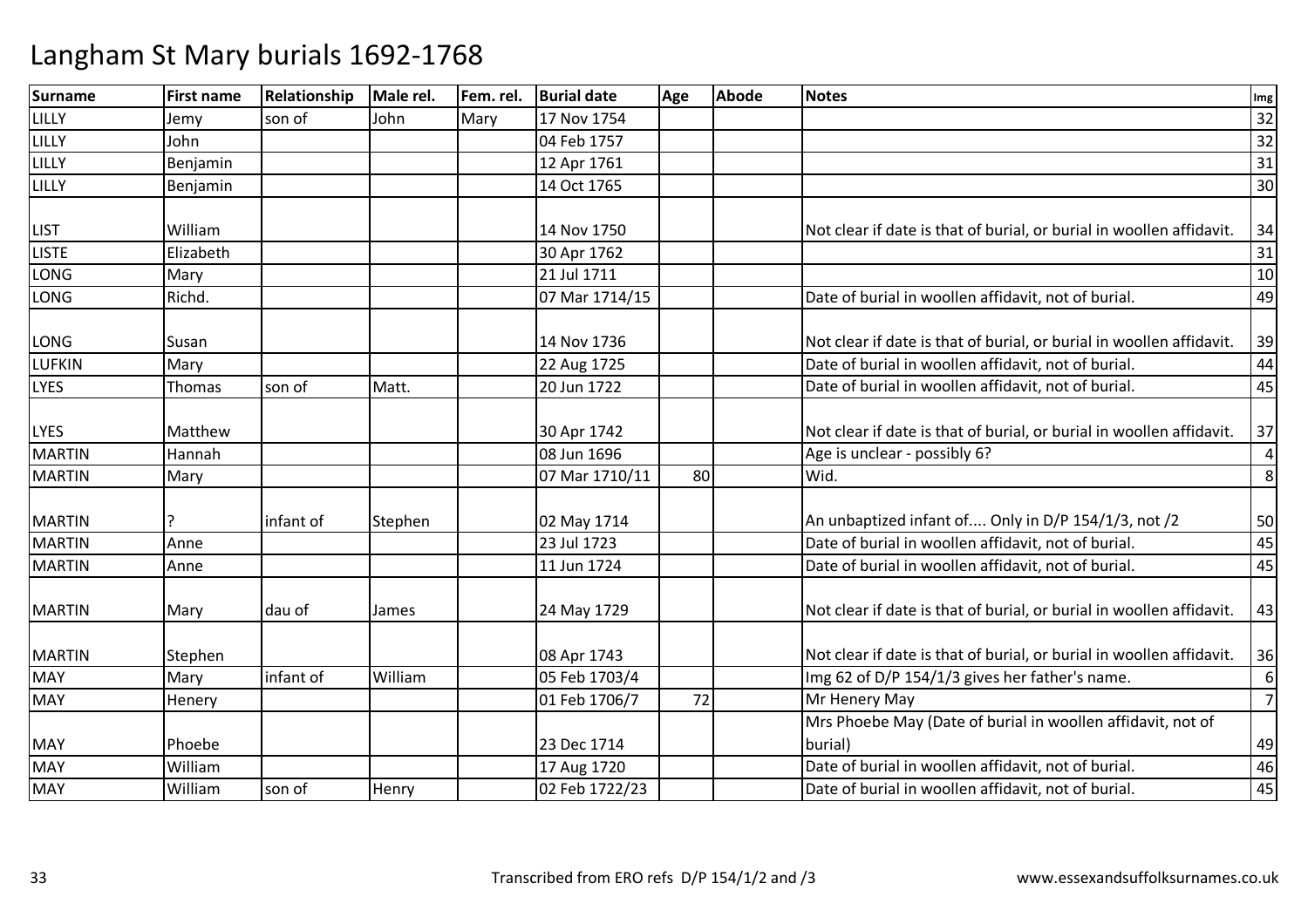# Langham St Mary burials 1692-1768

| Surname | First name | Relationship | Male rel. | Fem. rel. | Burial date | Age | Abode | Notes | Img |
|---|---|---|---|---|---|---|---|---|---|
| LILLY | Jemy | son of | John | Mary | 17 Nov 1754 | | | | 32 |
| LILLY | John | | | | 04 Feb 1757 | | | | 32 |
| LILLY | Benjamin | | | | 12 Apr 1761 | | | | 31 |
| LILLY | Benjamin | | | | 14 Oct 1765 | | | | 30 |
| LIST | William | | | | 14 Nov 1750 | | | Not clear if date is that of burial, or burial in woollen affidavit. | 34 |
| LISTE | Elizabeth | | | | 30 Apr 1762 | | | | 31 |
| LONG | Mary | | | | 21 Jul 1711 | | | | 10 |
| LONG | Richd. | | | | 07 Mar 1714/15 | | | Date of burial in woollen affidavit, not of burial. | 49 |
| LONG | Susan | | | | 14 Nov 1736 | | | Not clear if date is that of burial, or burial in woollen affidavit. | 39 |
| LUFKIN | Mary | | | | 22 Aug 1725 | | | Date of burial in woollen affidavit, not of burial. | 44 |
| LYES | Thomas | son of | Matt. | | 20 Jun 1722 | | | Date of burial in woollen affidavit, not of burial. | 45 |
| LYES | Matthew | | | | 30 Apr 1742 | | | Not clear if date is that of burial, or burial in woollen affidavit. | 37 |
| MARTIN | Hannah | | | | 08 Jun 1696 | | | Age is unclear - possibly 6? | 4 |
| MARTIN | Mary | | | | 07 Mar 1710/11 | 80 | | Wid. | 8 |
| MARTIN | ? | infant of | Stephen | | 02 May 1714 | | | An unbaptized infant of.... Only in D/P 154/1/3, not /2 | 50 |
| MARTIN | Anne | | | | 23 Jul 1723 | | | Date of burial in woollen affidavit, not of burial. | 45 |
| MARTIN | Anne | | | | 11 Jun 1724 | | | Date of burial in woollen affidavit, not of burial. | 45 |
| MARTIN | Mary | dau of | James | | 24 May 1729 | | | Not clear if date is that of burial, or burial in woollen affidavit. | 43 |
| MARTIN | Stephen | | | | 08 Apr 1743 | | | Not clear if date is that of burial, or burial in woollen affidavit. | 36 |
| MAY | Mary | infant of | William | | 05 Feb 1703/4 | | | Img 62 of D/P 154/1/3 gives her father's name. | 6 |
| MAY | Henery | | | | 01 Feb 1706/7 | 72 | | Mr Henery May | 7 |
| MAY | Phoebe | | | | 23 Dec 1714 | | | Mrs Phoebe May (Date of burial in woollen affidavit, not of burial) | 49 |
| MAY | William | | | | 17 Aug 1720 | | | Date of burial in woollen affidavit, not of burial. | 46 |
| MAY | William | son of | Henry | | 02 Feb 1722/23 | | | Date of burial in woollen affidavit, not of burial. | 45 |

Transcribed from ERO refs D/P 154/1/2 and /3

www.essexandsuffolksurnames.co.uk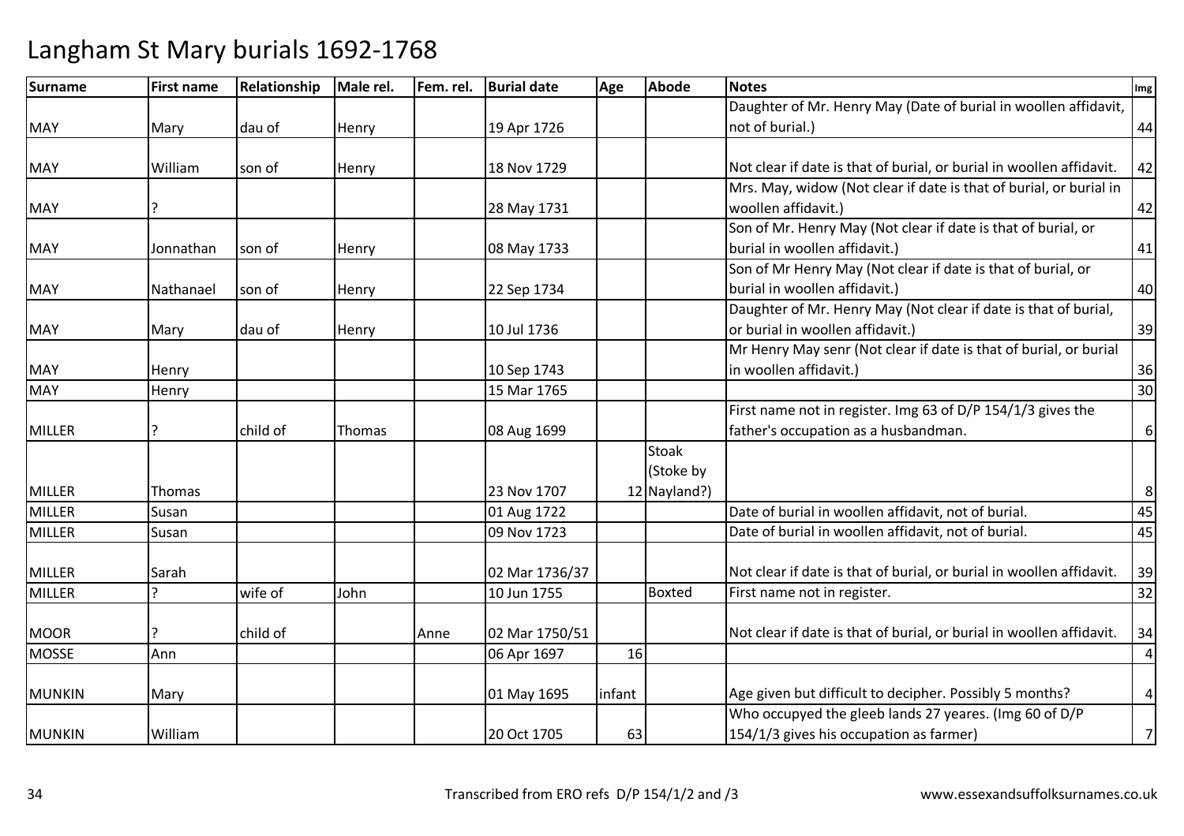# Langham St Mary burials 1692-1768

| Surname | First name | Relationship | Male rel. | Fem. rel. | Burial date | Age | Abode | Notes | Img |
|---|---|---|---|---|---|---|---|---|---|
| MAY | Mary | dau of | Henry | | 19 Apr 1726 | | | Daughter of Mr. Henry May (Date of burial in woollen affidavit, not of burial.) | 44 |
| MAY | William | son of | Henry | | 18 Nov 1729 | | | Not clear if date is that of burial, or burial in woollen affidavit. | 42 |
| MAY | ? | | | | 28 May 1731 | | | Mrs. May, widow (Not clear if date is that of burial, or burial in woollen affidavit.) | 42 |
| MAY | Jonnathan | son of | Henry | | 08 May 1733 | | | Son of Mr. Henry May (Not clear if date is that of burial, or burial in woollen affidavit.) | 41 |
| MAY | Nathanael | son of | Henry | | 22 Sep 1734 | | | Son of Mr Henry May (Not clear if date is that of burial, or burial in woollen affidavit.) | 40 |
| MAY | Mary | dau of | Henry | | 10 Jul 1736 | | | Daughter of Mr. Henry May (Not clear if date is that of burial, or burial in woollen affidavit.) | 39 |
| MAY | Henry | | | | 10 Sep 1743 | | | Mr Henry May senr (Not clear if date is that of burial, or burial in woollen affidavit.) | 36 |
| MAY | Henry | | | | 15 Mar 1765 | | | | 30 |
| MILLER | ? | child of | Thomas | | 08 Aug 1699 | | | First name not in register. Img 63 of D/P 154/1/3 gives the father's occupation as a husbandman. | 6 |
| MILLER | Thomas | | | | 23 Nov 1707 | 12 | Stoak (Stoke by Nayland?) | | 8 |
| MILLER | Susan | | | | 01 Aug 1722 | | | Date of burial in woollen affidavit, not of burial. | 45 |
| MILLER | Susan | | | | 09 Nov 1723 | | | Date of burial in woollen affidavit, not of burial. | 45 |
| MILLER | Sarah | | | | 02 Mar 1736/37 | | | Not clear if date is that of burial, or burial in woollen affidavit. | 39 |
| MILLER | ? | wife of | John | | 10 Jun 1755 | | Boxted | First name not in register. | 32 |
| MOOR | ? | child of | | Anne | 02 Mar 1750/51 | | | Not clear if date is that of burial, or burial in woollen affidavit. | 34 |
| MOSSE | Ann | | | | 06 Apr 1697 | 16 | | | 4 |
| MUNKIN | Mary | | | | 01 May 1695 | infant | | Age given but difficult to decipher. Possibly 5 months? | 4 |
| MUNKIN | William | | | | 20 Oct 1705 | 63 | | Who occupyed the gleeb lands 27 yeares. (Img 60 of D/P 154/1/3 gives his occupation as farmer) | 7 |

Transcribed from ERO refs D/P 154/1/2 and /3 www.essexandsuffolksurnames.co.uk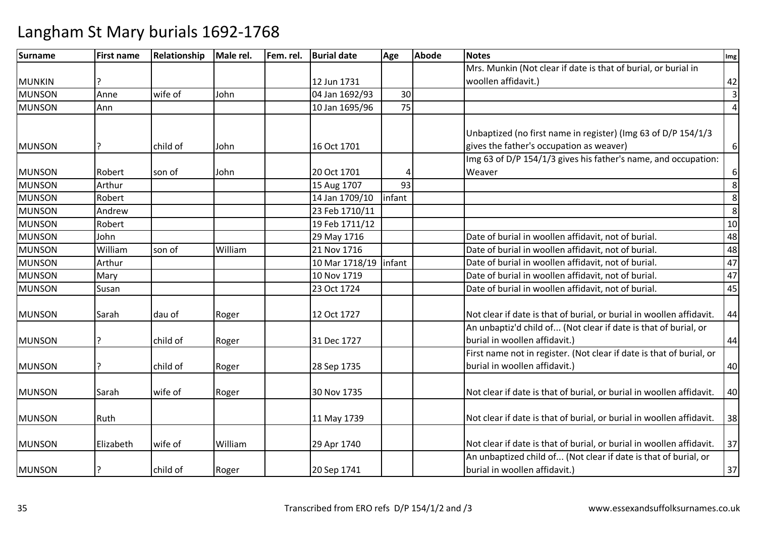# Langham St Mary burials 1692-1768

| Surname | First name | Relationship | Male rel. | Fem. rel. | Burial date | Age | Abode | Notes | Img |
|---|---|---|---|---|---|---|---|---|---|
| MUNKIN | ? | | | | 12 Jun 1731 | | | Mrs. Munkin (Not clear if date is that of burial, or burial in woollen affidavit.) | 42 |
| MUNSON | Anne | wife of | John | | 04 Jan 1692/93 | 30 | | | 3 |
| MUNSON | Ann | | | | 10 Jan 1695/96 | 75 | | | 4 |
| MUNSON | ? | child of | John | | 16 Oct 1701 | | | Unbaptized (no first name in register) (Img 63 of D/P 154/1/3 gives the father's occupation as weaver) | 6 |
| MUNSON | Robert | son of | John | | 20 Oct 1701 | 4 | | Img 63 of D/P 154/1/3 gives his father's name, and occupation: Weaver | 6 |
| MUNSON | Arthur | | | | 15 Aug 1707 | 93 | | | 8 |
| MUNSON | Robert | | | | 14 Jan 1709/10 | infant | | | 8 |
| MUNSON | Andrew | | | | 23 Feb 1710/11 | | | | 8 |
| MUNSON | Robert | | | | 19 Feb 1711/12 | | | | 10 |
| MUNSON | John | | | | 29 May 1716 | | | Date of burial in woollen affidavit, not of burial. | 48 |
| MUNSON | William | son of | William | | 21 Nov 1716 | | | Date of burial in woollen affidavit, not of burial. | 48 |
| MUNSON | Arthur | | | | 10 Mar 1718/19 | infant | | Date of burial in woollen affidavit, not of burial. | 47 |
| MUNSON | Mary | | | | 10 Nov 1719 | | | Date of burial in woollen affidavit, not of burial. | 47 |
| MUNSON | Susan | | | | 23 Oct 1724 | | | Date of burial in woollen affidavit, not of burial. | 45 |
| MUNSON | Sarah | dau of | Roger | | 12 Oct 1727 | | | Not clear if date is that of burial, or burial in woollen affidavit. | 44 |
| MUNSON | ? | child of | Roger | | 31 Dec 1727 | | | An unbaptiz'd child of... (Not clear if date is that of burial, or burial in woollen affidavit.) | 44 |
| MUNSON | ? | child of | Roger | | 28 Sep 1735 | | | First name not in register. (Not clear if date is that of burial, or burial in woollen affidavit.) | 40 |
| MUNSON | Sarah | wife of | Roger | | 30 Nov 1735 | | | Not clear if date is that of burial, or burial in woollen affidavit. | 40 |
| MUNSON | Ruth | | | | 11 May 1739 | | | Not clear if date is that of burial, or burial in woollen affidavit. | 38 |
| MUNSON | Elizabeth | wife of | William | | 29 Apr 1740 | | | Not clear if date is that of burial, or burial in woollen affidavit. | 37 |
| MUNSON | ? | child of | Roger | | 20 Sep 1741 | | | An unbaptized child of... (Not clear if date is that of burial, or burial in woollen affidavit.) | 37 |

Transcribed from ERO refs D/P 154/1/2 and /3 www.essexandsuffolksurnames.co.uk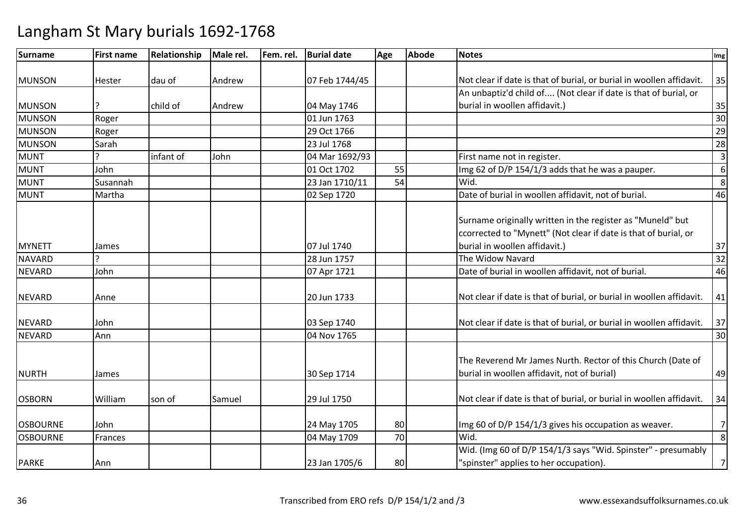# Langham St Mary burials 1692-1768

| Surname | First name | Relationship | Male rel. | Fem. rel. | Burial date | Age | Abode | Notes | Img |
|---|---|---|---|---|---|---|---|---|---|
| MUNSON | Hester | dau of | Andrew | | 07 Feb 1744/45 | | | Not clear if date is that of burial, or burial in woollen affidavit. | 35 |
| MUNSON | ? | child of | Andrew | | 04 May 1746 | | | An unbaptiz'd child of.... (Not clear if date is that of burial, or burial in woollen affidavit.) | 35 |
| MUNSON | Roger | | | | 01 Jun 1763 | | | | 30 |
| MUNSON | Roger | | | | 29 Oct 1766 | | | | 29 |
| MUNSON | Sarah | | | | 23 Jul 1768 | | | | 28 |
| MUNT | ? | infant of | John | | 04 Mar 1692/93 | | | First name not in register. | 3 |
| MUNT | John | | | | 01 Oct 1702 | 55 | | Img 62 of D/P 154/1/3 adds that he was a pauper. | 6 |
| MUNT | Susannah | | | | 23 Jan 1710/11 | 54 | | Wid. | 8 |
| MUNT | Martha | | | | 02 Sep 1720 | | | Date of burial in woollen affidavit, not of burial. | 46 |
| MYNETT | James | | | | 07 Jul 1740 | | | Surname originally written in the register as "Muneld" but ccorrected to "Mynett" (Not clear if date is that of burial, or burial in woollen affidavit.) | 37 |
| NAVARD | ? | | | | 28 Jun 1757 | | | The Widow Navard | 32 |
| NEVARD | John | | | | 07 Apr 1721 | | | Date of burial in woollen affidavit, not of burial. | 46 |
| NEVARD | Anne | | | | 20 Jun 1733 | | | Not clear if date is that of burial, or burial in woollen affidavit. | 41 |
| NEVARD | John | | | | 03 Sep 1740 | | | Not clear if date is that of burial, or burial in woollen affidavit. | 37 |
| NEVARD | Ann | | | | 04 Nov 1765 | | | | 30 |
| NURTH | James | | | | 30 Sep 1714 | | | The Reverend Mr James Nurth. Rector of this Church (Date of burial in woollen affidavit, not of burial) | 49 |
| OSBORN | William | son of | Samuel | | 29 Jul 1750 | | | Not clear if date is that of burial, or burial in woollen affidavit. | 34 |
| OSBOURNE | John | | | | 24 May 1705 | 80 | | Img 60 of D/P 154/1/3 gives his occupation as weaver. | 7 |
| OSBOURNE | Frances | | | | 04 May 1709 | 70 | | Wid. | 8 |
| PARKE | Ann | | | | 23 Jan 1705/6 | 80 | | Wid. (Img 60 of D/P 154/1/3 says "Wid. Spinster" - presumably "spinster" applies to her occupation). | 7 |

Transcribed from ERO refs D/P 154/1/2 and /3 www.essexandsuffolksurnames.co.uk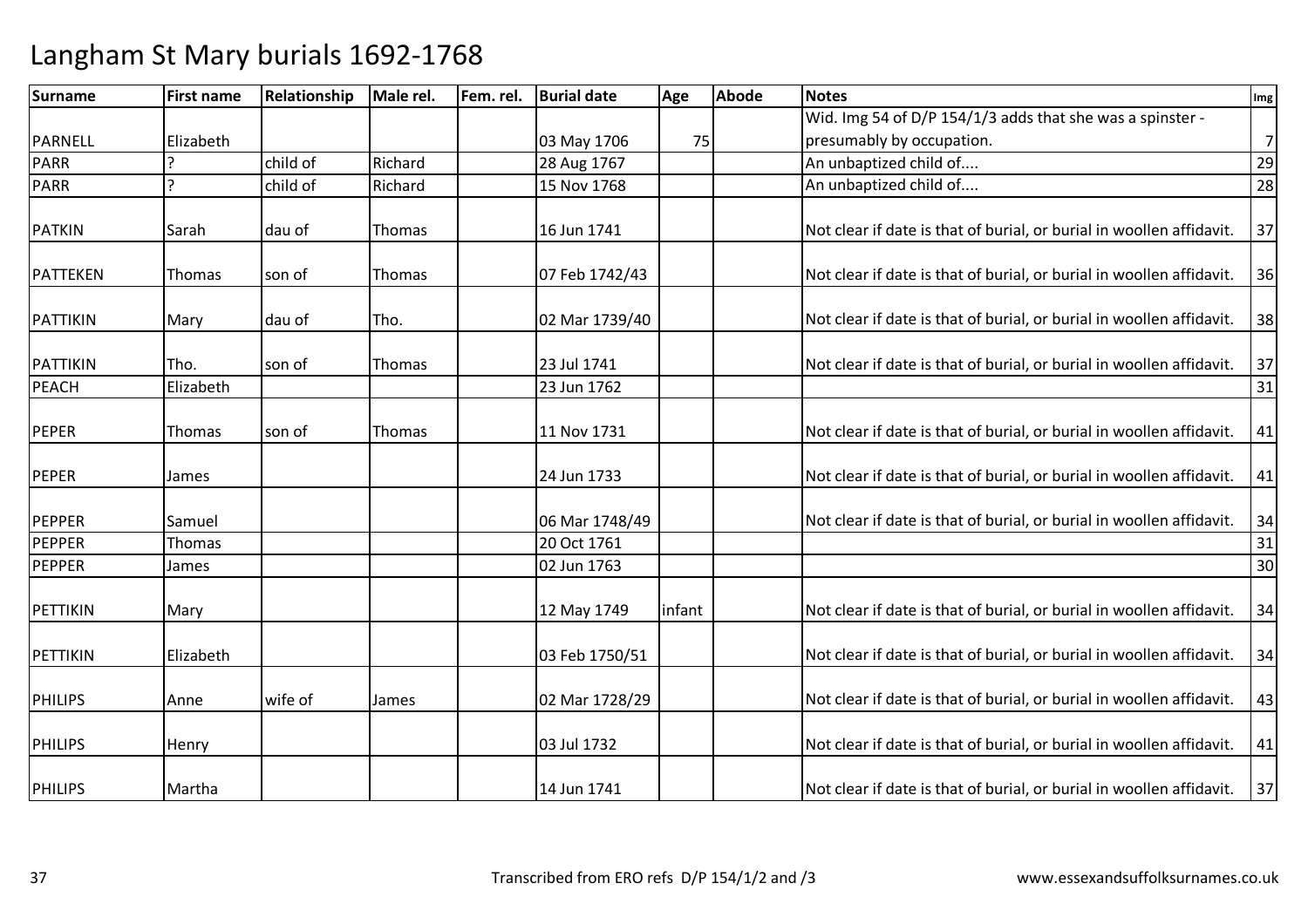# Langham St Mary burials 1692-1768

| Surname | First name | Relationship | Male rel. | Fem. rel. | Burial date | Age | Abode | Notes | Img |
|---|---|---|---|---|---|---|---|---|---|
| PARNELL | Elizabeth | | | | 03 May 1706 | 75 | | Wid. Img 54 of D/P 154/1/3 adds that she was a spinster - presumably by occupation. | 7 |
| PARR | ? | child of | Richard | | 28 Aug 1767 | | | An unbaptized child of.... | 29 |
| PARR | ? | child of | Richard | | 15 Nov 1768 | | | An unbaptized child of.... | 28 |
| PATKIN | Sarah | dau of | Thomas | | 16 Jun 1741 | | | Not clear if date is that of burial, or burial in woollen affidavit. | 37 |
| PATTEKEN | Thomas | son of | Thomas | | 07 Feb 1742/43 | | | Not clear if date is that of burial, or burial in woollen affidavit. | 36 |
| PATTIKIN | Mary | dau of | Tho. | | 02 Mar 1739/40 | | | Not clear if date is that of burial, or burial in woollen affidavit. | 38 |
| PATTIKIN | Tho. | son of | Thomas | | 23 Jul 1741 | | | Not clear if date is that of burial, or burial in woollen affidavit. | 37 |
| PEACH | Elizabeth | | | | 23 Jun 1762 | | | | 31 |
| PEPER | Thomas | son of | Thomas | | 11 Nov 1731 | | | Not clear if date is that of burial, or burial in woollen affidavit. | 41 |
| PEPER | James | | | | 24 Jun 1733 | | | Not clear if date is that of burial, or burial in woollen affidavit. | 41 |
| PEPPER | Samuel | | | | 06 Mar 1748/49 | | | Not clear if date is that of burial, or burial in woollen affidavit. | 34 |
| PEPPER | Thomas | | | | 20 Oct 1761 | | | | 31 |
| PEPPER | James | | | | 02 Jun 1763 | | | | 30 |
| PETTIKIN | Mary | | | | 12 May 1749 | infant | | Not clear if date is that of burial, or burial in woollen affidavit. | 34 |
| PETTIKIN | Elizabeth | | | | 03 Feb 1750/51 | | | Not clear if date is that of burial, or burial in woollen affidavit. | 34 |
| PHILIPS | Anne | wife of | James | | 02 Mar 1728/29 | | | Not clear if date is that of burial, or burial in woollen affidavit. | 43 |
| PHILIPS | Henry | | | | 03 Jul 1732 | | | Not clear if date is that of burial, or burial in woollen affidavit. | 41 |
| PHILIPS | Martha | | | | 14 Jun 1741 | | | Not clear if date is that of burial, or burial in woollen affidavit. | 37 |

Transcribed from ERO refs D/P 154/1/2 and /3 www.essexandsuffolksurnames.co.uk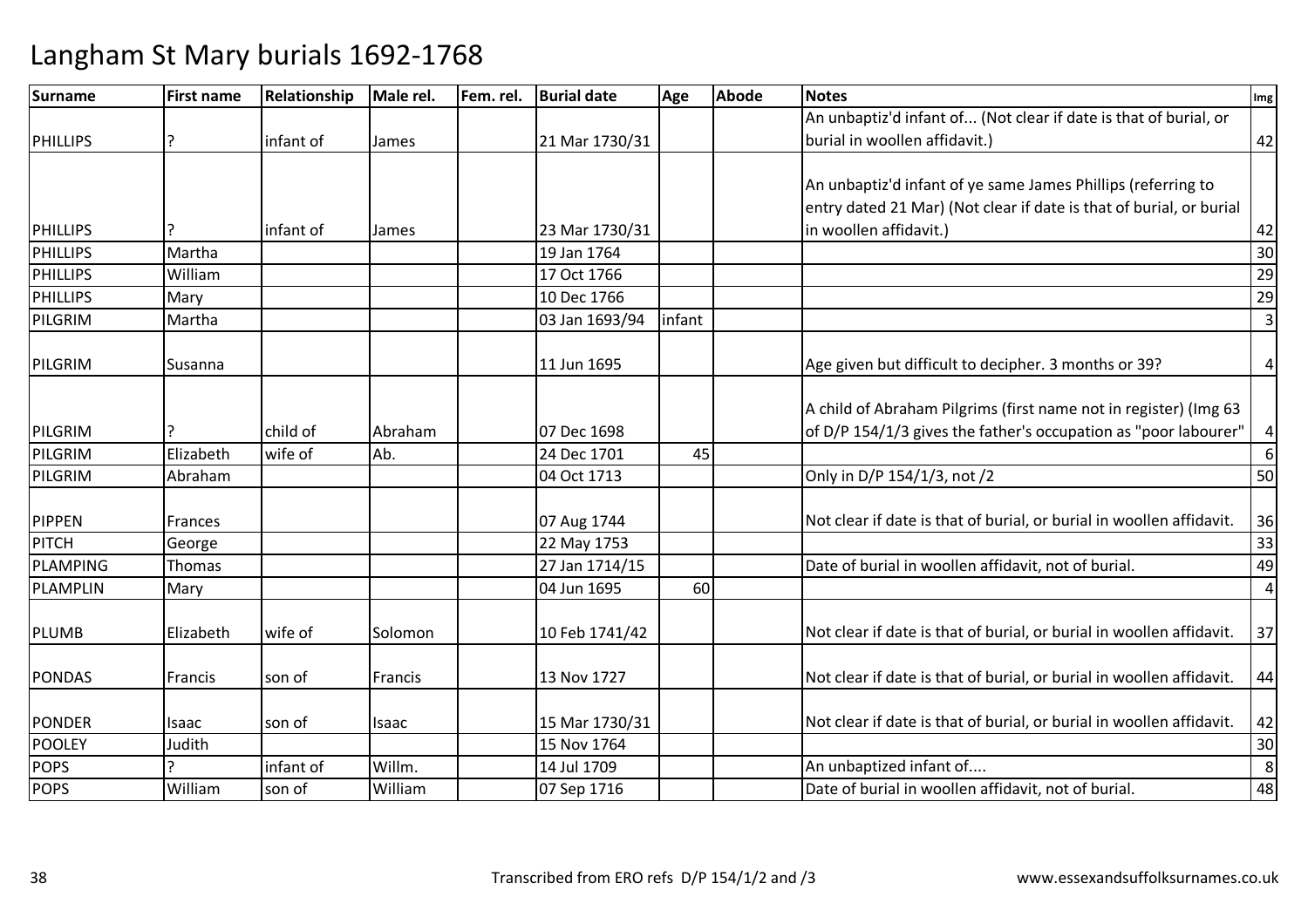# Langham St Mary burials 1692-1768

| Surname | First name | Relationship | Male rel. | Fem. rel. | Burial date | Age | Abode | Notes | Img |
|---|---|---|---|---|---|---|---|---|---|
| PHILLIPS | ? | infant of | James | | 21 Mar 1730/31 | | | An unbaptiz'd infant of... (Not clear if date is that of burial, or burial in woollen affidavit.) | 42 |
| PHILLIPS | ? | infant of | James | | 23 Mar 1730/31 | | | An unbaptiz'd infant of ye same James Phillips (referring to entry dated 21 Mar) (Not clear if date is that of burial, or burial in woollen affidavit.) | 42 |
| PHILLIPS | Martha | | | | 19 Jan 1764 | | | | 30 |
| PHILLIPS | William | | | | 17 Oct 1766 | | | | 29 |
| PHILLIPS | Mary | | | | 10 Dec 1766 | | | | 29 |
| PILGRIM | Martha | | | | 03 Jan 1693/94 | infant | | | 3 |
| PILGRIM | Susanna | | | | 11 Jun 1695 | | | Age given but difficult to decipher. 3 months or 39? | 4 |
| PILGRIM | ? | child of | Abraham | | 07 Dec 1698 | | | A child of Abraham Pilgrims (first name not in register) (Img 63 of D/P 154/1/3 gives the father's occupation as "poor labourer" | 4 |
| PILGRIM | Elizabeth | wife of | Ab. | | 24 Dec 1701 | 45 | | | 6 |
| PILGRIM | Abraham | | | | 04 Oct 1713 | | | Only in D/P 154/1/3, not /2 | 50 |
| PIPPEN | Frances | | | | 07 Aug 1744 | | | Not clear if date is that of burial, or burial in woollen affidavit. | 36 |
| PITCH | George | | | | 22 May 1753 | | | | 33 |
| PLAMPING | Thomas | | | | 27 Jan 1714/15 | | | Date of burial in woollen affidavit, not of burial. | 49 |
| PLAMPLIN | Mary | | | | 04 Jun 1695 | 60 | | | 4 |
| PLUMB | Elizabeth | wife of | Solomon | | 10 Feb 1741/42 | | | Not clear if date is that of burial, or burial in woollen affidavit. | 37 |
| PONDAS | Francis | son of | Francis | | 13 Nov 1727 | | | Not clear if date is that of burial, or burial in woollen affidavit. | 44 |
| PONDER | Isaac | son of | Isaac | | 15 Mar 1730/31 | | | Not clear if date is that of burial, or burial in woollen affidavit. | 42 |
| POOLEY | Judith | | | | 15 Nov 1764 | | | | 30 |
| POPS | ? | infant of | Willm. | | 14 Jul 1709 | | | An unbaptized infant of.... | 8 |
| POPS | William | son of | William | | 07 Sep 1716 | | | Date of burial in woollen affidavit, not of burial. | 48 |

Transcribed from ERO refs D/P 154/1/2 and /3 www.essexandsuffolksurnames.co.uk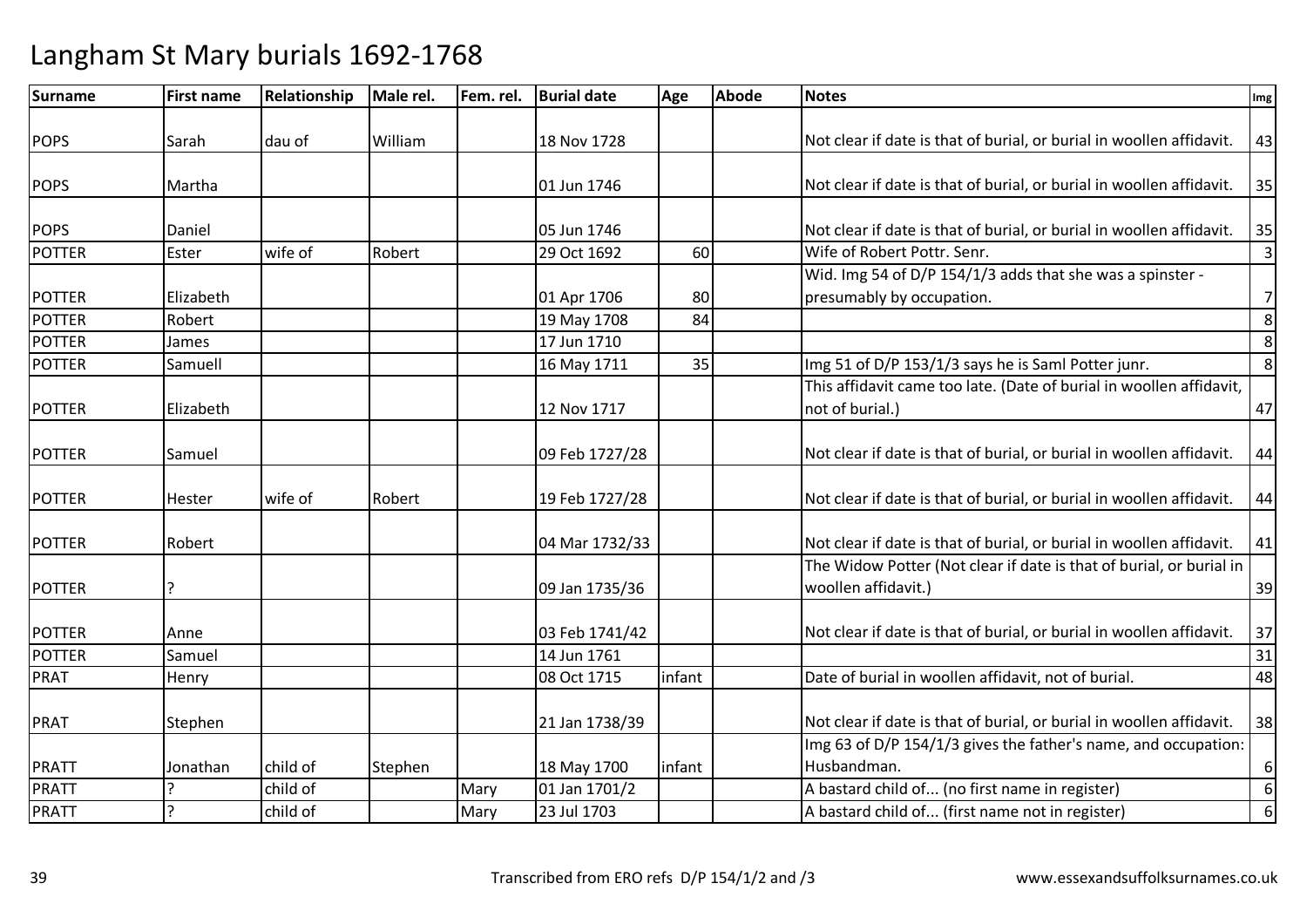# Langham St Mary burials 1692-1768

| Surname | First name | Relationship | Male rel. | Fem. rel. | Burial date | Age | Abode | Notes | Img |
|---|---|---|---|---|---|---|---|---|---|
| POPS | Sarah | dau of | William | | 18 Nov 1728 | | | Not clear if date is that of burial, or burial in woollen affidavit. | 43 |
| POPS | Martha | | | | 01 Jun 1746 | | | Not clear if date is that of burial, or burial in woollen affidavit. | 35 |
| POPS | Daniel | | | | 05 Jun 1746 | | | Not clear if date is that of burial, or burial in woollen affidavit. | 35 |
| POTTER | Ester | wife of | Robert | | 29 Oct 1692 | 60 | | Wife of Robert Pottr. Senr. | 3 |
| POTTER | Elizabeth | | | | 01 Apr 1706 | 80 | | Wid. Img 54 of D/P 154/1/3 adds that she was a spinster - presumably by occupation. | 7 |
| POTTER | Robert | | | | 19 May 1708 | 84 | | | 8 |
| POTTER | James | | | | 17 Jun 1710 | | | | 8 |
| POTTER | Samuell | | | | 16 May 1711 | 35 | | Img 51 of D/P 153/1/3 says he is Saml Potter junr. | 8 |
| POTTER | Elizabeth | | | | 12 Nov 1717 | | | This affidavit came too late. (Date of burial in woollen affidavit, not of burial.) | 47 |
| POTTER | Samuel | | | | 09 Feb 1727/28 | | | Not clear if date is that of burial, or burial in woollen affidavit. | 44 |
| POTTER | Hester | wife of | Robert | | 19 Feb 1727/28 | | | Not clear if date is that of burial, or burial in woollen affidavit. | 44 |
| POTTER | Robert | | | | 04 Mar 1732/33 | | | Not clear if date is that of burial, or burial in woollen affidavit. | 41 |
| POTTER | ? | | | | 09 Jan 1735/36 | | | The Widow Potter (Not clear if date is that of burial, or burial in woollen affidavit.) | 39 |
| POTTER | Anne | | | | 03 Feb 1741/42 | | | Not clear if date is that of burial, or burial in woollen affidavit. | 37 |
| POTTER | Samuel | | | | 14 Jun 1761 | | | | 31 |
| PRAT | Henry | | | | 08 Oct 1715 | infant | | Date of burial in woollen affidavit, not of burial. | 48 |
| PRAT | Stephen | | | | 21 Jan 1738/39 | | | Not clear if date is that of burial, or burial in woollen affidavit. | 38 |
| PRATT | Jonathan | child of | Stephen | | 18 May 1700 | infant | | Img 63 of D/P 154/1/3 gives the father's name, and occupation: Husbandman. | 6 |
| PRATT | ? | child of | | Mary | 01 Jan 1701/2 | | | A bastard child of... (no first name in register) | 6 |
| PRATT | ? | child of | | Mary | 23 Jul 1703 | | | A bastard child of... (first name not in register) | 6 |

Transcribed from ERO refs D/P 154/1/2 and /3 www.essexandsuffolksurnames.co.uk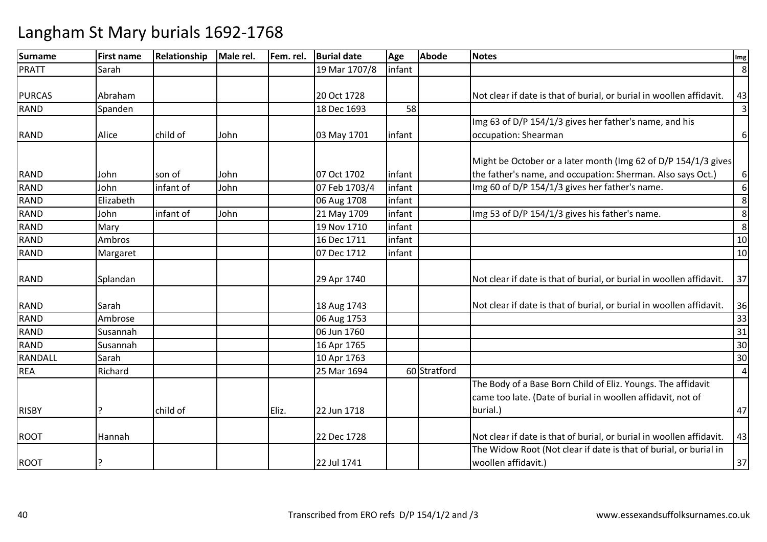# Langham St Mary burials 1692-1768

| Surname | First name | Relationship | Male rel. | Fem. rel. | Burial date | Age | Abode | Notes | Img |
|---|---|---|---|---|---|---|---|---|---|
| PRATT | Sarah | | | | 19 Mar 1707/8 | infant | | | 8 |
| PURCAS | Abraham | | | | 20 Oct 1728 | | | Not clear if date is that of burial, or burial in woollen affidavit. | 43 |
| RAND | Spanden | | | | 18 Dec 1693 | 58 | | | 3 |
| RAND | Alice | child of | John | | 03 May 1701 | infant | | Img 63 of D/P 154/1/3 gives her father's name, and his occupation: Shearman | 6 |
| RAND | John | son of | John | | 07 Oct 1702 | infant | | Might be October or a later month (Img 62 of D/P 154/1/3 gives the father's name, and occupation: Sherman. Also says Oct.) | 6 |
| RAND | John | infant of | John | | 07 Feb 1703/4 | infant | | Img 60 of D/P 154/1/3 gives her father's name. | 6 |
| RAND | Elizabeth | | | | 06 Aug 1708 | infant | | | 8 |
| RAND | John | infant of | John | | 21 May 1709 | infant | | Img 53 of D/P 154/1/3 gives his father's name. | 8 |
| RAND | Mary | | | | 19 Nov 1710 | infant | | | 8 |
| RAND | Ambros | | | | 16 Dec 1711 | infant | | | 10 |
| RAND | Margaret | | | | 07 Dec 1712 | infant | | | 10 |
| RAND | Splandan | | | | 29 Apr 1740 | | | Not clear if date is that of burial, or burial in woollen affidavit. | 37 |
| RAND | Sarah | | | | 18 Aug 1743 | | | Not clear if date is that of burial, or burial in woollen affidavit. | 36 |
| RAND | Ambrose | | | | 06 Aug 1753 | | | | 33 |
| RAND | Susannah | | | | 06 Jun 1760 | | | | 31 |
| RAND | Susannah | | | | 16 Apr 1765 | | | | 30 |
| RANDALL | Sarah | | | | 10 Apr 1763 | | | | 30 |
| REA | Richard | | | | 25 Mar 1694 | 60 | Stratford | | 4 |
| RISBY | ? | child of | | Eliz. | 22 Jun 1718 | | | The Body of a Base Born Child of Eliz. Youngs. The affidavit came too late. (Date of burial in woollen affidavit, not of burial.) | 47 |
| ROOT | Hannah | | | | 22 Dec 1728 | | | Not clear if date is that of burial, or burial in woollen affidavit. | 43 |
| ROOT | ? | | | | 22 Jul 1741 | | | The Widow Root (Not clear if date is that of burial, or burial in woollen affidavit.) | 37 |

Transcribed from ERO refs D/P 154/1/2 and /3 www.essexandsuffolksurnames.co.uk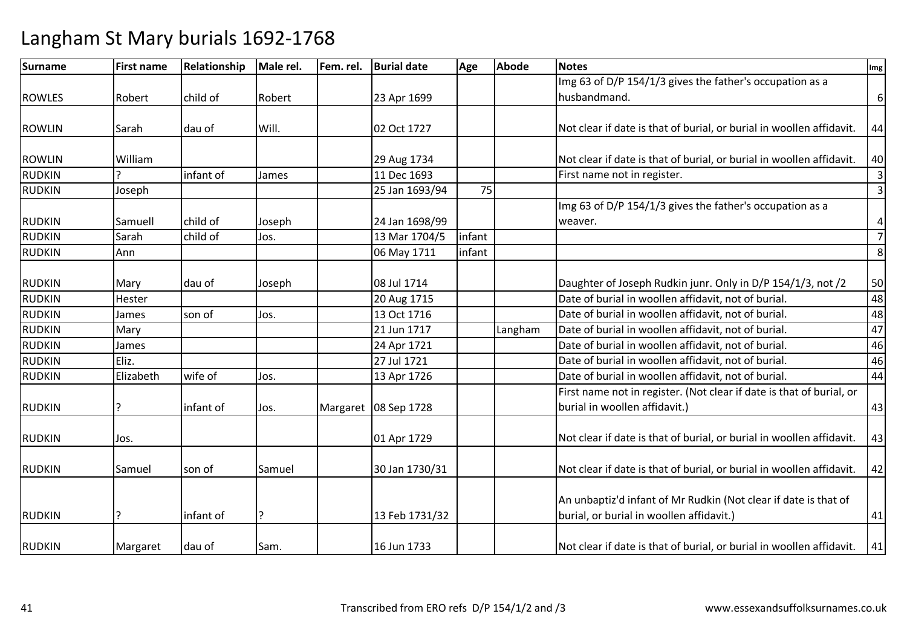# Langham St Mary burials 1692-1768

| Surname | First name | Relationship | Male rel. | Fem. rel. | Burial date | Age | Abode | Notes | Img |
|---|---|---|---|---|---|---|---|---|---|
| ROWLES | Robert | child of | Robert | | 23 Apr 1699 | | | Img 63 of D/P 154/1/3 gives the father's occupation as a husbandmand. | 6 |
| ROWLIN | Sarah | dau of | Will. | | 02 Oct 1727 | | | Not clear if date is that of burial, or burial in woollen affidavit. | 44 |
| ROWLIN | William | | | | 29 Aug 1734 | | | Not clear if date is that of burial, or burial in woollen affidavit. | 40 |
| RUDKIN | ? | infant of | James | | 11 Dec 1693 | | | First name not in register. | 3 |
| RUDKIN | Joseph | | | | 25 Jan 1693/94 | 75 | | | 3 |
| RUDKIN | Samuell | child of | Joseph | | 24 Jan 1698/99 | | | Img 63 of D/P 154/1/3 gives the father's occupation as a weaver. | 4 |
| RUDKIN | Sarah | child of | Jos. | | 13 Mar 1704/5 | infant | | | 7 |
| RUDKIN | Ann | | | | 06 May 1711 | infant | | | 8 |
| RUDKIN | Mary | dau of | Joseph | | 08 Jul 1714 | | | Daughter of Joseph Rudkin junr. Only in D/P 154/1/3, not /2 | 50 |
| RUDKIN | Hester | | | | 20 Aug 1715 | | | Date of burial in woollen affidavit, not of burial. | 48 |
| RUDKIN | James | son of | Jos. | | 13 Oct 1716 | | | Date of burial in woollen affidavit, not of burial. | 48 |
| RUDKIN | Mary | | | | 21 Jun 1717 | | Langham | Date of burial in woollen affidavit, not of burial. | 47 |
| RUDKIN | James | | | | 24 Apr 1721 | | | Date of burial in woollen affidavit, not of burial. | 46 |
| RUDKIN | Eliz. | | | | 27 Jul 1721 | | | Date of burial in woollen affidavit, not of burial. | 46 |
| RUDKIN | Elizabeth | wife of | Jos. | | 13 Apr 1726 | | | Date of burial in woollen affidavit, not of burial. | 44 |
| RUDKIN | ? | infant of | Jos. | Margaret | 08 Sep 1728 | | | First name not in register. (Not clear if date is that of burial, or burial in woollen affidavit.) | 43 |
| RUDKIN | Jos. | | | | 01 Apr 1729 | | | Not clear if date is that of burial, or burial in woollen affidavit. | 43 |
| RUDKIN | Samuel | son of | Samuel | | 30 Jan 1730/31 | | | Not clear if date is that of burial, or burial in woollen affidavit. | 42 |
| RUDKIN | ? | infant of | ? | | 13 Feb 1731/32 | | | An unbaptiz'd infant of Mr Rudkin (Not clear if date is that of burial, or burial in woollen affidavit.) | 41 |
| RUDKIN | Margaret | dau of | Sam. | | 16 Jun 1733 | | | Not clear if date is that of burial, or burial in woollen affidavit. | 41 |

Transcribed from ERO refs D/P 154/1/2 and /3 www.essexandsuffolksurnames.co.uk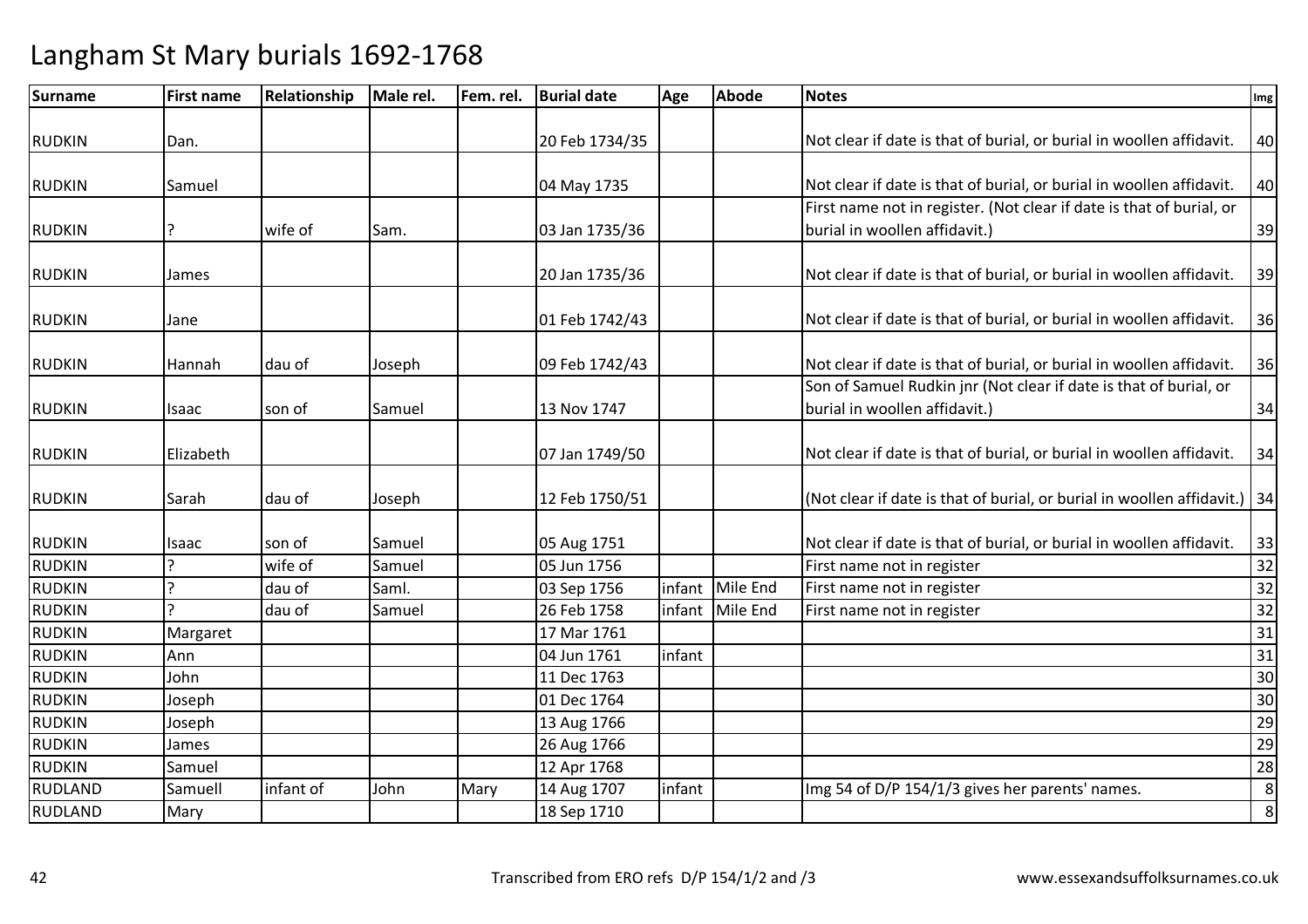# Langham St Mary burials 1692-1768

| Surname | First name | Relationship | Male rel. | Fem. rel. | Burial date | Age | Abode | Notes | Img |
|---|---|---|---|---|---|---|---|---|---|
| RUDKIN | Dan. | | | | 20 Feb 1734/35 | | | Not clear if date is that of burial, or burial in woollen affidavit. | 40 |
| RUDKIN | Samuel | | | | 04 May 1735 | | | Not clear if date is that of burial, or burial in woollen affidavit. | 40 |
| RUDKIN | ? | wife of | Sam. | | 03 Jan 1735/36 | | | First name not in register. (Not clear if date is that of burial, or burial in woollen affidavit.) | 39 |
| RUDKIN | James | | | | 20 Jan 1735/36 | | | Not clear if date is that of burial, or burial in woollen affidavit. | 39 |
| RUDKIN | Jane | | | | 01 Feb 1742/43 | | | Not clear if date is that of burial, or burial in woollen affidavit. | 36 |
| RUDKIN | Hannah | dau of | Joseph | | 09 Feb 1742/43 | | | Not clear if date is that of burial, or burial in woollen affidavit. | 36 |
| RUDKIN | Isaac | son of | Samuel | | 13 Nov 1747 | | | Son of Samuel Rudkin jnr (Not clear if date is that of burial, or burial in woollen affidavit.) | 34 |
| RUDKIN | Elizabeth | | | | 07 Jan 1749/50 | | | Not clear if date is that of burial, or burial in woollen affidavit. | 34 |
| RUDKIN | Sarah | dau of | Joseph | | 12 Feb 1750/51 | | | (Not clear if date is that of burial, or burial in woollen affidavit.) | 34 |
| RUDKIN | Isaac | son of | Samuel | | 05 Aug 1751 | | | Not clear if date is that of burial, or burial in woollen affidavit. | 33 |
| RUDKIN | ? | wife of | Samuel | | 05 Jun 1756 | | | First name not in register | 32 |
| RUDKIN | ? | dau of | Saml. | | 03 Sep 1756 | infant | Mile End | First name not in register | 32 |
| RUDKIN | ? | dau of | Samuel | | 26 Feb 1758 | infant | Mile End | First name not in register | 32 |
| RUDKIN | Margaret | | | | 17 Mar 1761 | | | | 31 |
| RUDKIN | Ann | | | | 04 Jun 1761 | infant | | | 31 |
| RUDKIN | John | | | | 11 Dec 1763 | | | | 30 |
| RUDKIN | Joseph | | | | 01 Dec 1764 | | | | 30 |
| RUDKIN | Joseph | | | | 13 Aug 1766 | | | | 29 |
| RUDKIN | James | | | | 26 Aug 1766 | | | | 29 |
| RUDKIN | Samuel | | | | 12 Apr 1768 | | | | 28 |
| RUDLAND | Samuell | infant of | John | Mary | 14 Aug 1707 | infant | | Img 54 of D/P 154/1/3 gives her parents' names. | 8 |
| RUDLAND | Mary | | | | 18 Sep 1710 | | | | 8 |

Transcribed from ERO refs D/P 154/1/2 and /3 www.essexandsuffolksurnames.co.uk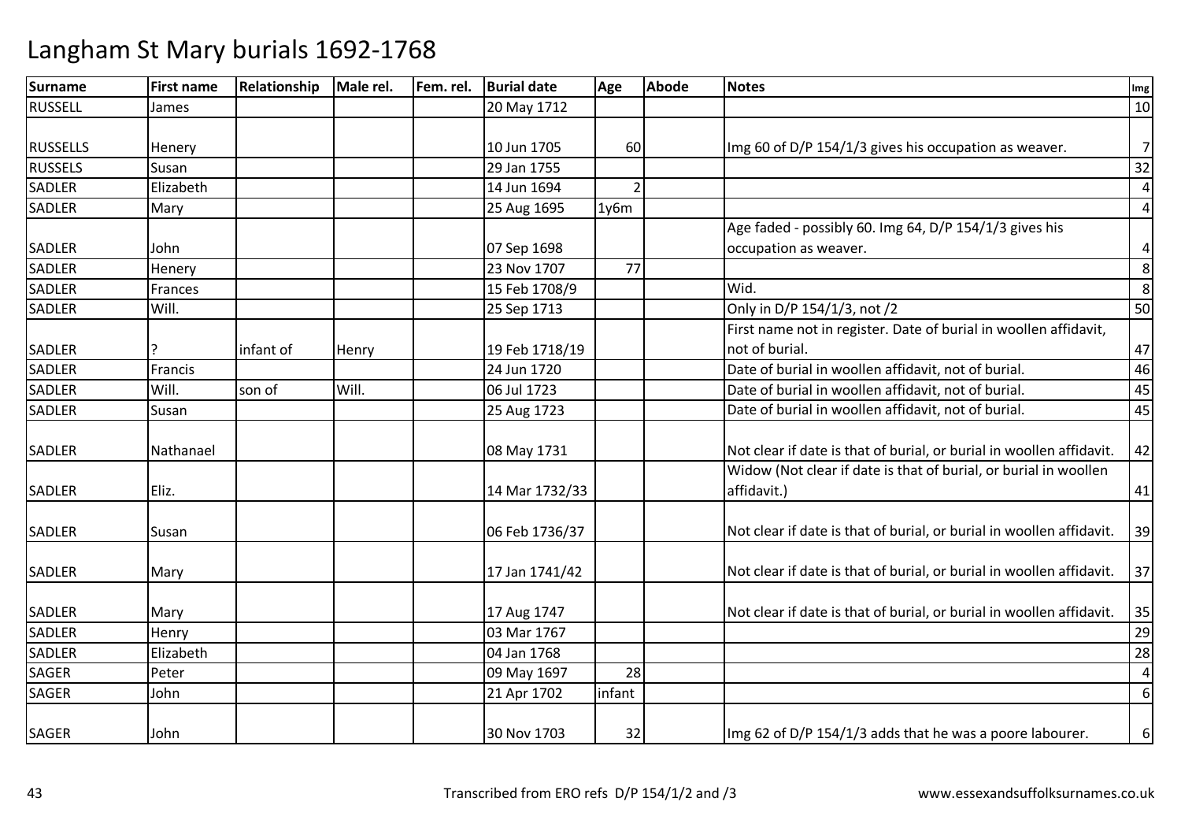# Langham St Mary burials 1692-1768

| Surname | First name | Relationship | Male rel. | Fem. rel. | Burial date | Age | Abode | Notes | Img |
|---|---|---|---|---|---|---|---|---|---|
| RUSSELL | James | | | | 20 May 1712 | | | | 10 |
| RUSSELLS | Henery | | | | 10 Jun 1705 | 60 | | Img 60 of D/P 154/1/3 gives his occupation as weaver. | 7 |
| RUSSELS | Susan | | | | 29 Jan 1755 | | | | 32 |
| SADLER | Elizabeth | | | | 14 Jun 1694 | 2 | | | 4 |
| SADLER | Mary | | | | 25 Aug 1695 | 1y6m | | | 4 |
| SADLER | John | | | | 07 Sep 1698 | | | Age faded - possibly 60. Img 64, D/P 154/1/3 gives his occupation as weaver. | 4 |
| SADLER | Henery | | | | 23 Nov 1707 | 77 | | | 8 |
| SADLER | Frances | | | | 15 Feb 1708/9 | | | Wid. | 8 |
| SADLER | Will. | | | | 25 Sep 1713 | | | Only in D/P 154/1/3, not /2 | 50 |
| SADLER | ? | infant of | Henry | | 19 Feb 1718/19 | | | First name not in register. Date of burial in woollen affidavit, not of burial. | 47 |
| SADLER | Francis | | | | 24 Jun 1720 | | | Date of burial in woollen affidavit, not of burial. | 46 |
| SADLER | Will. | son of | Will. | | 06 Jul 1723 | | | Date of burial in woollen affidavit, not of burial. | 45 |
| SADLER | Susan | | | | 25 Aug 1723 | | | Date of burial in woollen affidavit, not of burial. | 45 |
| SADLER | Nathanael | | | | 08 May 1731 | | | Not clear if date is that of burial, or burial in woollen affidavit. | 42 |
| SADLER | Eliz. | | | | 14 Mar 1732/33 | | | Widow (Not clear if date is that of burial, or burial in woollen affidavit.) | 41 |
| SADLER | Susan | | | | 06 Feb 1736/37 | | | Not clear if date is that of burial, or burial in woollen affidavit. | 39 |
| SADLER | Mary | | | | 17 Jan 1741/42 | | | Not clear if date is that of burial, or burial in woollen affidavit. | 37 |
| SADLER | Mary | | | | 17 Aug 1747 | | | Not clear if date is that of burial, or burial in woollen affidavit. | 35 |
| SADLER | Henry | | | | 03 Mar 1767 | | | | 29 |
| SADLER | Elizabeth | | | | 04 Jan 1768 | | | | 28 |
| SAGER | Peter | | | | 09 May 1697 | 28 | | | 4 |
| SAGER | John | | | | 21 Apr 1702 | infant | | | 6 |
| SAGER | John | | | | 30 Nov 1703 | 32 | | Img 62 of D/P 154/1/3 adds that he was a poore labourer. | 6 |

Transcribed from ERO refs D/P 154/1/2 and /3 www.essexandsuffolksurnames.co.uk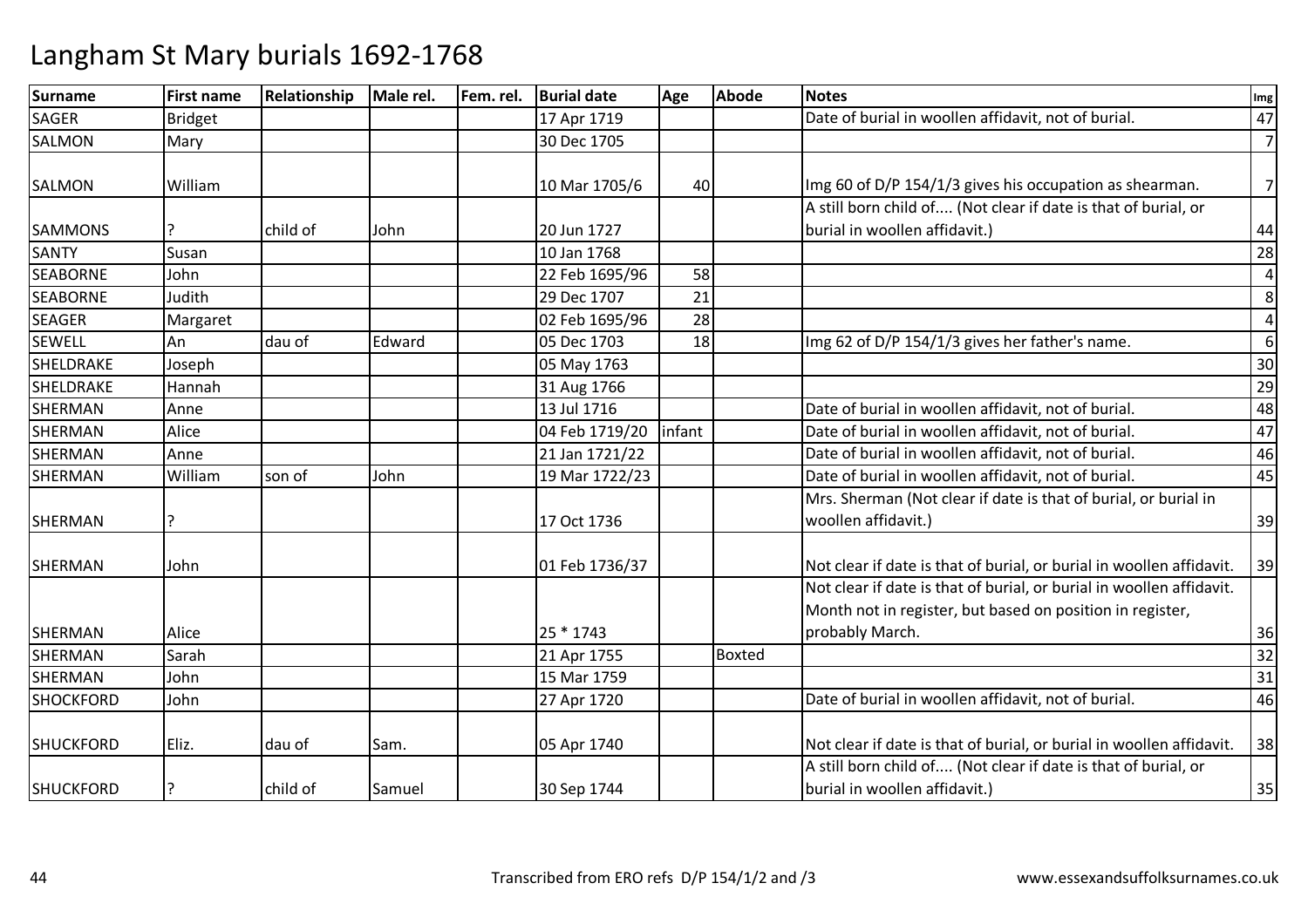# Langham St Mary burials 1692-1768

| Surname | First name | Relationship | Male rel. | Fem. rel. | Burial date | Age | Abode | Notes | Img |
|---|---|---|---|---|---|---|---|---|---|
| SAGER | Bridget | | | | 17 Apr 1719 | | | Date of burial in woollen affidavit, not of burial. | 47 |
| SALMON | Mary | | | | 30 Dec 1705 | | | | 7 |
| SALMON | William | | | | 10 Mar 1705/6 | 40 | | Img 60 of D/P 154/1/3 gives his occupation as shearman. | 7 |
| SAMMONS | ? | child of | John | | 20 Jun 1727 | | | A still born child of.... (Not clear if date is that of burial, or burial in woollen affidavit.) | 44 |
| SANTY | Susan | | | | 10 Jan 1768 | | | | 28 |
| SEABORNE | John | | | | 22 Feb 1695/96 | 58 | | | 4 |
| SEABORNE | Judith | | | | 29 Dec 1707 | 21 | | | 8 |
| SEAGER | Margaret | | | | 02 Feb 1695/96 | 28 | | | 4 |
| SEWELL | An | dau of | Edward | | 05 Dec 1703 | 18 | | Img 62 of D/P 154/1/3 gives her father's name. | 6 |
| SHELDRAKE | Joseph | | | | 05 May 1763 | | | | 30 |
| SHELDRAKE | Hannah | | | | 31 Aug 1766 | | | | 29 |
| SHERMAN | Anne | | | | 13 Jul 1716 | | | Date of burial in woollen affidavit, not of burial. | 48 |
| SHERMAN | Alice | | | | 04 Feb 1719/20 | infant | | Date of burial in woollen affidavit, not of burial. | 47 |
| SHERMAN | Anne | | | | 21 Jan 1721/22 | | | Date of burial in woollen affidavit, not of burial. | 46 |
| SHERMAN | William | son of | John | | 19 Mar 1722/23 | | | Date of burial in woollen affidavit, not of burial. | 45 |
| SHERMAN | ? | | | | 17 Oct 1736 | | | Mrs. Sherman (Not clear if date is that of burial, or burial in woollen affidavit.) | 39 |
| SHERMAN | John | | | | 01 Feb 1736/37 | | | Not clear if date is that of burial, or burial in woollen affidavit. | 39 |
| SHERMAN | Alice | | | | 25 * 1743 | | | Not clear if date is that of burial, or burial in woollen affidavit. Month not in register, but based on position in register, probably March. | 36 |
| SHERMAN | Sarah | | | | 21 Apr 1755 | | Boxted | | 32 |
| SHERMAN | John | | | | 15 Mar 1759 | | | | 31 |
| SHOCKFORD | John | | | | 27 Apr 1720 | | | Date of burial in woollen affidavit, not of burial. | 46 |
| SHUCKFORD | Eliz. | dau of | Sam. | | 05 Apr 1740 | | | Not clear if date is that of burial, or burial in woollen affidavit. | 38 |
| SHUCKFORD | ? | child of | Samuel | | 30 Sep 1744 | | | A still born child of.... (Not clear if date is that of burial, or burial in woollen affidavit.) | 35 |

Transcribed from ERO refs D/P 154/1/2 and /3

www.essexandsuffolksurnames.co.uk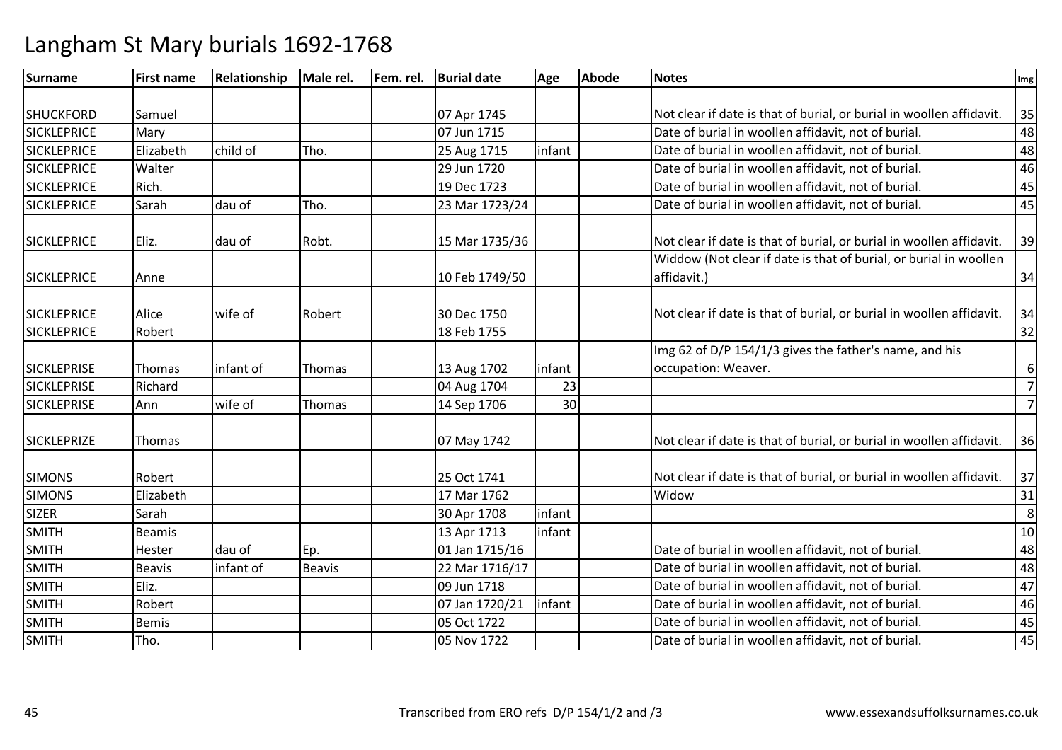# Langham St Mary burials 1692-1768

| Surname | First name | Relationship | Male rel. | Fem. rel. | Burial date | Age | Abode | Notes | Img |
|---|---|---|---|---|---|---|---|---|---|
| SHUCKFORD | Samuel | | | | 07 Apr 1745 | | | Not clear if date is that of burial, or burial in woollen affidavit. | 35 |
| SICKLEPRICE | Mary | | | | 07 Jun 1715 | | | Date of burial in woollen affidavit, not of burial. | 48 |
| SICKLEPRICE | Elizabeth | child of | Tho. | | 25 Aug 1715 | infant | | Date of burial in woollen affidavit, not of burial. | 48 |
| SICKLEPRICE | Walter | | | | 29 Jun 1720 | | | Date of burial in woollen affidavit, not of burial. | 46 |
| SICKLEPRICE | Rich. | | | | 19 Dec 1723 | | | Date of burial in woollen affidavit, not of burial. | 45 |
| SICKLEPRICE | Sarah | dau of | Tho. | | 23 Mar 1723/24 | | | Date of burial in woollen affidavit, not of burial. | 45 |
| SICKLEPRICE | Eliz. | dau of | Robt. | | 15 Mar 1735/36 | | | Not clear if date is that of burial, or burial in woollen affidavit. | 39 |
| SICKLEPRICE | Anne | | | | 10 Feb 1749/50 | | | Widdow (Not clear if date is that of burial, or burial in woollen affidavit.) | 34 |
| SICKLEPRICE | Alice | wife of | Robert | | 30 Dec 1750 | | | Not clear if date is that of burial, or burial in woollen affidavit. | 34 |
| SICKLEPRICE | Robert | | | | 18 Feb 1755 | | | | 32 |
| SICKLEPRISE | Thomas | infant of | Thomas | | 13 Aug 1702 | infant | | Img 62 of D/P 154/1/3 gives the father's name, and his occupation: Weaver. | 6 |
| SICKLEPRISE | Richard | | | | 04 Aug 1704 | 23 | | | 7 |
| SICKLEPRISE | Ann | wife of | Thomas | | 14 Sep 1706 | 30 | | | 7 |
| SICKLEPRIZE | Thomas | | | | 07 May 1742 | | | Not clear if date is that of burial, or burial in woollen affidavit. | 36 |
| SIMONS | Robert | | | | 25 Oct 1741 | | | Not clear if date is that of burial, or burial in woollen affidavit. | 37 |
| SIMONS | Elizabeth | | | | 17 Mar 1762 | | | Widow | 31 |
| SIZER | Sarah | | | | 30 Apr 1708 | infant | | | 8 |
| SMITH | Beamis | | | | 13 Apr 1713 | infant | | | 10 |
| SMITH | Hester | dau of | Ep. | | 01 Jan 1715/16 | | | Date of burial in woollen affidavit, not of burial. | 48 |
| SMITH | Beavis | infant of | Beavis | | 22 Mar 1716/17 | | | Date of burial in woollen affidavit, not of burial. | 48 |
| SMITH | Eliz. | | | | 09 Jun 1718 | | | Date of burial in woollen affidavit, not of burial. | 47 |
| SMITH | Robert | | | | 07 Jan 1720/21 | infant | | Date of burial in woollen affidavit, not of burial. | 46 |
| SMITH | Bemis | | | | 05 Oct 1722 | | | Date of burial in woollen affidavit, not of burial. | 45 |
| SMITH | Tho. | | | | 05 Nov 1722 | | | Date of burial in woollen affidavit, not of burial. | 45 |

Transcribed from ERO refs D/P 154/1/2 and /3 www.essexandsuffolksurnames.co.uk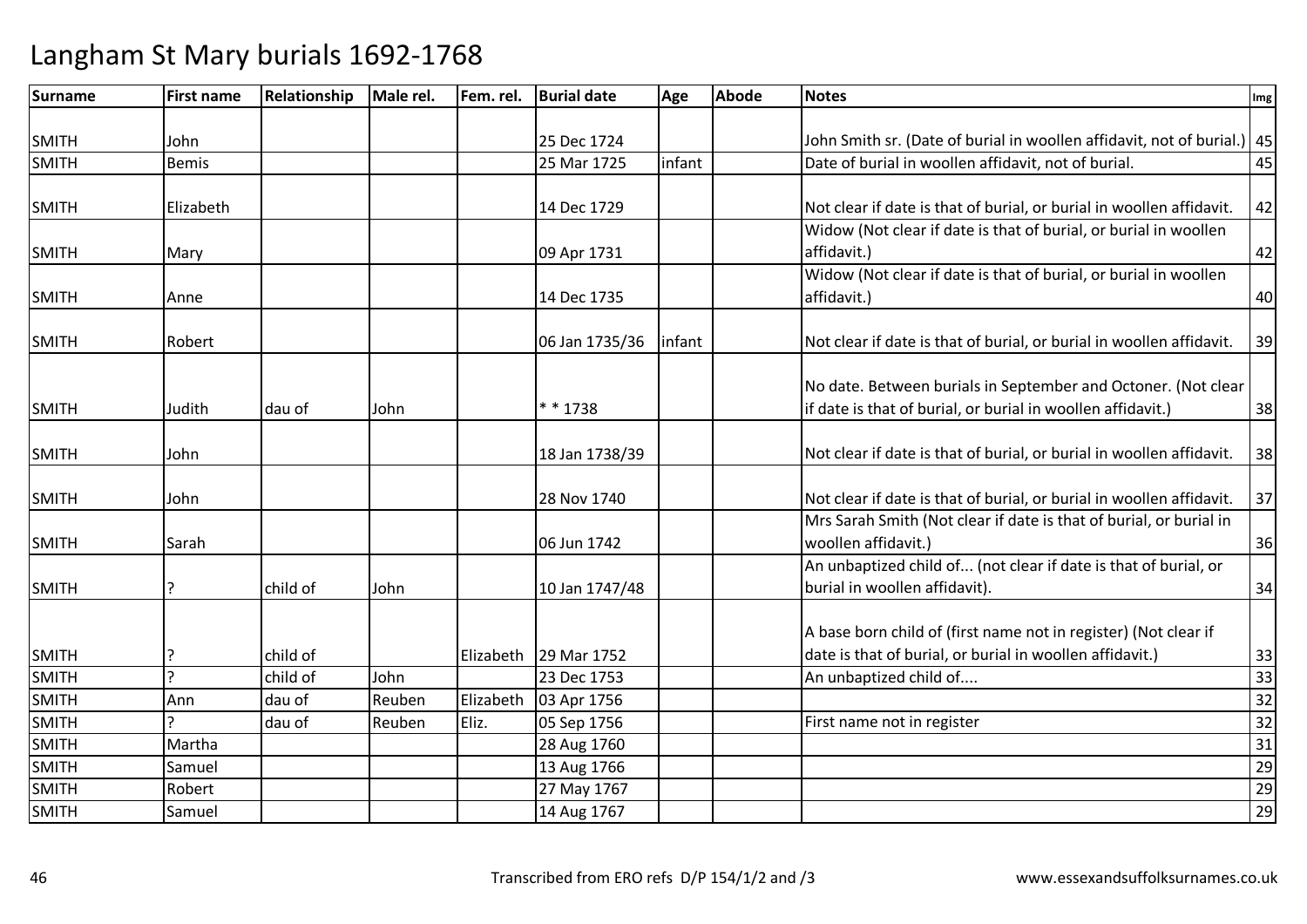# Langham St Mary burials 1692-1768

| Surname | First name | Relationship | Male rel. | Fem. rel. | Burial date | Age | Abode | Notes | Img |
|---|---|---|---|---|---|---|---|---|---|
| SMITH | John | | | | 25 Dec 1724 | | | John Smith sr. (Date of burial in woollen affidavit, not of burial.) | 45 |
| SMITH | Bemis | | | | 25 Mar 1725 | infant | | Date of burial in woollen affidavit, not of burial. | 45 |
| SMITH | Elizabeth | | | | 14 Dec 1729 | | | Not clear if date is that of burial, or burial in woollen affidavit. | 42 |
| SMITH | Mary | | | | 09 Apr 1731 | | | Widow (Not clear if date is that of burial, or burial in woollen affidavit.) | 42 |
| SMITH | Anne | | | | 14 Dec 1735 | | | Widow (Not clear if date is that of burial, or burial in woollen affidavit.) | 40 |
| SMITH | Robert | | | | 06 Jan 1735/36 | infant | | Not clear if date is that of burial, or burial in woollen affidavit. | 39 |
| SMITH | Judith | dau of | John | | * * 1738 | | | No date. Between burials in September and Octoner. (Not clear if date is that of burial, or burial in woollen affidavit.) | 38 |
| SMITH | John | | | | 18 Jan 1738/39 | | | Not clear if date is that of burial, or burial in woollen affidavit. | 38 |
| SMITH | John | | | | 28 Nov 1740 | | | Not clear if date is that of burial, or burial in woollen affidavit. | 37 |
| SMITH | Sarah | | | | 06 Jun 1742 | | | Mrs Sarah Smith (Not clear if date is that of burial, or burial in woollen affidavit.) | 36 |
| SMITH | ? | child of | John | | 10 Jan 1747/48 | | | An unbaptized child of... (not clear if date is that of burial, or burial in woollen affidavit). | 34 |
| SMITH | ? | child of | | Elizabeth | 29 Mar 1752 | | | A base born child of (first name not in register) (Not clear if date is that of burial, or burial in woollen affidavit.) | 33 |
| SMITH | ? | child of | John | | 23 Dec 1753 | | | An unbaptized child of.... | 33 |
| SMITH | Ann | dau of | Reuben | Elizabeth | 03 Apr 1756 | | | | 32 |
| SMITH | ? | dau of | Reuben | Eliz. | 05 Sep 1756 | | | First name not in register | 32 |
| SMITH | Martha | | | | 28 Aug 1760 | | | | 31 |
| SMITH | Samuel | | | | 13 Aug 1766 | | | | 29 |
| SMITH | Robert | | | | 27 May 1767 | | | | 29 |
| SMITH | Samuel | | | | 14 Aug 1767 | | | | 29 |

Transcribed from ERO refs D/P 154/1/2 and /3 www.essexandsuffolksurnames.co.uk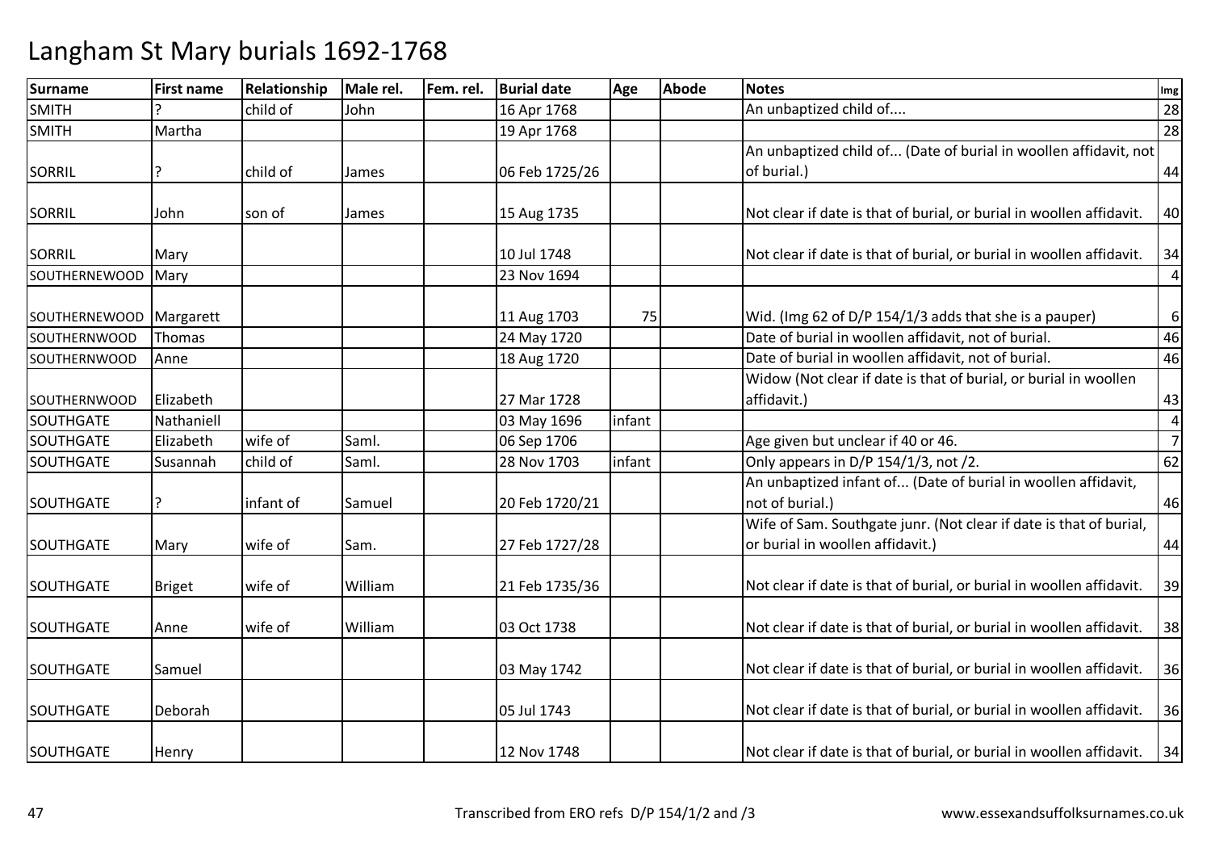# Langham St Mary burials 1692-1768

| Surname | First name | Relationship | Male rel. | Fem. rel. | Burial date | Age | Abode | Notes | Img |
|---|---|---|---|---|---|---|---|---|---|
| SMITH | ? | child of | John | | 16 Apr 1768 | | | An unbaptized child of.... | 28 |
| SMITH | Martha | | | | 19 Apr 1768 | | | | 28 |
| SORRIL | ? | child of | James | | 06 Feb 1725/26 | | | An unbaptized child of... (Date of burial in woollen affidavit, not of burial.) | 44 |
| SORRIL | John | son of | James | | 15 Aug 1735 | | | Not clear if date is that of burial, or burial in woollen affidavit. | 40 |
| SORRIL | Mary | | | | 10 Jul 1748 | | | Not clear if date is that of burial, or burial in woollen affidavit. | 34 |
| SOUTHERNEWOOD | Mary | | | | 23 Nov 1694 | | | | 4 |
| SOUTHERNEWOOD | Margarett | | | | 11 Aug 1703 | 75 | | Wid. (Img 62 of D/P 154/1/3 adds that she is a pauper) | 6 |
| SOUTHERNWOOD | Thomas | | | | 24 May 1720 | | | Date of burial in woollen affidavit, not of burial. | 46 |
| SOUTHERNWOOD | Anne | | | | 18 Aug 1720 | | | Date of burial in woollen affidavit, not of burial. | 46 |
| SOUTHERNWOOD | Elizabeth | | | | 27 Mar 1728 | | | Widow (Not clear if date is that of burial, or burial in woollen affidavit.) | 43 |
| SOUTHGATE | Nathaniell | | | | 03 May 1696 | infant | | | 4 |
| SOUTHGATE | Elizabeth | wife of | Saml. | | 06 Sep 1706 | | | Age given but unclear if 40 or 46. | 7 |
| SOUTHGATE | Susannah | child of | Saml. | | 28 Nov 1703 | infant | | Only appears in D/P 154/1/3, not /2. | 62 |
| SOUTHGATE | ? | infant of | Samuel | | 20 Feb 1720/21 | | | An unbaptized infant of... (Date of burial in woollen affidavit, not of burial.) | 46 |
| SOUTHGATE | Mary | wife of | Sam. | | 27 Feb 1727/28 | | | Wife of Sam. Southgate junr. (Not clear if date is that of burial, or burial in woollen affidavit.) | 44 |
| SOUTHGATE | Briget | wife of | William | | 21 Feb 1735/36 | | | Not clear if date is that of burial, or burial in woollen affidavit. | 39 |
| SOUTHGATE | Anne | wife of | William | | 03 Oct 1738 | | | Not clear if date is that of burial, or burial in woollen affidavit. | 38 |
| SOUTHGATE | Samuel | | | | 03 May 1742 | | | Not clear if date is that of burial, or burial in woollen affidavit. | 36 |
| SOUTHGATE | Deborah | | | | 05 Jul 1743 | | | Not clear if date is that of burial, or burial in woollen affidavit. | 36 |
| SOUTHGATE | Henry | | | | 12 Nov 1748 | | | Not clear if date is that of burial, or burial in woollen affidavit. | 34 |

Transcribed from ERO refs D/P 154/1/2 and /3

www.essexandsuffolksurnames.co.uk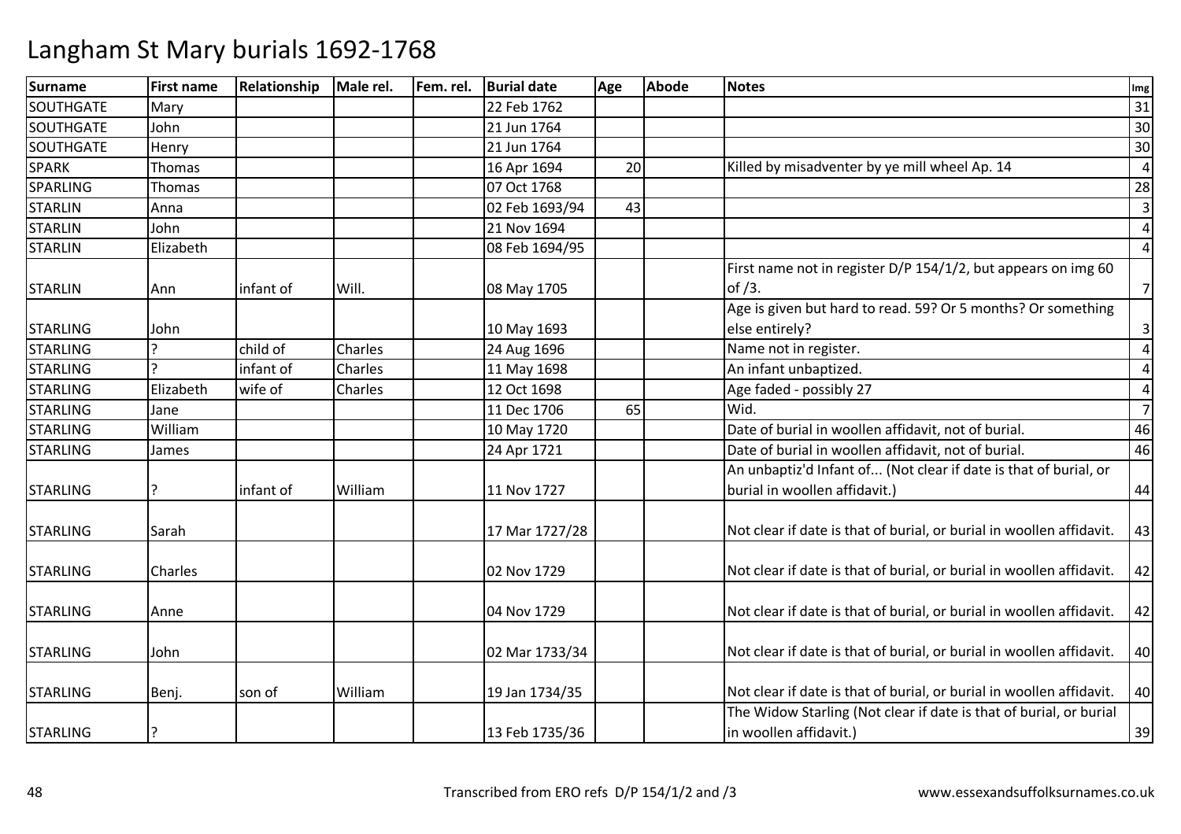# Langham St Mary burials 1692-1768

| Surname | First name | Relationship | Male rel. | Fem. rel. | Burial date | Age | Abode | Notes | Img |
|---|---|---|---|---|---|---|---|---|---|
| SOUTHGATE | Mary | | | | 22 Feb 1762 | | | | 31 |
| SOUTHGATE | John | | | | 21 Jun 1764 | | | | 30 |
| SOUTHGATE | Henry | | | | 21 Jun 1764 | | | | 30 |
| SPARK | Thomas | | | | 16 Apr 1694 | 20 | | Killed by misadventer by ye mill wheel Ap. 14 | 4 |
| SPARLING | Thomas | | | | 07 Oct 1768 | | | | 28 |
| STARLIN | Anna | | | | 02 Feb 1693/94 | 43 | | | 3 |
| STARLIN | John | | | | 21 Nov 1694 | | | | 4 |
| STARLIN | Elizabeth | | | | 08 Feb 1694/95 | | | | 4 |
| STARLIN | Ann | infant of | Will. | | 08 May 1705 | | | First name not in register D/P 154/1/2, but appears on img 60 of /3. | 7 |
| STARLING | John | | | | 10 May 1693 | | | Age is given but hard to read. 59? Or 5 months? Or something else entirely? | 3 |
| STARLING | ? | child of | Charles | | 24 Aug 1696 | | | Name not in register. | 4 |
| STARLING | ? | infant of | Charles | | 11 May 1698 | | | An infant unbaptized. | 4 |
| STARLING | Elizabeth | wife of | Charles | | 12 Oct 1698 | | | Age faded - possibly 27 | 4 |
| STARLING | Jane | | | | 11 Dec 1706 | 65 | | Wid. | 7 |
| STARLING | William | | | | 10 May 1720 | | | Date of burial in woollen affidavit, not of burial. | 46 |
| STARLING | James | | | | 24 Apr 1721 | | | Date of burial in woollen affidavit, not of burial. | 46 |
| STARLING | ? | infant of | William | | 11 Nov 1727 | | | An unbaptiz'd Infant of... (Not clear if date is that of burial, or burial in woollen affidavit.) | 44 |
| STARLING | Sarah | | | | 17 Mar 1727/28 | | | Not clear if date is that of burial, or burial in woollen affidavit. | 43 |
| STARLING | Charles | | | | 02 Nov 1729 | | | Not clear if date is that of burial, or burial in woollen affidavit. | 42 |
| STARLING | Anne | | | | 04 Nov 1729 | | | Not clear if date is that of burial, or burial in woollen affidavit. | 42 |
| STARLING | John | | | | 02 Mar 1733/34 | | | Not clear if date is that of burial, or burial in woollen affidavit. | 40 |
| STARLING | Benj. | son of | William | | 19 Jan 1734/35 | | | Not clear if date is that of burial, or burial in woollen affidavit. | 40 |
| STARLING | ? | | | | 13 Feb 1735/36 | | | The Widow Starling (Not clear if date is that of burial, or burial in woollen affidavit.) | 39 |

Transcribed from ERO refs D/P 154/1/2 and /3 www.essexandsuffolksurnames.co.uk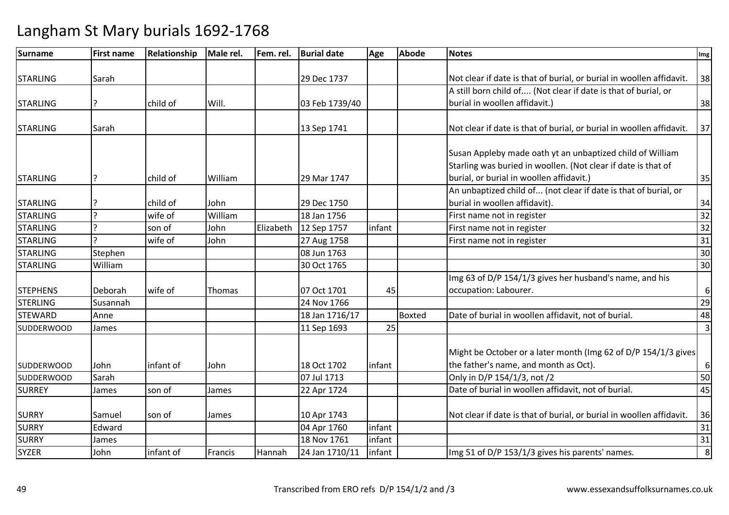# Langham St Mary burials 1692-1768

| Surname | First name | Relationship | Male rel. | Fem. rel. | Burial date | Age | Abode | Notes | Img |
|---|---|---|---|---|---|---|---|---|---|
| STARLING | Sarah | | | | 29 Dec 1737 | | | Not clear if date is that of burial, or burial in woollen affidavit. | 38 |
| STARLING | ? | child of | Will. | | 03 Feb 1739/40 | | | A still born child of.... (Not clear if date is that of burial, or burial in woollen affidavit.) | 38 |
| STARLING | Sarah | | | | 13 Sep 1741 | | | Not clear if date is that of burial, or burial in woollen affidavit. | 37 |
| STARLING | ? | child of | William | | 29 Mar 1747 | | | Susan Appleby made oath yt an unbaptized child of William Starling was buried in woollen. (Not clear if date is that of burial, or burial in woollen affidavit.) | 35 |
| STARLING | ? | child of | John | | 29 Dec 1750 | | | An unbaptized child of... (not clear if date is that of burial, or burial in woollen affidavit). | 34 |
| STARLING | ? | wife of | William | | 18 Jan 1756 | | | First name not in register | 32 |
| STARLING | ? | son of | John | Elizabeth | 12 Sep 1757 | infant | | First name not in register | 32 |
| STARLING | ? | wife of | John | | 27 Aug 1758 | | | First name not in register | 31 |
| STARLING | Stephen | | | | 08 Jun 1763 | | | | 30 |
| STARLING | William | | | | 30 Oct 1765 | | | | 30 |
| STEPHENS | Deborah | wife of | Thomas | | 07 Oct 1701 | 45 | | Img 63 of D/P 154/1/3 gives her husband's name, and his occupation: Labourer. | 6 |
| STERLING | Susannah | | | | 24 Nov 1766 | | | | 29 |
| STEWARD | Anne | | | | 18 Jan 1716/17 | | Boxted | Date of burial in woollen affidavit, not of burial. | 48 |
| SUDDERWOOD | James | | | | 11 Sep 1693 | 25 | | | 3 |
| SUDDERWOOD | John | infant of | John | | 18 Oct 1702 | infant | | Might be October or a later month (Img 62 of D/P 154/1/3 gives the father's name, and month as Oct). | 6 |
| SUDDERWOOD | Sarah | | | | 07 Jul 1713 | | | Only in D/P 154/1/3, not /2 | 50 |
| SURREY | James | son of | James | | 22 Apr 1724 | | | Date of burial in woollen affidavit, not of burial. | 45 |
| SURRY | Samuel | son of | James | | 10 Apr 1743 | | | Not clear if date is that of burial, or burial in woollen affidavit. | 36 |
| SURRY | Edward | | | | 04 Apr 1760 | infant | | | 31 |
| SURRY | James | | | | 18 Nov 1761 | infant | | | 31 |
| SYZER | John | infant of | Francis | Hannah | 24 Jan 1710/11 | infant | | Img 51 of D/P 153/1/3 gives his parents' names. | 8 |

Transcribed from ERO refs D/P 154/1/2 and /3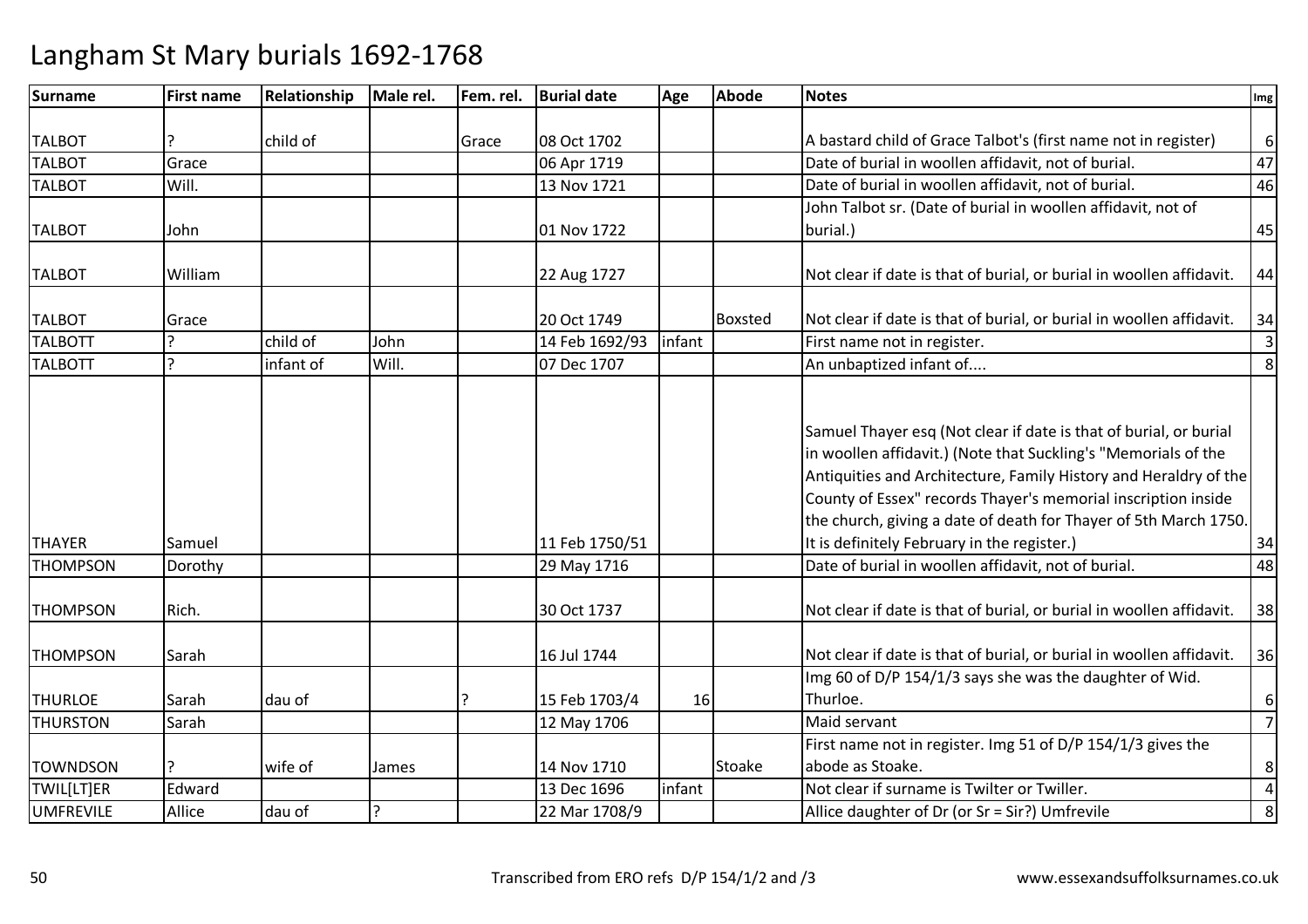# Langham St Mary burials 1692-1768

| Surname | First name | Relationship | Male rel. | Fem. rel. | Burial date | Age | Abode | Notes | Img |
|---|---|---|---|---|---|---|---|---|---|
| TALBOT | ? | child of | | Grace | 08 Oct 1702 | | | A bastard child of Grace Talbot's (first name not in register) | 6 |
| TALBOT | Grace | | | | 06 Apr 1719 | | | Date of burial in woollen affidavit, not of burial. | 47 |
| TALBOT | Will. | | | | 13 Nov 1721 | | | Date of burial in woollen affidavit, not of burial. | 46 |
| TALBOT | John | | | | 01 Nov 1722 | | | John Talbot sr. (Date of burial in woollen affidavit, not of burial.) | 45 |
| TALBOT | William | | | | 22 Aug 1727 | | | Not clear if date is that of burial, or burial in woollen affidavit. | 44 |
| TALBOT | Grace | | | | 20 Oct 1749 | | Boxsted | Not clear if date is that of burial, or burial in woollen affidavit. | 34 |
| TALBOTT | ? | child of | John | | 14 Feb 1692/93 | infant | | First name not in register. | 3 |
| TALBOTT | ? | infant of | Will. | | 07 Dec 1707 | | | An unbaptized infant of.... | 8 |
| THAYER | Samuel | | | | 11 Feb 1750/51 | | | Samuel Thayer esq (Not clear if date is that of burial, or burial in woollen affidavit.) (Note that Suckling's "Memorials of the Antiquities and Architecture, Family History and Heraldry of the County of Essex" records Thayer's memorial inscription inside the church, giving a date of death for Thayer of 5th March 1750. It is definitely February in the register.) | 34 |
| THOMPSON | Dorothy | | | | 29 May 1716 | | | Date of burial in woollen affidavit, not of burial. | 48 |
| THOMPSON | Rich. | | | | 30 Oct 1737 | | | Not clear if date is that of burial, or burial in woollen affidavit. | 38 |
| THOMPSON | Sarah | | | | 16 Jul 1744 | | | Not clear if date is that of burial, or burial in woollen affidavit. | 36 |
| THURLOE | Sarah | dau of | | ? | 15 Feb 1703/4 | 16 | | Img 60 of D/P 154/1/3 says she was the daughter of Wid. Thurloe. | 6 |
| THURSTON | Sarah | | | | 12 May 1706 | | | Maid servant | 7 |
| TOWNDSON | ? | wife of | James | | 14 Nov 1710 | | Stoake | First name not in register. Img 51 of D/P 154/1/3 gives the abode as Stoake. | 8 |
| TWIL[LT]ER | Edward | | | | 13 Dec 1696 | infant | | Not clear if surname is Twilter or Twiller. | 4 |
| UMFREVILE | Allice | dau of | ? | | 22 Mar 1708/9 | | | Allice daughter of Dr (or Sr = Sir?) Umfrevile | 8 |

Transcribed from ERO refs D/P 154/1/2 and /3

www.essexandsuffolksurnames.co.uk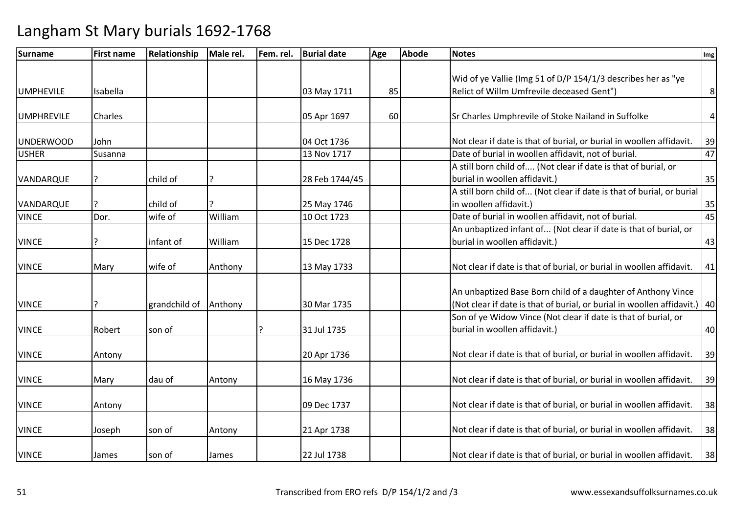# Langham St Mary burials 1692-1768

| Surname | First name | Relationship | Male rel. | Fem. rel. | Burial date | Age | Abode | Notes | Img |
|---|---|---|---|---|---|---|---|---|---|
| UMPHEVILE | Isabella | | | | 03 May 1711 | 85 | | Wid of ye Vallie (Img 51 of D/P 154/1/3 describes her as "ye Relict of Willm Umfrevile deceased Gent") | 8 |
| UMPHREVILE | Charles | | | | 05 Apr 1697 | 60 | | Sr Charles Umphrevile of Stoke Nailand in Suffolke | 4 |
| UNDERWOOD | John | | | | 04 Oct 1736 | | | Not clear if date is that of burial, or burial in woollen affidavit. | 39 |
| USHER | Susanna | | | | 13 Nov 1717 | | | Date of burial in woollen affidavit, not of burial. | 47 |
| VANDARQUE | ? | child of | ? | | 28 Feb 1744/45 | | | A still born child of.... (Not clear if date is that of burial, or burial in woollen affidavit.) | 35 |
| VANDARQUE | ? | child of | ? | | 25 May 1746 | | | A still born child of... (Not clear if date is that of burial, or burial in woollen affidavit.) | 35 |
| VINCE | Dor. | wife of | William | | 10 Oct 1723 | | | Date of burial in woollen affidavit, not of burial. | 45 |
| VINCE | ? | infant of | William | | 15 Dec 1728 | | | An unbaptized infant of... (Not clear if date is that of burial, or burial in woollen affidavit.) | 43 |
| VINCE | Mary | wife of | Anthony | | 13 May 1733 | | | Not clear if date is that of burial, or burial in woollen affidavit. | 41 |
| VINCE | ? | grandchild of | Anthony | | 30 Mar 1735 | | | An unbaptized Base Born child of a daughter of Anthony Vince (Not clear if date is that of burial, or burial in woollen affidavit.) | 40 |
| VINCE | Robert | son of | | ? | 31 Jul 1735 | | | Son of ye Widow Vince (Not clear if date is that of burial, or burial in woollen affidavit.) | 40 |
| VINCE | Antony | | | | 20 Apr 1736 | | | Not clear if date is that of burial, or burial in woollen affidavit. | 39 |
| VINCE | Mary | dau of | Antony | | 16 May 1736 | | | Not clear if date is that of burial, or burial in woollen affidavit. | 39 |
| VINCE | Antony | | | | 09 Dec 1737 | | | Not clear if date is that of burial, or burial in woollen affidavit. | 38 |
| VINCE | Joseph | son of | Antony | | 21 Apr 1738 | | | Not clear if date is that of burial, or burial in woollen affidavit. | 38 |
| VINCE | James | son of | James | | 22 Jul 1738 | | | Not clear if date is that of burial, or burial in woollen affidavit. | 38 |

Transcribed from ERO refs D/P 154/1/2 and /3 www.essexandsuffolksurnames.co.uk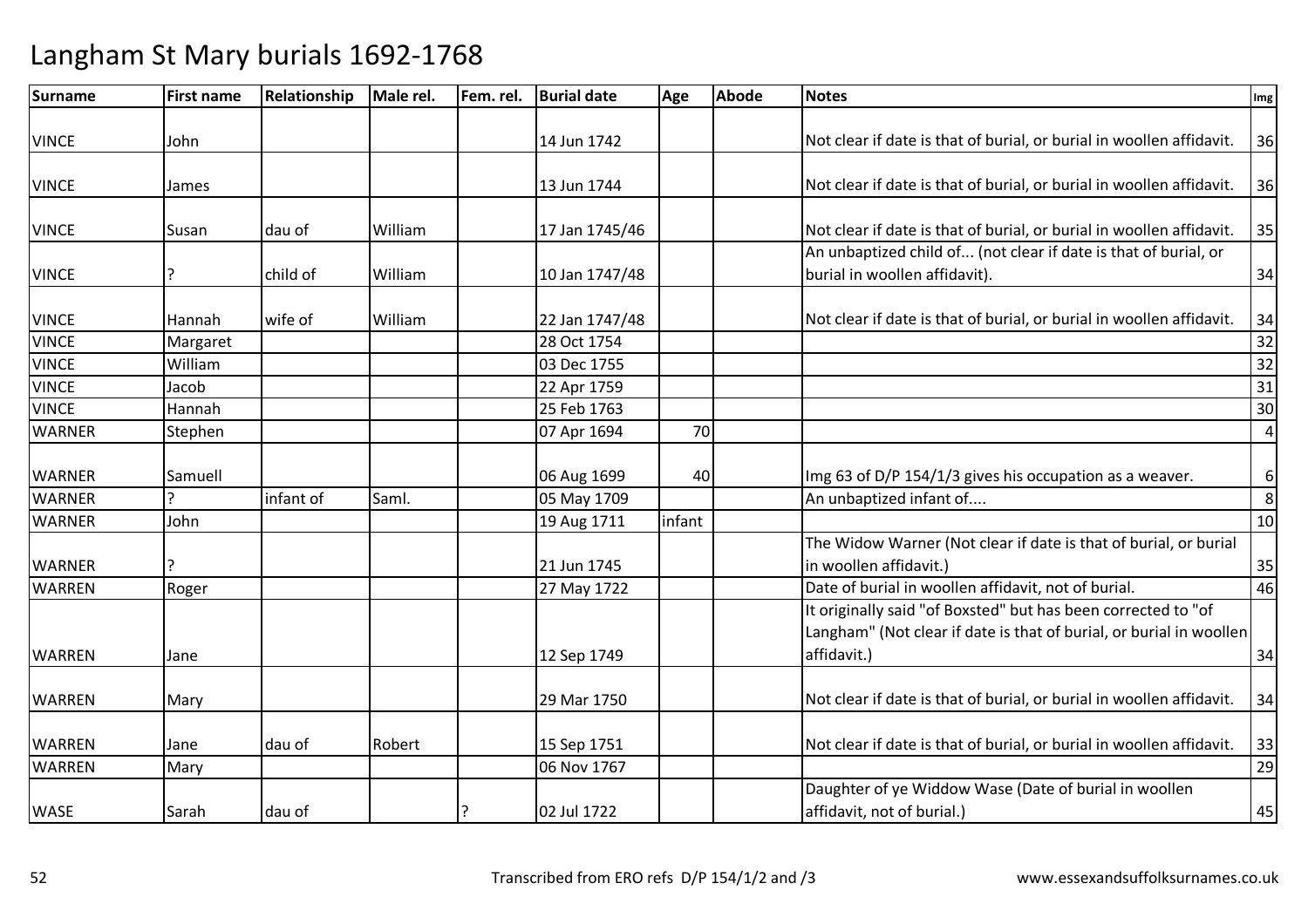# Langham St Mary burials 1692-1768

| Surname | First name | Relationship | Male rel. | Fem. rel. | Burial date | Age | Abode | Notes | Img |
|---|---|---|---|---|---|---|---|---|---|
| VINCE | John | | | | 14 Jun 1742 | | | Not clear if date is that of burial, or burial in woollen affidavit. | 36 |
| VINCE | James | | | | 13 Jun 1744 | | | Not clear if date is that of burial, or burial in woollen affidavit. | 36 |
| VINCE | Susan | dau of | William | | 17 Jan 1745/46 | | | Not clear if date is that of burial, or burial in woollen affidavit. | 35 |
| VINCE | ? | child of | William | | 10 Jan 1747/48 | | | An unbaptized child of... (not clear if date is that of burial, or burial in woollen affidavit). | 34 |
| VINCE | Hannah | wife of | William | | 22 Jan 1747/48 | | | Not clear if date is that of burial, or burial in woollen affidavit. | 34 |
| VINCE | Margaret | | | | 28 Oct 1754 | | | | 32 |
| VINCE | William | | | | 03 Dec 1755 | | | | 32 |
| VINCE | Jacob | | | | 22 Apr 1759 | | | | 31 |
| VINCE | Hannah | | | | 25 Feb 1763 | | | | 30 |
| WARNER | Stephen | | | | 07 Apr 1694 | 70 | | | 4 |
| WARNER | Samuell | | | | 06 Aug 1699 | 40 | | Img 63 of D/P 154/1/3 gives his occupation as a weaver. | 6 |
| WARNER | ? | infant of | Saml. | | 05 May 1709 | | | An unbaptized infant of.... | 8 |
| WARNER | John | | | | 19 Aug 1711 | infant | | | 10 |
| WARNER | ? | | | | 21 Jun 1745 | | | The Widow Warner (Not clear if date is that of burial, or burial in woollen affidavit.) | 35 |
| WARREN | Roger | | | | 27 May 1722 | | | Date of burial in woollen affidavit, not of burial. | 46 |
| WARREN | Jane | | | | 12 Sep 1749 | | | It originally said "of Boxsted" but has been corrected to "of Langham" (Not clear if date is that of burial, or burial in woollen affidavit.) | 34 |
| WARREN | Mary | | | | 29 Mar 1750 | | | Not clear if date is that of burial, or burial in woollen affidavit. | 34 |
| WARREN | Jane | dau of | Robert | | 15 Sep 1751 | | | Not clear if date is that of burial, or burial in woollen affidavit. | 33 |
| WARREN | Mary | | | | 06 Nov 1767 | | | | 29 |
| WASE | Sarah | dau of | | ? | 02 Jul 1722 | | | Daughter of ye Widdow Wase (Date of burial in woollen affidavit, not of burial.) | 45 |

Transcribed from ERO refs D/P 154/1/2 and /3 www.essexandsuffolksurnames.co.uk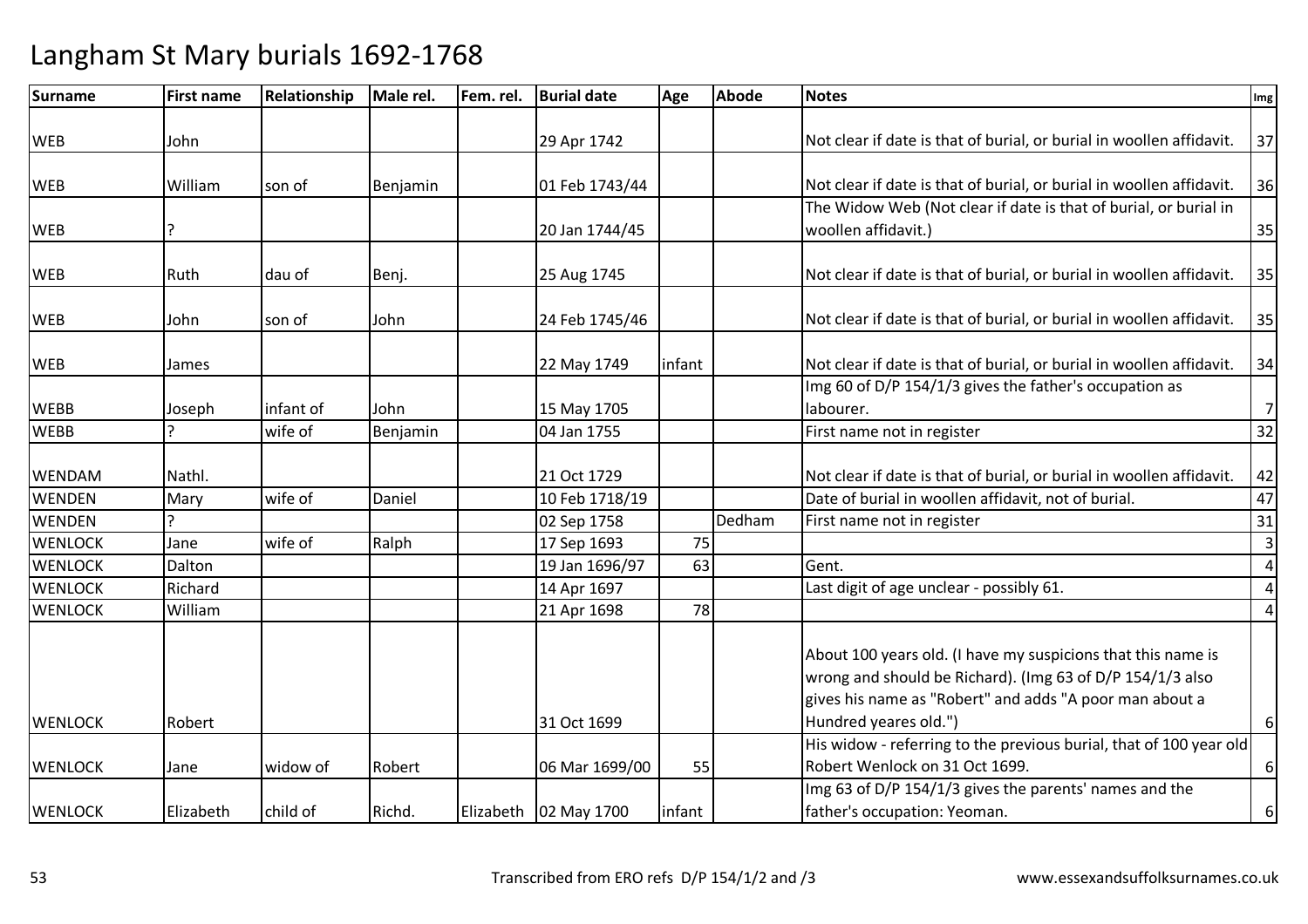# Langham St Mary burials 1692-1768

| Surname | First name | Relationship | Male rel. | Fem. rel. | Burial date | Age | Abode | Notes | Img |
|---|---|---|---|---|---|---|---|---|---|
| WEB | John | | | | 29 Apr 1742 | | | Not clear if date is that of burial, or burial in woollen affidavit. | 37 |
| WEB | William | son of | Benjamin | | 01 Feb 1743/44 | | | Not clear if date is that of burial, or burial in woollen affidavit. | 36 |
| WEB | ? | | | | 20 Jan 1744/45 | | | The Widow Web (Not clear if date is that of burial, or burial in woollen affidavit.) | 35 |
| WEB | Ruth | dau of | Benj. | | 25 Aug 1745 | | | Not clear if date is that of burial, or burial in woollen affidavit. | 35 |
| WEB | John | son of | John | | 24 Feb 1745/46 | | | Not clear if date is that of burial, or burial in woollen affidavit. | 35 |
| WEB | James | | | | 22 May 1749 | infant | | Not clear if date is that of burial, or burial in woollen affidavit. | 34 |
| WEBB | Joseph | infant of | John | | 15 May 1705 | | | Img 60 of D/P 154/1/3 gives the father's occupation as labourer. | 7 |
| WEBB | ? | wife of | Benjamin | | 04 Jan 1755 | | | First name not in register | 32 |
| WENDAM | Nathl. | | | | 21 Oct 1729 | | | Not clear if date is that of burial, or burial in woollen affidavit. | 42 |
| WENDEN | Mary | wife of | Daniel | | 10 Feb 1718/19 | | | Date of burial in woollen affidavit, not of burial. | 47 |
| WENDEN | ? | | | | 02 Sep 1758 | | Dedham | First name not in register | 31 |
| WENLOCK | Jane | wife of | Ralph | | 17 Sep 1693 | 75 | | | 3 |
| WENLOCK | Dalton | | | | 19 Jan 1696/97 | 63 | | Gent. | 4 |
| WENLOCK | Richard | | | | 14 Apr 1697 | | | Last digit of age unclear - possibly 61. | 4 |
| WENLOCK | William | | | | 21 Apr 1698 | 78 | | | 4 |
| WENLOCK | Robert | | | | 31 Oct 1699 | | | About 100 years old. (I have my suspicions that this name is wrong and should be Richard). (Img 63 of D/P 154/1/3 also gives his name as "Robert" and adds "A poor man about a Hundred yeares old.") | 6 |
| WENLOCK | Jane | widow of | Robert | | 06 Mar 1699/00 | 55 | | His widow - referring to the previous burial, that of 100 year old Robert Wenlock on 31 Oct 1699. | 6 |
| WENLOCK | Elizabeth | child of | Richd. | Elizabeth | 02 May 1700 | infant | | Img 63 of D/P 154/1/3 gives the parents' names and the father's occupation: Yeoman. | 6 |

Transcribed from ERO refs D/P 154/1/2 and /3 www.essexandsuffolksurnames.co.uk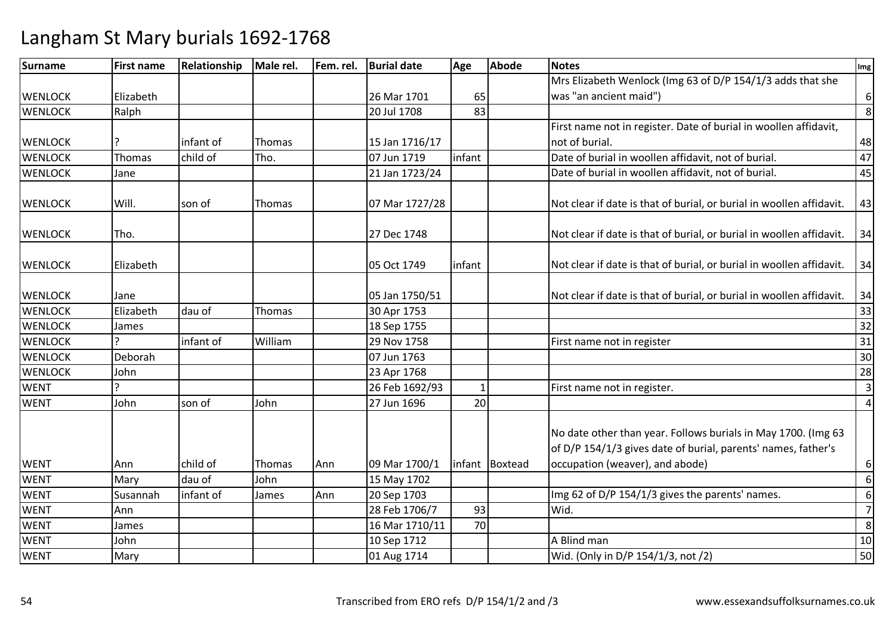# Langham St Mary burials 1692-1768

| Surname | First name | Relationship | Male rel. | Fem. rel. | Burial date | Age | Abode | Notes | Img |
|---|---|---|---|---|---|---|---|---|---|
| WENLOCK | Elizabeth | | | | 26 Mar 1701 | 65 | | Mrs Elizabeth Wenlock (Img 63 of D/P 154/1/3 adds that she was "an ancient maid") | 6 |
| WENLOCK | Ralph | | | | 20 Jul 1708 | 83 | | | 8 |
| WENLOCK | ? | infant of | Thomas | | 15 Jan 1716/17 | | | First name not in register. Date of burial in woollen affidavit, not of burial. | 48 |
| WENLOCK | Thomas | child of | Tho. | | 07 Jun 1719 | infant | | Date of burial in woollen affidavit, not of burial. | 47 |
| WENLOCK | Jane | | | | 21 Jan 1723/24 | | | Date of burial in woollen affidavit, not of burial. | 45 |
| WENLOCK | Will. | son of | Thomas | | 07 Mar 1727/28 | | | Not clear if date is that of burial, or burial in woollen affidavit. | 43 |
| WENLOCK | Tho. | | | | 27 Dec 1748 | | | Not clear if date is that of burial, or burial in woollen affidavit. | 34 |
| WENLOCK | Elizabeth | | | | 05 Oct 1749 | infant | | Not clear if date is that of burial, or burial in woollen affidavit. | 34 |
| WENLOCK | Jane | | | | 05 Jan 1750/51 | | | Not clear if date is that of burial, or burial in woollen affidavit. | 34 |
| WENLOCK | Elizabeth | dau of | Thomas | | 30 Apr 1753 | | | | 33 |
| WENLOCK | James | | | | 18 Sep 1755 | | | | 32 |
| WENLOCK | ? | infant of | William | | 29 Nov 1758 | | | First name not in register | 31 |
| WENLOCK | Deborah | | | | 07 Jun 1763 | | | | 30 |
| WENLOCK | John | | | | 23 Apr 1768 | | | | 28 |
| WENT | ? | | | | 26 Feb 1692/93 | 1 | | First name not in register. | 3 |
| WENT | John | son of | John | | 27 Jun 1696 | 20 | | | 4 |
| WENT | Ann | child of | Thomas | Ann | 09 Mar 1700/1 | infant | Boxtead | No date other than year. Follows burials in May 1700. (Img 63 of D/P 154/1/3 gives date of burial, parents' names, father's occupation (weaver), and abode) | 6 |
| WENT | Mary | dau of | John | | 15 May 1702 | | | | 6 |
| WENT | Susannah | infant of | James | Ann | 20 Sep 1703 | | | Img 62 of D/P 154/1/3 gives the parents' names. | 6 |
| WENT | Ann | | | | 28 Feb 1706/7 | 93 | | Wid. | 7 |
| WENT | James | | | | 16 Mar 1710/11 | 70 | | | 8 |
| WENT | John | | | | 10 Sep 1712 | | | A Blind man | 10 |
| WENT | Mary | | | | 01 Aug 1714 | | | Wid. (Only in D/P 154/1/3, not /2) | 50 |

Transcribed from ERO refs D/P 154/1/2 and /3 www.essexandsuffolksurnames.co.uk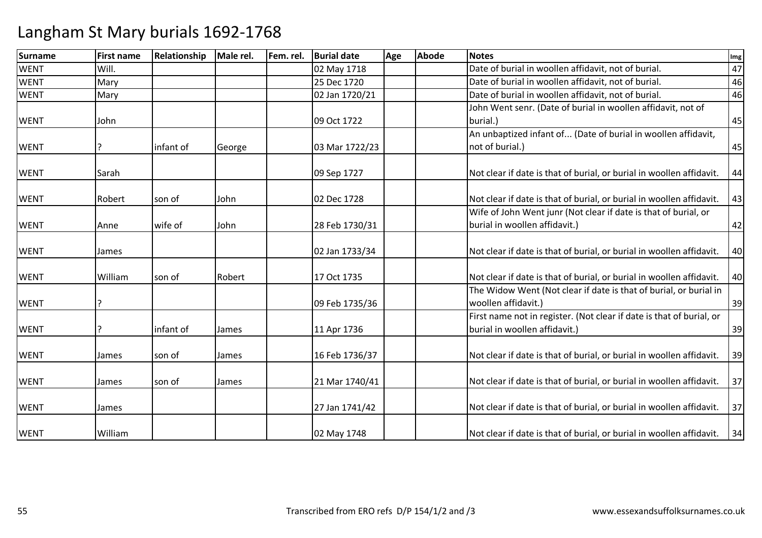# Langham St Mary burials 1692-1768

| Surname | First name | Relationship | Male rel. | Fem. rel. | Burial date | Age | Abode | Notes | Img |
|---|---|---|---|---|---|---|---|---|---|
| WENT | Will. | | | | 02 May 1718 | | | Date of burial in woollen affidavit, not of burial. | 47 |
| WENT | Mary | | | | 25 Dec 1720 | | | Date of burial in woollen affidavit, not of burial. | 46 |
| WENT | Mary | | | | 02 Jan 1720/21 | | | Date of burial in woollen affidavit, not of burial. | 46 |
| WENT | John | | | | 09 Oct 1722 | | | John Went senr. (Date of burial in woollen affidavit, not of burial.) | 45 |
| WENT | ? | infant of | George | | 03 Mar 1722/23 | | | An unbaptized infant of... (Date of burial in woollen affidavit, not of burial.) | 45 |
| WENT | Sarah | | | | 09 Sep 1727 | | | Not clear if date is that of burial, or burial in woollen affidavit. | 44 |
| WENT | Robert | son of | John | | 02 Dec 1728 | | | Not clear if date is that of burial, or burial in woollen affidavit. | 43 |
| WENT | Anne | wife of | John | | 28 Feb 1730/31 | | | Wife of John Went junr (Not clear if date is that of burial, or burial in woollen affidavit.) | 42 |
| WENT | James | | | | 02 Jan 1733/34 | | | Not clear if date is that of burial, or burial in woollen affidavit. | 40 |
| WENT | William | son of | Robert | | 17 Oct 1735 | | | Not clear if date is that of burial, or burial in woollen affidavit. | 40 |
| WENT | ? | | | | 09 Feb 1735/36 | | | The Widow Went (Not clear if date is that of burial, or burial in woollen affidavit.) | 39 |
| WENT | ? | infant of | James | | 11 Apr 1736 | | | First name not in register. (Not clear if date is that of burial, or burial in woollen affidavit.) | 39 |
| WENT | James | son of | James | | 16 Feb 1736/37 | | | Not clear if date is that of burial, or burial in woollen affidavit. | 39 |
| WENT | James | son of | James | | 21 Mar 1740/41 | | | Not clear if date is that of burial, or burial in woollen affidavit. | 37 |
| WENT | James | | | | 27 Jan 1741/42 | | | Not clear if date is that of burial, or burial in woollen affidavit. | 37 |
| WENT | William | | | | 02 May 1748 | | | Not clear if date is that of burial, or burial in woollen affidavit. | 34 |

Transcribed from ERO refs D/P 154/1/2 and /3 www.essexandsuffolksurnames.co.uk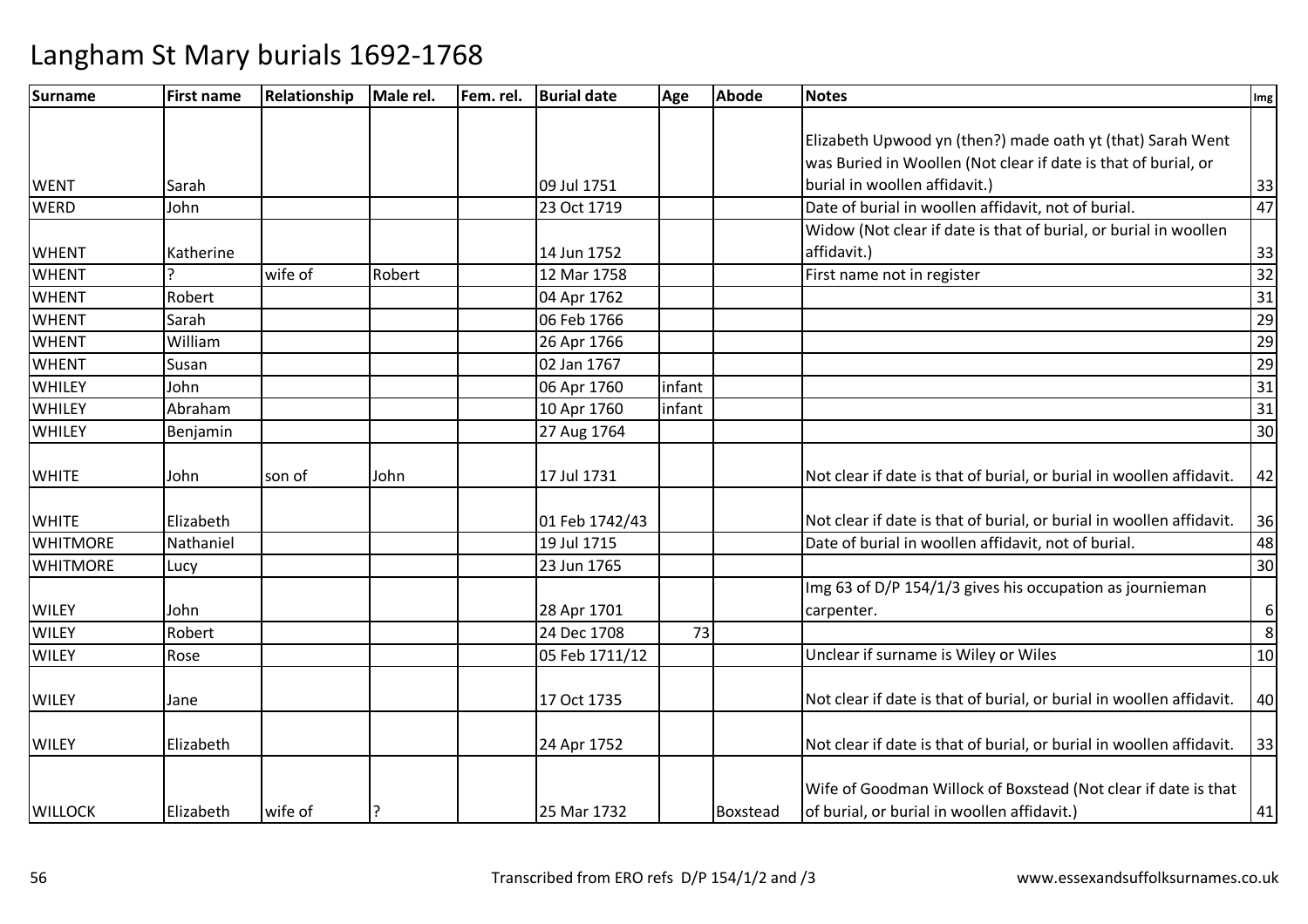# Langham St Mary burials 1692-1768

| Surname | First name | Relationship | Male rel. | Fem. rel. | Burial date | Age | Abode | Notes | Img |
|---|---|---|---|---|---|---|---|---|---|
| WENT | Sarah | | | | 09 Jul 1751 | | | Elizabeth Upwood yn (then?) made oath yt (that) Sarah Went was Buried in Woollen (Not clear if date is that of burial, or burial in woollen affidavit.) | 33 |
| WERD | John | | | | 23 Oct 1719 | | | Date of burial in woollen affidavit, not of burial. | 47 |
| WHENT | Katherine | | | | 14 Jun 1752 | | | Widow (Not clear if date is that of burial, or burial in woollen affidavit.) | 33 |
| WHENT | ? | wife of | Robert | | 12 Mar 1758 | | | First name not in register | 32 |
| WHENT | Robert | | | | 04 Apr 1762 | | | | 31 |
| WHENT | Sarah | | | | 06 Feb 1766 | | | | 29 |
| WHENT | William | | | | 26 Apr 1766 | | | | 29 |
| WHENT | Susan | | | | 02 Jan 1767 | | | | 29 |
| WHILEY | John | | | | 06 Apr 1760 | infant | | | 31 |
| WHILEY | Abraham | | | | 10 Apr 1760 | infant | | | 31 |
| WHILEY | Benjamin | | | | 27 Aug 1764 | | | | 30 |
| WHITE | John | son of | John | | 17 Jul 1731 | | | Not clear if date is that of burial, or burial in woollen affidavit. | 42 |
| WHITE | Elizabeth | | | | 01 Feb 1742/43 | | | Not clear if date is that of burial, or burial in woollen affidavit. | 36 |
| WHITMORE | Nathaniel | | | | 19 Jul 1715 | | | Date of burial in woollen affidavit, not of burial. | 48 |
| WHITMORE | Lucy | | | | 23 Jun 1765 | | | | 30 |
| WILEY | John | | | | 28 Apr 1701 | | | Img 63 of D/P 154/1/3 gives his occupation as journieman carpenter. | 6 |
| WILEY | Robert | | | | 24 Dec 1708 | 73 | | | 8 |
| WILEY | Rose | | | | 05 Feb 1711/12 | | | Unclear if surname is Wiley or Wiles | 10 |
| WILEY | Jane | | | | 17 Oct 1735 | | | Not clear if date is that of burial, or burial in woollen affidavit. | 40 |
| WILEY | Elizabeth | | | | 24 Apr 1752 | | | Not clear if date is that of burial, or burial in woollen affidavit. | 33 |
| WILLOCK | Elizabeth | wife of | ? | | 25 Mar 1732 | | Boxstead | Wife of Goodman Willock of Boxstead (Not clear if date is that of burial, or burial in woollen affidavit.) | 41 |

Transcribed from ERO refs D/P 154/1/2 and /3 www.essexandsuffolksurnames.co.uk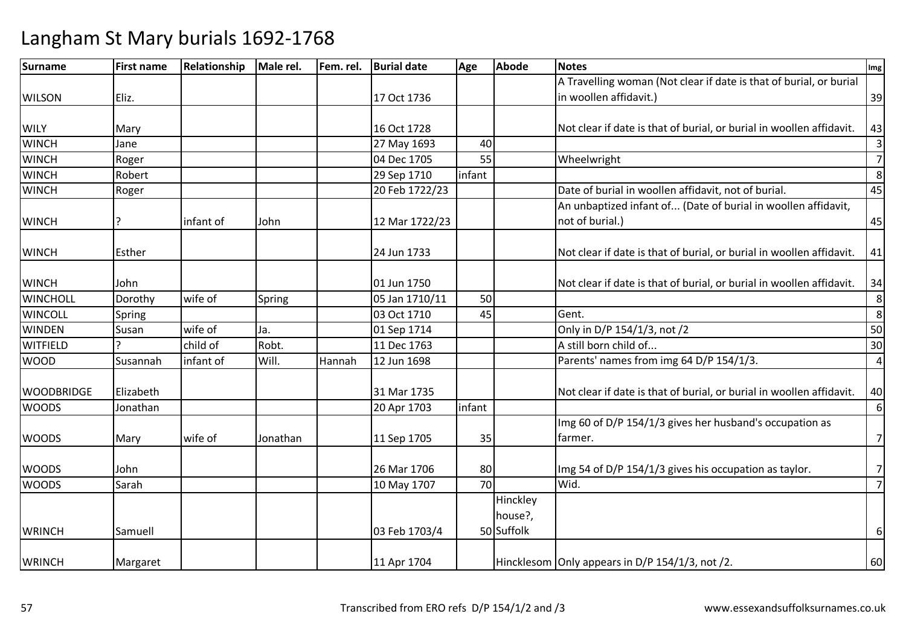# Langham St Mary burials 1692-1768

| Surname | First name | Relationship | Male rel. | Fem. rel. | Burial date | Age | Abode | Notes | Img |
|---|---|---|---|---|---|---|---|---|---|
| WILSON | Eliz. | | | | 17 Oct 1736 | | | A Travelling woman (Not clear if date is that of burial, or burial in woollen affidavit.) | 39 |
| WILY | Mary | | | | 16 Oct 1728 | | | Not clear if date is that of burial, or burial in woollen affidavit. | 43 |
| WINCH | Jane | | | | 27 May 1693 | 40 | | | 3 |
| WINCH | Roger | | | | 04 Dec 1705 | 55 | | Wheelwright | 7 |
| WINCH | Robert | | | | 29 Sep 1710 | infant | | | 8 |
| WINCH | Roger | | | | 20 Feb 1722/23 | | | Date of burial in woollen affidavit, not of burial. | 45 |
| WINCH | ? | infant of | John | | 12 Mar 1722/23 | | | An unbaptized infant of... (Date of burial in woollen affidavit, not of burial.) | 45 |
| WINCH | Esther | | | | 24 Jun 1733 | | | Not clear if date is that of burial, or burial in woollen affidavit. | 41 |
| WINCH | John | | | | 01 Jun 1750 | | | Not clear if date is that of burial, or burial in woollen affidavit. | 34 |
| WINCHOLL | Dorothy | wife of | Spring | | 05 Jan 1710/11 | 50 | | | 8 |
| WINCOLL | Spring | | | | 03 Oct 1710 | 45 | | Gent. | 8 |
| WINDEN | Susan | wife of | Ja. | | 01 Sep 1714 | | | Only in D/P 154/1/3, not /2 | 50 |
| WITFIELD | ? | child of | Robt. | | 11 Dec 1763 | | | A still born child of... | 30 |
| WOOD | Susannah | infant of | Will. | Hannah | 12 Jun 1698 | | | Parents' names from img 64 D/P 154/1/3. | 4 |
| WOODBRIDGE | Elizabeth | | | | 31 Mar 1735 | | | Not clear if date is that of burial, or burial in woollen affidavit. | 40 |
| WOODS | Jonathan | | | | 20 Apr 1703 | infant | | | 6 |
| WOODS | Mary | wife of | Jonathan | | 11 Sep 1705 | 35 | | Img 60 of D/P 154/1/3 gives her husband's occupation as farmer. | 7 |
| WOODS | John | | | | 26 Mar 1706 | 80 | | Img 54 of D/P 154/1/3 gives his occupation as taylor. | 7 |
| WOODS | Sarah | | | | 10 May 1707 | 70 | | Wid. | 7 |
| WRINCH | Samuell | | | | 03 Feb 1703/4 | 50 | Hinckley house?, Suffolk | | 6 |
| WRINCH | Margaret | | | | 11 Apr 1704 | | Hincklesom | Only appears in D/P 154/1/3, not /2. | 60 |

Transcribed from ERO refs D/P 154/1/2 and /3 www.essexandsuffolksurnames.co.uk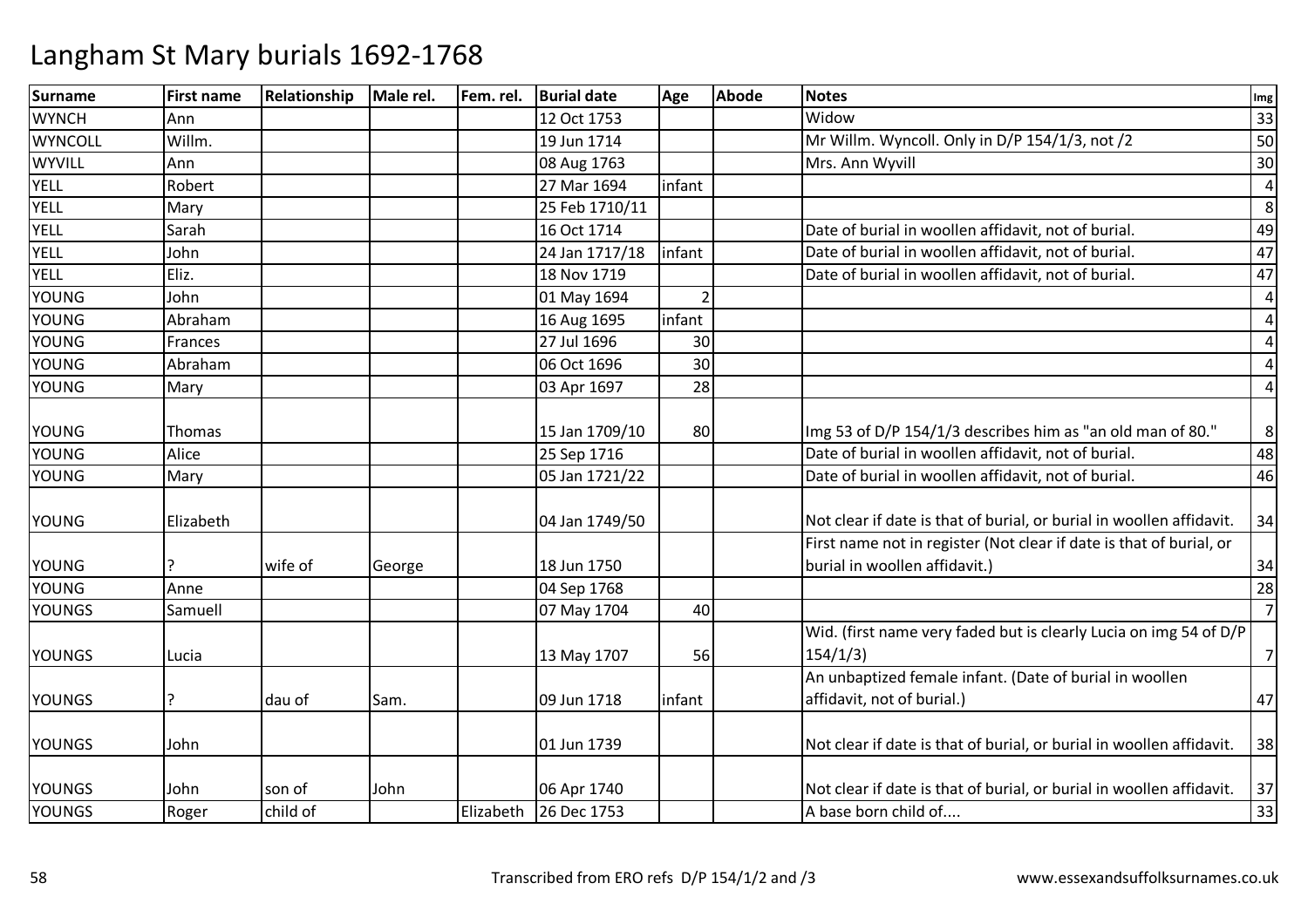# Langham St Mary burials 1692-1768

| Surname | First name | Relationship | Male rel. | Fem. rel. | Burial date | Age | Abode | Notes | Img |
|---|---|---|---|---|---|---|---|---|---|
| WYNCH | Ann | | | | 12 Oct 1753 | | | Widow | 33 |
| WYNCOLL | Willm. | | | | 19 Jun 1714 | | | Mr Willm. Wyncoll. Only in D/P 154/1/3, not /2 | 50 |
| WYVILL | Ann | | | | 08 Aug 1763 | | | Mrs. Ann Wyvill | 30 |
| YELL | Robert | | | | 27 Mar 1694 | infant | | | 4 |
| YELL | Mary | | | | 25 Feb 1710/11 | | | | 8 |
| YELL | Sarah | | | | 16 Oct 1714 | | | Date of burial in woollen affidavit, not of burial. | 49 |
| YELL | John | | | | 24 Jan 1717/18 | infant | | Date of burial in woollen affidavit, not of burial. | 47 |
| YELL | Eliz. | | | | 18 Nov 1719 | | | Date of burial in woollen affidavit, not of burial. | 47 |
| YOUNG | John | | | | 01 May 1694 | 2 | | | 4 |
| YOUNG | Abraham | | | | 16 Aug 1695 | infant | | | 4 |
| YOUNG | Frances | | | | 27 Jul 1696 | 30 | | | 4 |
| YOUNG | Abraham | | | | 06 Oct 1696 | 30 | | | 4 |
| YOUNG | Mary | | | | 03 Apr 1697 | 28 | | | 4 |
| YOUNG | Thomas | | | | 15 Jan 1709/10 | 80 | | Img 53 of D/P 154/1/3 describes him as "an old man of 80." | 8 |
| YOUNG | Alice | | | | 25 Sep 1716 | | | Date of burial in woollen affidavit, not of burial. | 48 |
| YOUNG | Mary | | | | 05 Jan 1721/22 | | | Date of burial in woollen affidavit, not of burial. | 46 |
| YOUNG | Elizabeth | | | | 04 Jan 1749/50 | | | Not clear if date is that of burial, or burial in woollen affidavit. | 34 |
| YOUNG | ? | wife of | George | | 18 Jun 1750 | | | First name not in register (Not clear if date is that of burial, or burial in woollen affidavit.) | 34 |
| YOUNG | Anne | | | | 04 Sep 1768 | | | | 28 |
| YOUNGS | Samuell | | | | 07 May 1704 | 40 | | | 7 |
| YOUNGS | Lucia | | | | 13 May 1707 | 56 | | Wid. (first name very faded but is clearly Lucia on img 54 of D/P 154/1/3) | 7 |
| YOUNGS | ? | dau of | Sam. | | 09 Jun 1718 | infant | | An unbaptized female infant. (Date of burial in woollen affidavit, not of burial.) | 47 |
| YOUNGS | John | | | | 01 Jun 1739 | | | Not clear if date is that of burial, or burial in woollen affidavit. | 38 |
| YOUNGS | John | son of | John | | 06 Apr 1740 | | | Not clear if date is that of burial, or burial in woollen affidavit. | 37 |
| YOUNGS | Roger | child of | | Elizabeth | 26 Dec 1753 | | | A base born child of.... | 33 |

Transcribed from ERO refs D/P 154/1/2 and /3 www.essexandsuffolksurnames.co.uk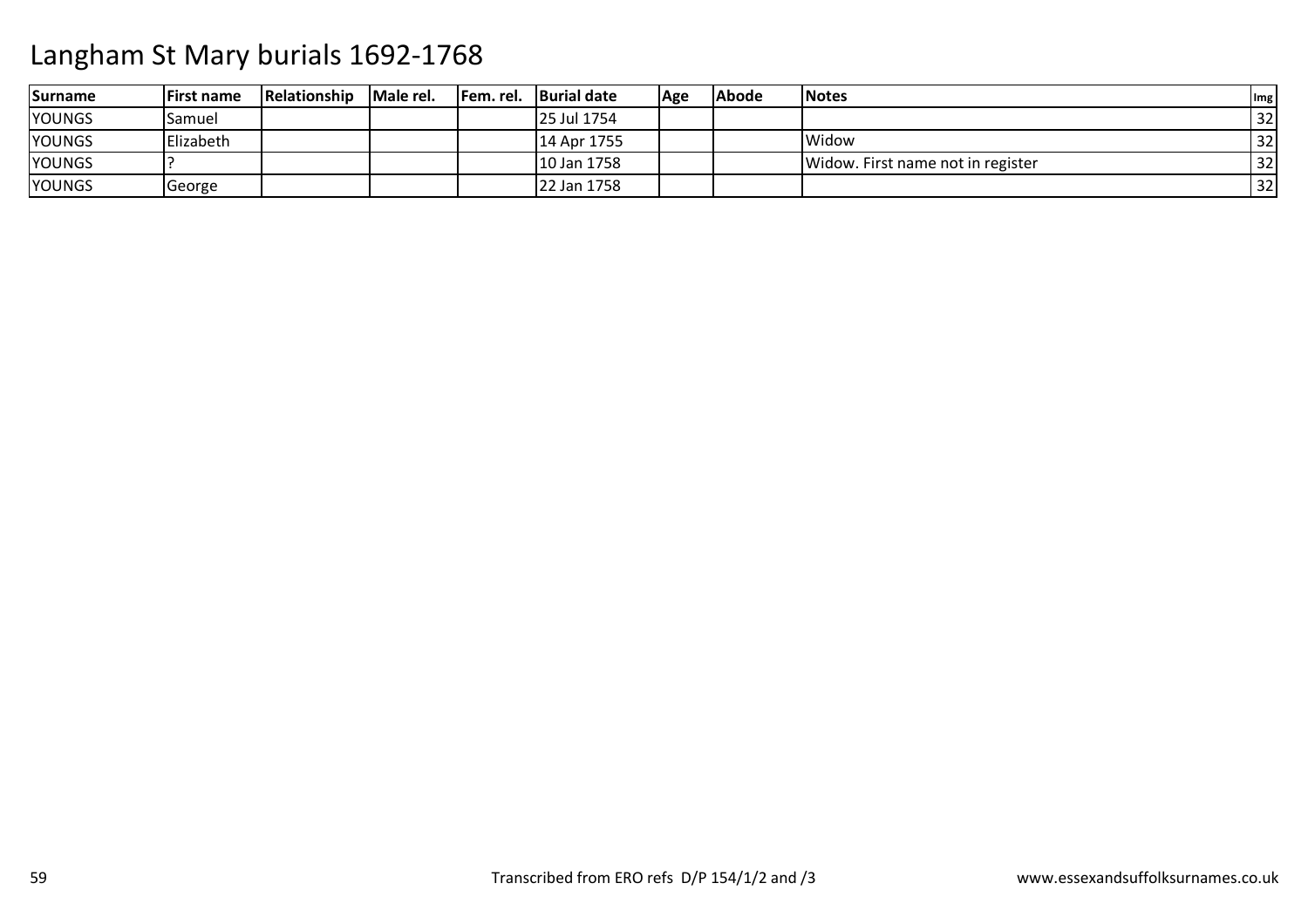# Langham St Mary burials 1692-1768

| Surname | First name | Relationship | Male rel. | Fem. rel. | Burial date | Age | Abode | Notes | Img |
|---|---|---|---|---|---|---|---|---|---|
| YOUNGS | Samuel | | | | 25 Jul 1754 | | | | 32 |
| YOUNGS | Elizabeth | | | | 14 Apr 1755 | | | Widow | 32 |
| YOUNGS | ? | | | | 10 Jan 1758 | | | Widow. First name not in register | 32 |
| YOUNGS | George | | | | 22 Jan 1758 | | | | 32 |

Transcribed from ERO refs D/P 154/1/2 and /3

www.essexandsuffolksurnames.co.uk